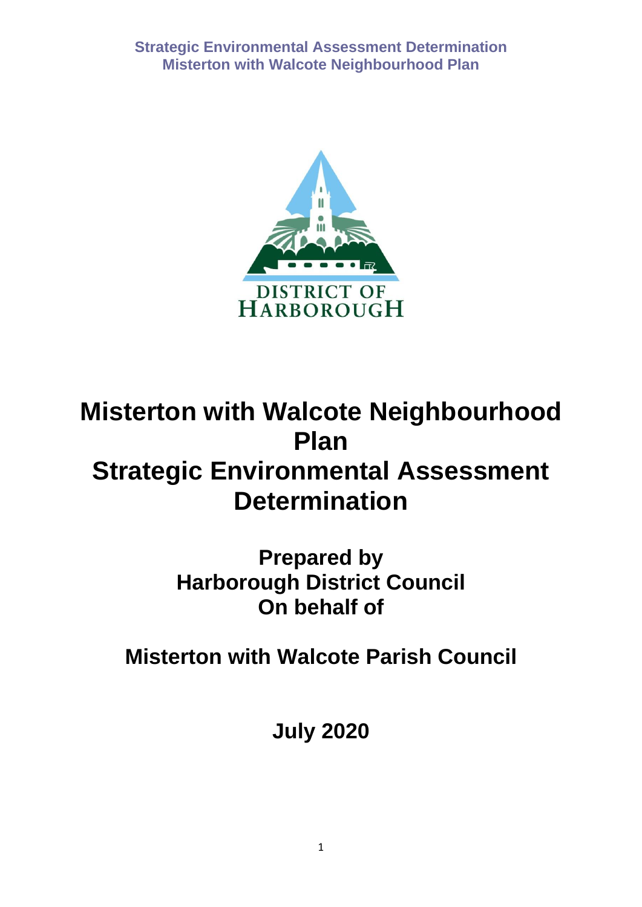# Misterton with Walcote Neighbourhood Plan

# Strategic Environmental Assessment Determination

## Prepared by
## Harborough District Council
## On behalf of

## Misterton with Walcote Parish Council

## July 2020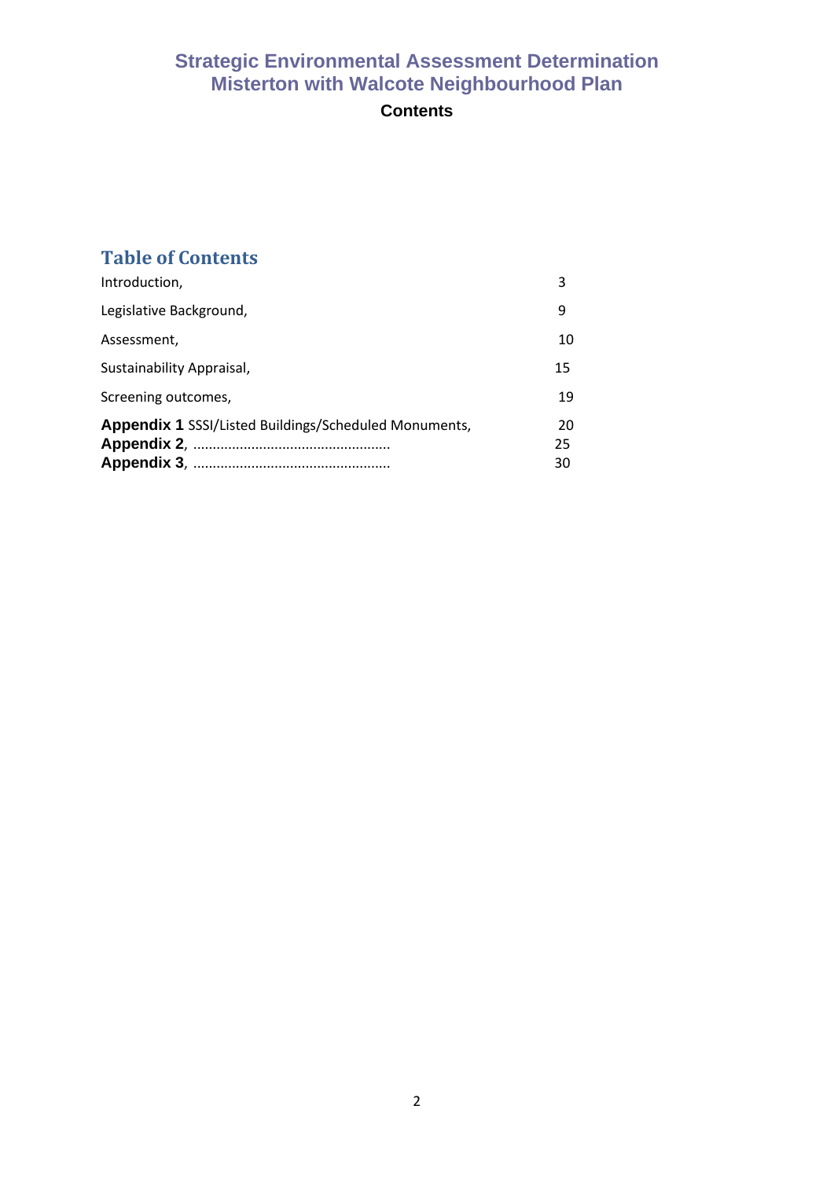# Strategic Environmental Assessment Determination
# Misterton with Walcote Neighbourhood Plan

**Contents**

## Table of Contents

| | |
|---|---|
| Introduction, | 3 |
| Legislative Background, | 9 |
| Assessment, | 10 |
| Sustainability Appraisal, | 15 |
| Screening outcomes, | 19 |
| **Appendix 1** SSSI/Listed Buildings/Scheduled Monuments, | 20 |
| **Appendix 2**, ................................................... | 25 |
| **Appendix 3**, ................................................... | 30 |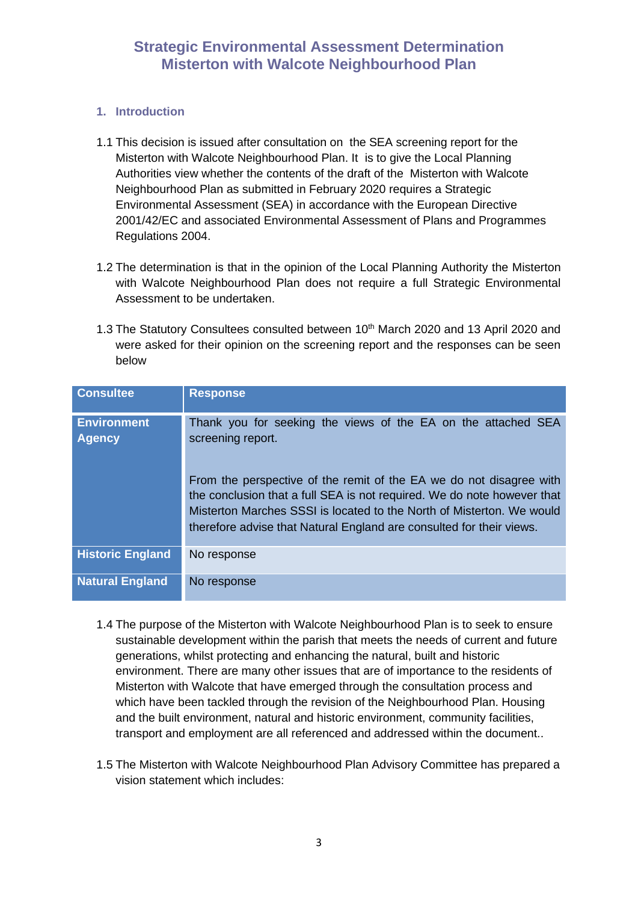# Strategic Environmental Assessment Determination Misterton with Walcote Neighbourhood Plan

## 1. Introduction

1.1 This decision is issued after consultation on the SEA screening report for the Misterton with Walcote Neighbourhood Plan. It is to give the Local Planning Authorities view whether the contents of the draft of the Misterton with Walcote Neighbourhood Plan as submitted in February 2020 requires a Strategic Environmental Assessment (SEA) in accordance with the European Directive 2001/42/EC and associated Environmental Assessment of Plans and Programmes Regulations 2004.

1.2 The determination is that in the opinion of the Local Planning Authority the Misterton with Walcote Neighbourhood Plan does not require a full Strategic Environmental Assessment to be undertaken.

1.3 The Statutory Consultees consulted between 10th March 2020 and 13 April 2020 and were asked for their opinion on the screening report and the responses can be seen below

| Consultee | Response |
| --- | --- |
| **Environment Agency** | Thank you for seeking the views of the EA on the attached SEA screening report.<br><br>From the perspective of the remit of the EA we do not disagree with the conclusion that a full SEA is not required. We do note however that Misterton Marches SSSI is located to the North of Misterton. We would therefore advise that Natural England are consulted for their views. |
| **Historic England** | No response |
| **Natural England** | No response |

1.4 The purpose of the Misterton with Walcote Neighbourhood Plan is to seek to ensure sustainable development within the parish that meets the needs of current and future generations, whilst protecting and enhancing the natural, built and historic environment. There are many other issues that are of importance to the residents of Misterton with Walcote that have emerged through the consultation process and which have been tackled through the revision of the Neighbourhood Plan. Housing and the built environment, natural and historic environment, community facilities, transport and employment are all referenced and addressed within the document..

1.5 The Misterton with Walcote Neighbourhood Plan Advisory Committee has prepared a vision statement which includes: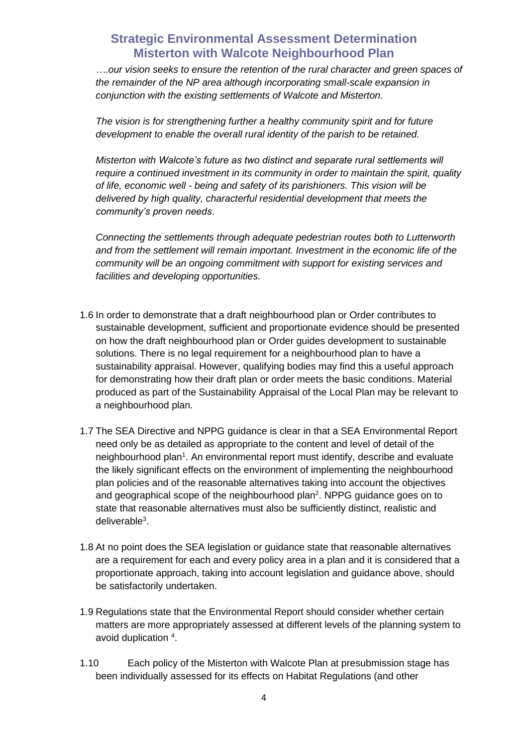*….our vision seeks to ensure the retention of the rural character and green spaces of the remainder of the NP area although incorporating small-scale expansion in conjunction with the existing settlements of Walcote and Misterton.*

*The vision is for strengthening further a healthy community spirit and for future development to enable the overall rural identity of the parish to be retained.*

*Misterton with Walcote's future as two distinct and separate rural settlements will require a continued investment in its community in order to maintain the spirit, quality of life, economic well - being and safety of its parishioners. This vision will be delivered by high quality, characterful residential development that meets the community's proven needs*.

*Connecting the settlements through adequate pedestrian routes both to Lutterworth and from the settlement will remain important. Investment in the economic life of the community will be an ongoing commitment with support for existing services and facilities and developing opportunities.*

1.6 In order to demonstrate that a draft neighbourhood plan or Order contributes to sustainable development, sufficient and proportionate evidence should be presented on how the draft neighbourhood plan or Order guides development to sustainable solutions. There is no legal requirement for a neighbourhood plan to have a sustainability appraisal. However, qualifying bodies may find this a useful approach for demonstrating how their draft plan or order meets the basic conditions. Material produced as part of the Sustainability Appraisal of the Local Plan may be relevant to a neighbourhood plan.

1.7 The SEA Directive and NPPG guidance is clear in that a SEA Environmental Report need only be as detailed as appropriate to the content and level of detail of the neighbourhood plan[1]. An environmental report must identify, describe and evaluate the likely significant effects on the environment of implementing the neighbourhood plan policies and of the reasonable alternatives taking into account the objectives and geographical scope of the neighbourhood plan[2]. NPPG guidance goes on to state that reasonable alternatives must also be sufficiently distinct, realistic and deliverable[3].

1.8 At no point does the SEA legislation or guidance state that reasonable alternatives are a requirement for each and every policy area in a plan and it is considered that a proportionate approach, taking into account legislation and guidance above, should be satisfactorily undertaken.

1.9 Regulations state that the Environmental Report should consider whether certain matters are more appropriately assessed at different levels of the planning system to avoid duplication [4].

1.10 Each policy of the Misterton with Walcote Plan at presubmission stage has been individually assessed for its effects on Habitat Regulations (and other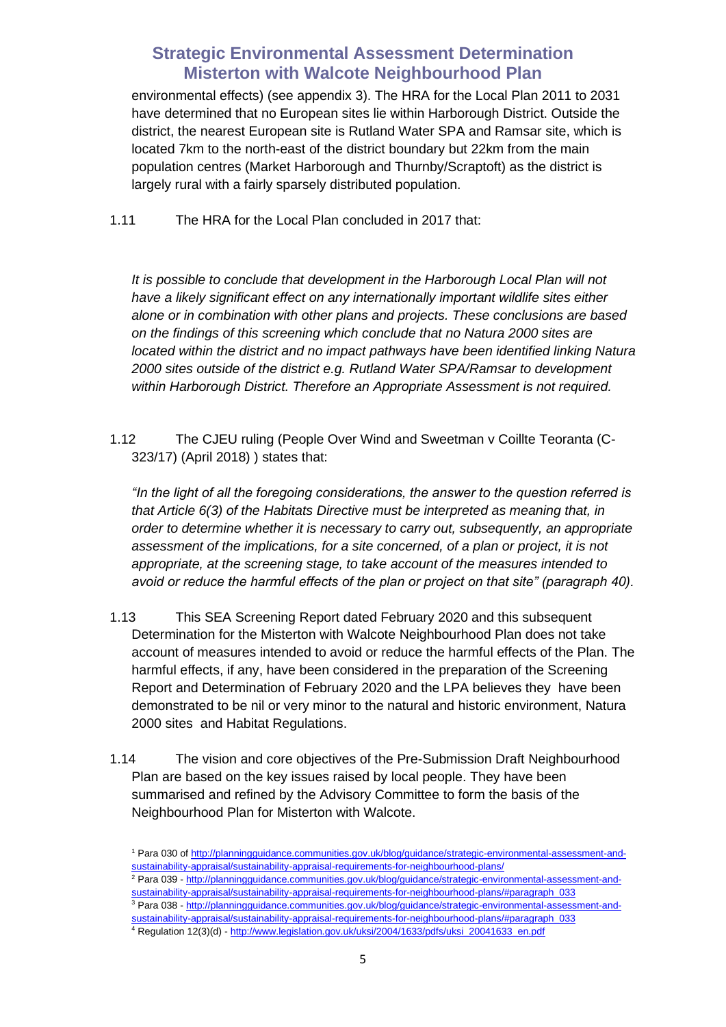environmental effects) (see appendix 3). The HRA for the Local Plan 2011 to 2031 have determined that no European sites lie within Harborough District. Outside the district, the nearest European site is Rutland Water SPA and Ramsar site, which is located 7km to the north-east of the district boundary but 22km from the main population centres (Market Harborough and Thurnby/Scraptoft) as the district is largely rural with a fairly sparsely distributed population.

1.11 The HRA for the Local Plan concluded in 2017 that:

*It is possible to conclude that development in the Harborough Local Plan will not have a likely significant effect on any internationally important wildlife sites either alone or in combination with other plans and projects. These conclusions are based on the findings of this screening which conclude that no Natura 2000 sites are located within the district and no impact pathways have been identified linking Natura 2000 sites outside of the district e.g. Rutland Water SPA/Ramsar to development within Harborough District. Therefore an Appropriate Assessment is not required.*

1.12 The CJEU ruling (People Over Wind and Sweetman v Coillte Teoranta (C-323/17) (April 2018) ) states that:

*"In the light of all the foregoing considerations, the answer to the question referred is that Article 6(3) of the Habitats Directive must be interpreted as meaning that, in order to determine whether it is necessary to carry out, subsequently, an appropriate assessment of the implications, for a site concerned, of a plan or project, it is not appropriate, at the screening stage, to take account of the measures intended to avoid or reduce the harmful effects of the plan or project on that site" (paragraph 40).*

1.13 This SEA Screening Report dated February 2020 and this subsequent Determination for the Misterton with Walcote Neighbourhood Plan does not take account of measures intended to avoid or reduce the harmful effects of the Plan. The harmful effects, if any, have been considered in the preparation of the Screening Report and Determination of February 2020 and the LPA believes they have been demonstrated to be nil or very minor to the natural and historic environment, Natura 2000 sites and Habitat Regulations.

1.14 The vision and core objectives of the Pre-Submission Draft Neighbourhood Plan are based on the key issues raised by local people. They have been summarised and refined by the Advisory Committee to form the basis of the Neighbourhood Plan for Misterton with Walcote.

---

[1] Para 030 of http://planningguidance.communities.gov.uk/blog/guidance/strategic-environmental-assessment-and-sustainability-appraisal/sustainability-appraisal-requirements-for-neighbourhood-plans/

[2] Para 039 - http://planningguidance.communities.gov.uk/blog/guidance/strategic-environmental-assessment-and-sustainability-appraisal/sustainability-appraisal-requirements-for-neighbourhood-plans/#paragraph_033

[3] Para 038 - http://planningguidance.communities.gov.uk/blog/guidance/strategic-environmental-assessment-and-sustainability-appraisal/sustainability-appraisal-requirements-for-neighbourhood-plans/#paragraph_033

[4] Regulation 12(3)(d) - http://www.legislation.gov.uk/uksi/2004/1633/pdfs/uksi_20041633_en.pdf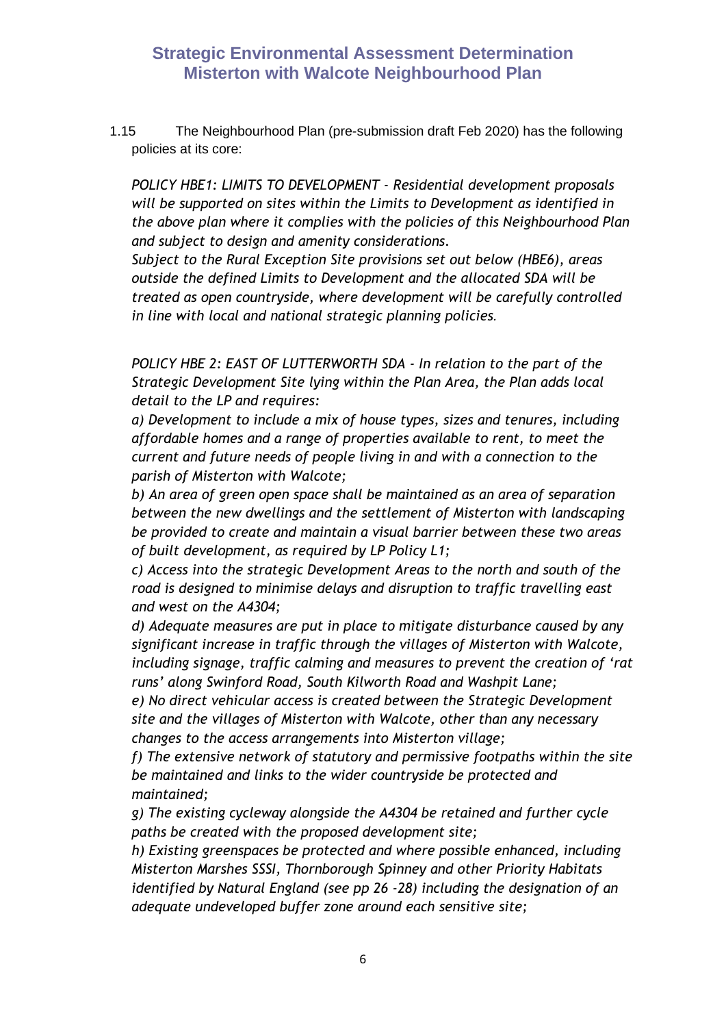1.15 The Neighbourhood Plan (pre-submission draft Feb 2020) has the following policies at its core:

*POLICY HBE1: LIMITS TO DEVELOPMENT - Residential development proposals will be supported on sites within the Limits to Development as identified in the above plan where it complies with the policies of this Neighbourhood Plan and subject to design and amenity considerations.*

*Subject to the Rural Exception Site provisions set out below (HBE6), areas outside the defined Limits to Development and the allocated SDA will be treated as open countryside, where development will be carefully controlled in line with local and national strategic planning policies.*

*POLICY HBE 2: EAST OF LUTTERWORTH SDA - In relation to the part of the Strategic Development Site lying within the Plan Area, the Plan adds local detail to the LP and requires:*

*a) Development to include a mix of house types, sizes and tenures, including affordable homes and a range of properties available to rent, to meet the current and future needs of people living in and with a connection to the parish of Misterton with Walcote;*

*b) An area of green open space shall be maintained as an area of separation between the new dwellings and the settlement of Misterton with landscaping be provided to create and maintain a visual barrier between these two areas of built development, as required by LP Policy L1;*

*c) Access into the strategic Development Areas to the north and south of the road is designed to minimise delays and disruption to traffic travelling east and west on the A4304;*

*d) Adequate measures are put in place to mitigate disturbance caused by any significant increase in traffic through the villages of Misterton with Walcote, including signage, traffic calming and measures to prevent the creation of 'rat runs' along Swinford Road, South Kilworth Road and Washpit Lane;*

*e) No direct vehicular access is created between the Strategic Development site and the villages of Misterton with Walcote, other than any necessary changes to the access arrangements into Misterton village;*

*f) The extensive network of statutory and permissive footpaths within the site be maintained and links to the wider countryside be protected and maintained;*

*g) The existing cycleway alongside the A4304 be retained and further cycle paths be created with the proposed development site;*

*h) Existing greenspaces be protected and where possible enhanced, including Misterton Marshes SSSI, Thornborough Spinney and other Priority Habitats identified by Natural England (see pp 26 -28) including the designation of an adequate undeveloped buffer zone around each sensitive site;*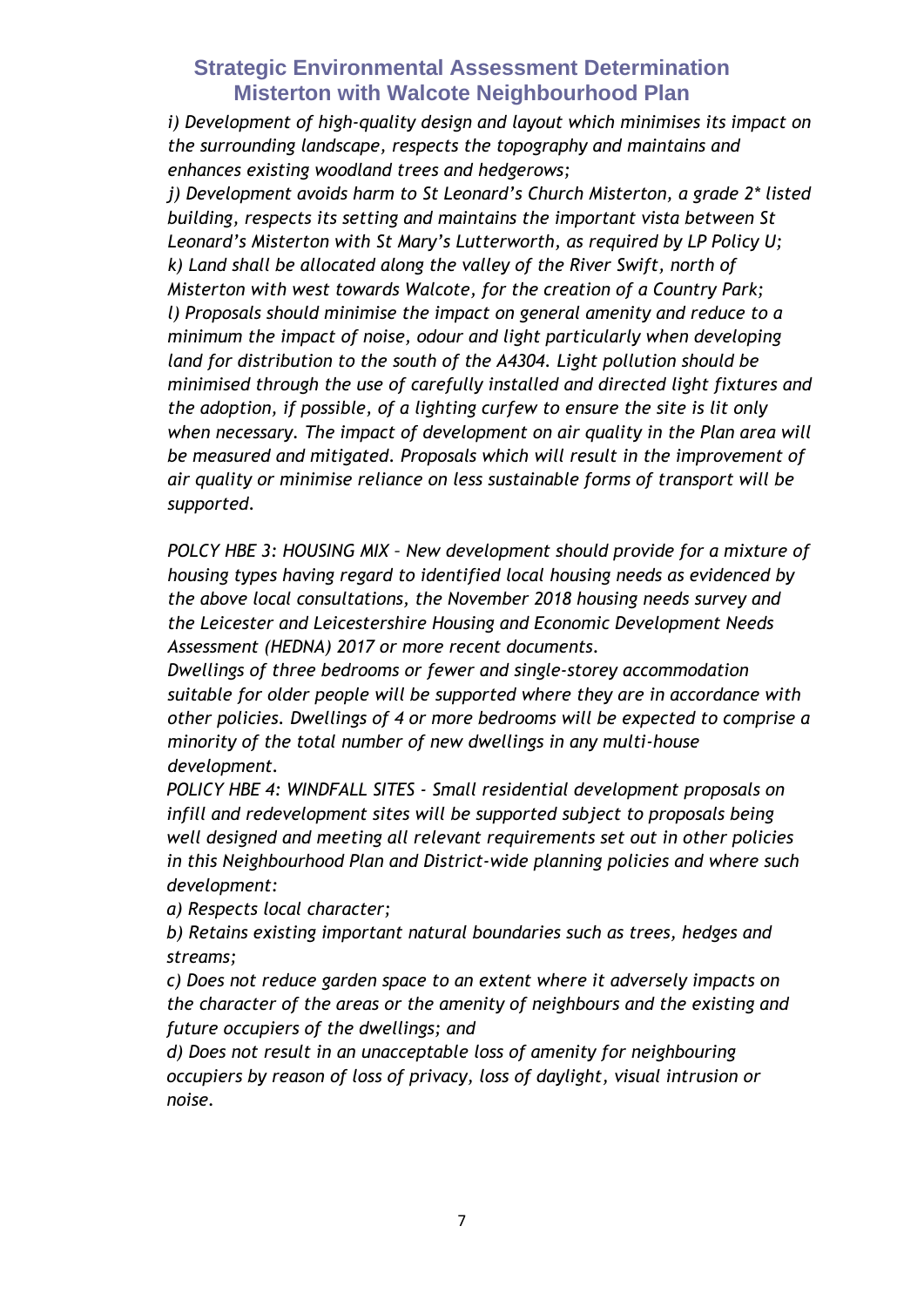*i) Development of high-quality design and layout which minimises its impact on the surrounding landscape, respects the topography and maintains and enhances existing woodland trees and hedgerows;*

*j) Development avoids harm to St Leonard's Church Misterton, a grade 2* listed building, respects its setting and maintains the important vista between St Leonard's Misterton with St Mary's Lutterworth, as required by LP Policy U;*

*k) Land shall be allocated along the valley of the River Swift, north of Misterton with west towards Walcote, for the creation of a Country Park;*

*l) Proposals should minimise the impact on general amenity and reduce to a minimum the impact of noise, odour and light particularly when developing land for distribution to the south of the A4304. Light pollution should be minimised through the use of carefully installed and directed light fixtures and the adoption, if possible, of a lighting curfew to ensure the site is lit only when necessary. The impact of development on air quality in the Plan area will be measured and mitigated. Proposals which will result in the improvement of air quality or minimise reliance on less sustainable forms of transport will be supported.*

*POLCY HBE 3: HOUSING MIX – New development should provide for a mixture of housing types having regard to identified local housing needs as evidenced by the above local consultations, the November 2018 housing needs survey and the Leicester and Leicestershire Housing and Economic Development Needs Assessment (HEDNA) 2017 or more recent documents.*

*Dwellings of three bedrooms or fewer and single-storey accommodation suitable for older people will be supported where they are in accordance with other policies. Dwellings of 4 or more bedrooms will be expected to comprise a minority of the total number of new dwellings in any multi-house development.*

*POLICY HBE 4: WINDFALL SITES - Small residential development proposals on infill and redevelopment sites will be supported subject to proposals being well designed and meeting all relevant requirements set out in other policies in this Neighbourhood Plan and District-wide planning policies and where such development:*

*a) Respects local character;*

*b) Retains existing important natural boundaries such as trees, hedges and streams;*

*c) Does not reduce garden space to an extent where it adversely impacts on the character of the areas or the amenity of neighbours and the existing and future occupiers of the dwellings; and*

*d) Does not result in an unacceptable loss of amenity for neighbouring occupiers by reason of loss of privacy, loss of daylight, visual intrusion or noise.*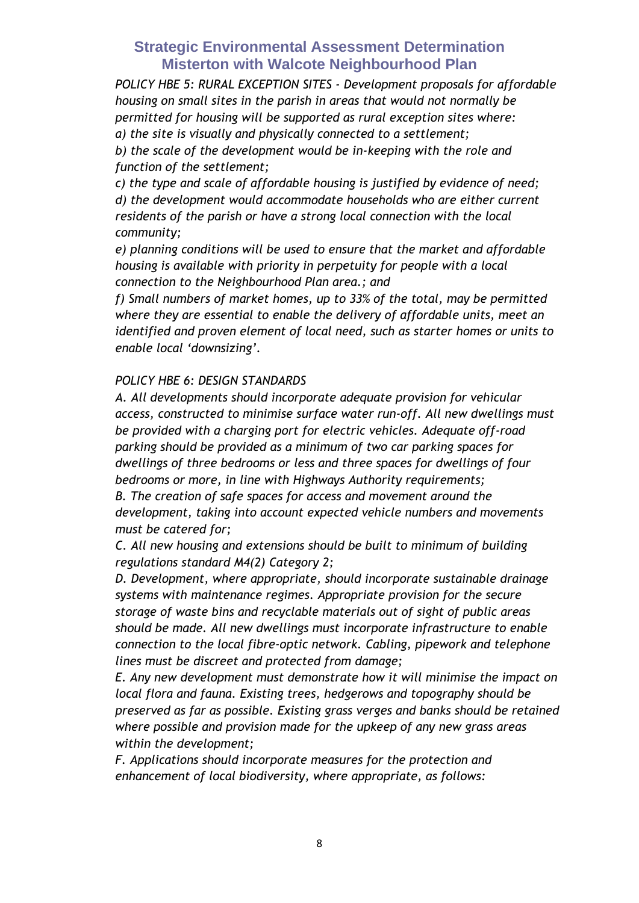*POLICY HBE 5: RURAL EXCEPTION SITES - Development proposals for affordable housing on small sites in the parish in areas that would not normally be permitted for housing will be supported as rural exception sites where:*

*a) the site is visually and physically connected to a settlement;*

*b) the scale of the development would be in-keeping with the role and function of the settlement;*

*c) the type and scale of affordable housing is justified by evidence of need;*

*d) the development would accommodate households who are either current residents of the parish or have a strong local connection with the local community;*

*e) planning conditions will be used to ensure that the market and affordable housing is available with priority in perpetuity for people with a local connection to the Neighbourhood Plan area.; and*

*f) Small numbers of market homes, up to 33% of the total, may be permitted where they are essential to enable the delivery of affordable units, meet an identified and proven element of local need, such as starter homes or units to enable local 'downsizing'.*

*POLICY HBE 6: DESIGN STANDARDS*

*A. All developments should incorporate adequate provision for vehicular access, constructed to minimise surface water run-off. All new dwellings must be provided with a charging port for electric vehicles. Adequate off-road parking should be provided as a minimum of two car parking spaces for dwellings of three bedrooms or less and three spaces for dwellings of four bedrooms or more, in line with Highways Authority requirements;*

*B. The creation of safe spaces for access and movement around the development, taking into account expected vehicle numbers and movements must be catered for;*

*C. All new housing and extensions should be built to minimum of building regulations standard M4(2) Category 2;*

*D. Development, where appropriate, should incorporate sustainable drainage systems with maintenance regimes. Appropriate provision for the secure storage of waste bins and recyclable materials out of sight of public areas should be made. All new dwellings must incorporate infrastructure to enable connection to the local fibre-optic network. Cabling, pipework and telephone lines must be discreet and protected from damage;*

*E. Any new development must demonstrate how it will minimise the impact on local flora and fauna. Existing trees, hedgerows and topography should be preserved as far as possible. Existing grass verges and banks should be retained where possible and provision made for the upkeep of any new grass areas within the development;*

*F. Applications should incorporate measures for the protection and enhancement of local biodiversity, where appropriate, as follows:*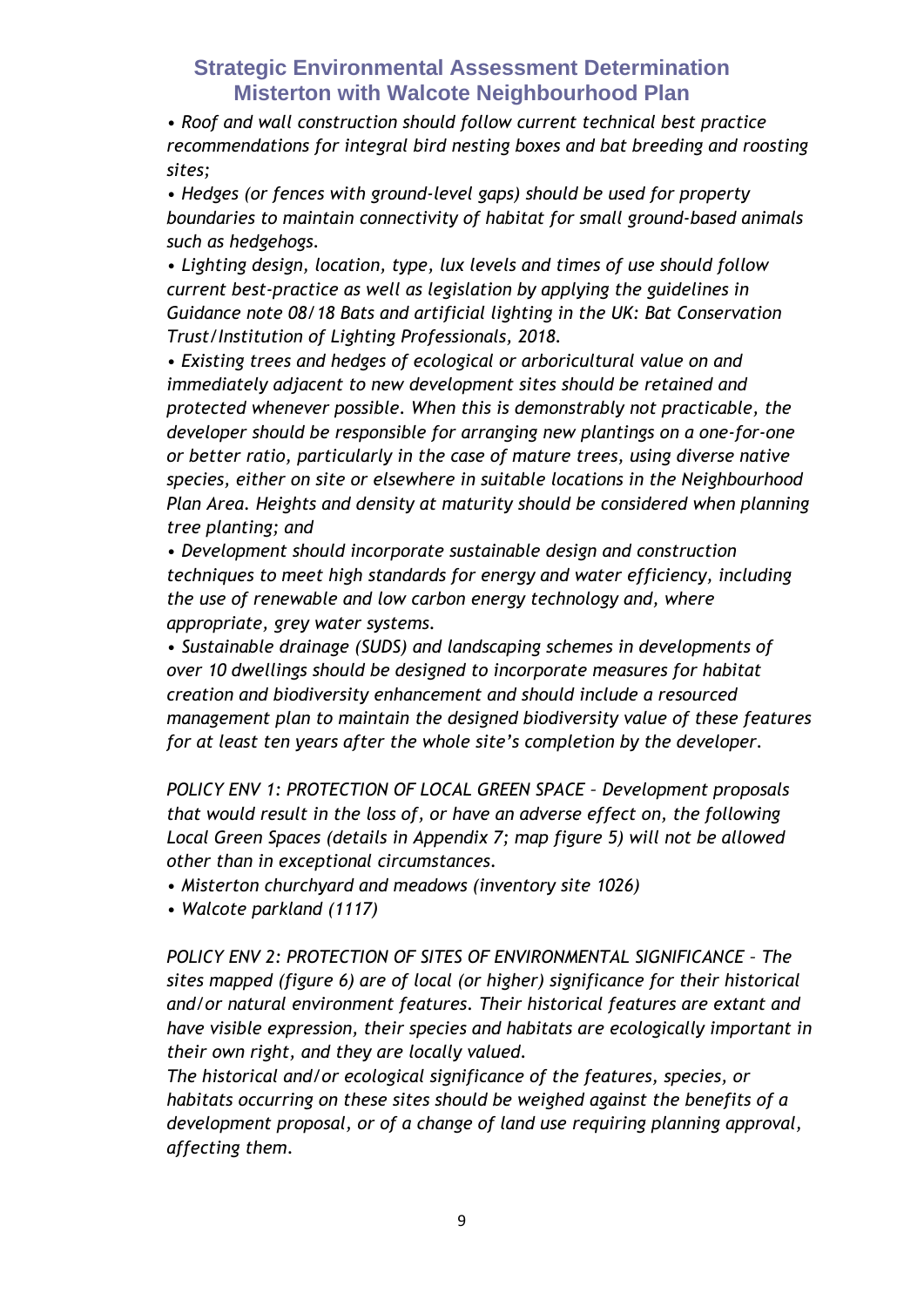*• Roof and wall construction should follow current technical best practice recommendations for integral bird nesting boxes and bat breeding and roosting sites;*

*• Hedges (or fences with ground-level gaps) should be used for property boundaries to maintain connectivity of habitat for small ground-based animals such as hedgehogs.*

*• Lighting design, location, type, lux levels and times of use should follow current best-practice as well as legislation by applying the guidelines in Guidance note 08/18 Bats and artificial lighting in the UK: Bat Conservation Trust/Institution of Lighting Professionals, 2018.*

*• Existing trees and hedges of ecological or arboricultural value on and immediately adjacent to new development sites should be retained and protected whenever possible. When this is demonstrably not practicable, the developer should be responsible for arranging new plantings on a one-for-one or better ratio, particularly in the case of mature trees, using diverse native species, either on site or elsewhere in suitable locations in the Neighbourhood Plan Area. Heights and density at maturity should be considered when planning tree planting; and*

*• Development should incorporate sustainable design and construction techniques to meet high standards for energy and water efficiency, including the use of renewable and low carbon energy technology and, where appropriate, grey water systems.*

*• Sustainable drainage (SUDS) and landscaping schemes in developments of over 10 dwellings should be designed to incorporate measures for habitat creation and biodiversity enhancement and should include a resourced management plan to maintain the designed biodiversity value of these features for at least ten years after the whole site's completion by the developer.*

*POLICY ENV 1: PROTECTION OF LOCAL GREEN SPACE – Development proposals that would result in the loss of, or have an adverse effect on, the following Local Green Spaces (details in Appendix 7; map figure 5) will not be allowed other than in exceptional circumstances.*

*• Misterton churchyard and meadows (inventory site 1026)*
*• Walcote parkland (1117)*

*POLICY ENV 2: PROTECTION OF SITES OF ENVIRONMENTAL SIGNIFICANCE – The sites mapped (figure 6) are of local (or higher) significance for their historical and/or natural environment features. Their historical features are extant and have visible expression, their species and habitats are ecologically important in their own right, and they are locally valued.*

*The historical and/or ecological significance of the features, species, or habitats occurring on these sites should be weighed against the benefits of a development proposal, or of a change of land use requiring planning approval, affecting them.*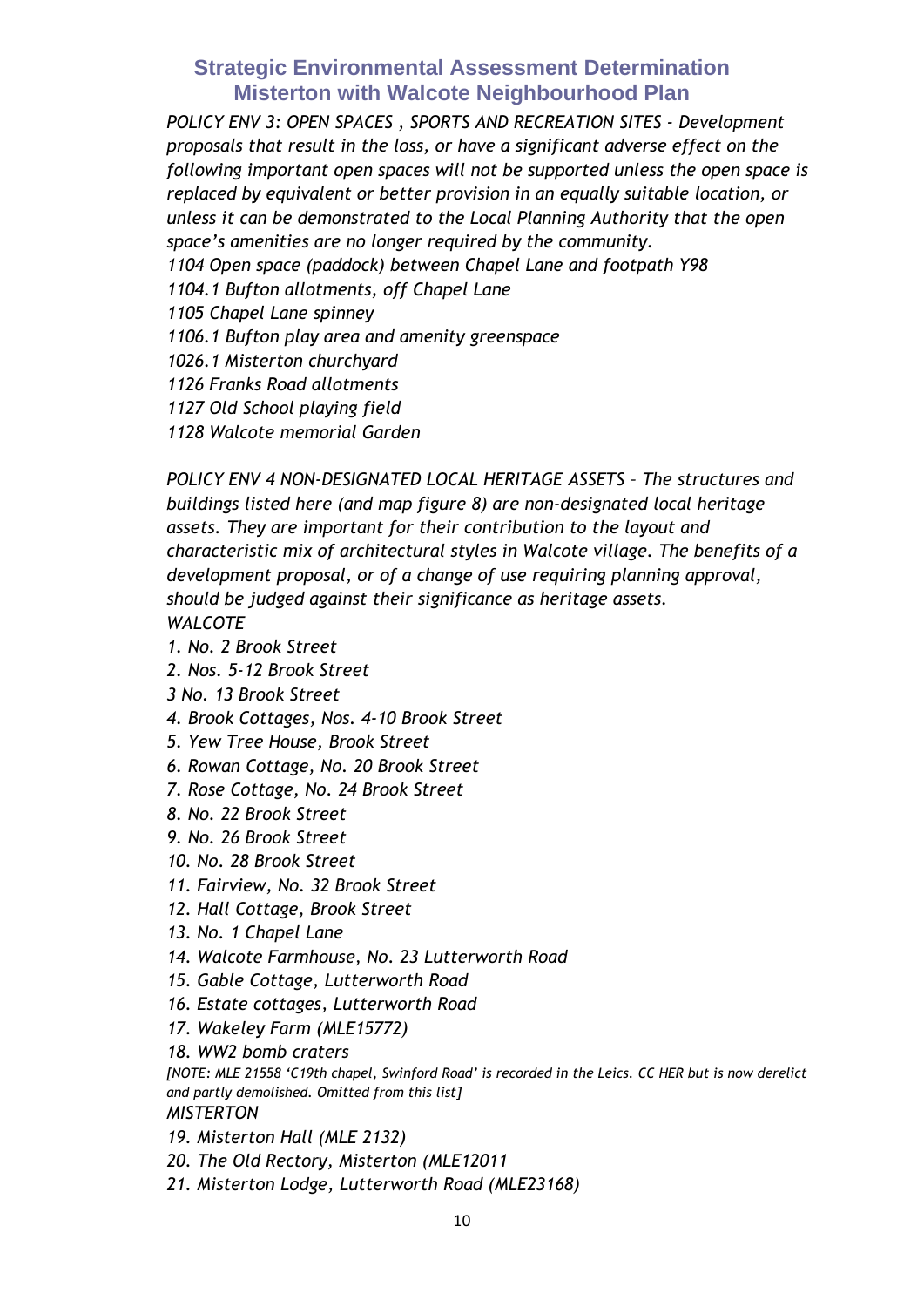*POLICY ENV 3: OPEN SPACES , SPORTS AND RECREATION SITES - Development proposals that result in the loss, or have a significant adverse effect on the following important open spaces will not be supported unless the open space is replaced by equivalent or better provision in an equally suitable location, or unless it can be demonstrated to the Local Planning Authority that the open space's amenities are no longer required by the community.*

*1104 Open space (paddock) between Chapel Lane and footpath Y98*
*1104.1 Bufton allotments, off Chapel Lane*
*1105 Chapel Lane spinney*
*1106.1 Bufton play area and amenity greenspace*
*1026.1 Misterton churchyard*
*1126 Franks Road allotments*
*1127 Old School playing field*
*1128 Walcote memorial Garden*

*POLICY ENV 4 NON-DESIGNATED LOCAL HERITAGE ASSETS – The structures and buildings listed here (and map figure 8) are non-designated local heritage assets. They are important for their contribution to the layout and characteristic mix of architectural styles in Walcote village. The benefits of a development proposal, or of a change of use requiring planning approval, should be judged against their significance as heritage assets.*

*WALCOTE*

*1. No. 2 Brook Street*
*2. Nos. 5-12 Brook Street*
*3 No. 13 Brook Street*
*4. Brook Cottages, Nos. 4-10 Brook Street*
*5. Yew Tree House, Brook Street*
*6. Rowan Cottage, No. 20 Brook Street*
*7. Rose Cottage, No. 24 Brook Street*
*8. No. 22 Brook Street*
*9. No. 26 Brook Street*
*10. No. 28 Brook Street*
*11. Fairview, No. 32 Brook Street*
*12. Hall Cottage, Brook Street*
*13. No. 1 Chapel Lane*
*14. Walcote Farmhouse, No. 23 Lutterworth Road*
*15. Gable Cottage, Lutterworth Road*
*16. Estate cottages, Lutterworth Road*
*17. Wakeley Farm (MLE15772)*
*18. WW2 bomb craters*

*[NOTE: MLE 21558 'C19th chapel, Swinford Road' is recorded in the Leics. CC HER but is now derelict and partly demolished. Omitted from this list]*

*MISTERTON*

*19. Misterton Hall (MLE 2132)*
*20. The Old Rectory, Misterton (MLE12011*
*21. Misterton Lodge, Lutterworth Road (MLE23168)*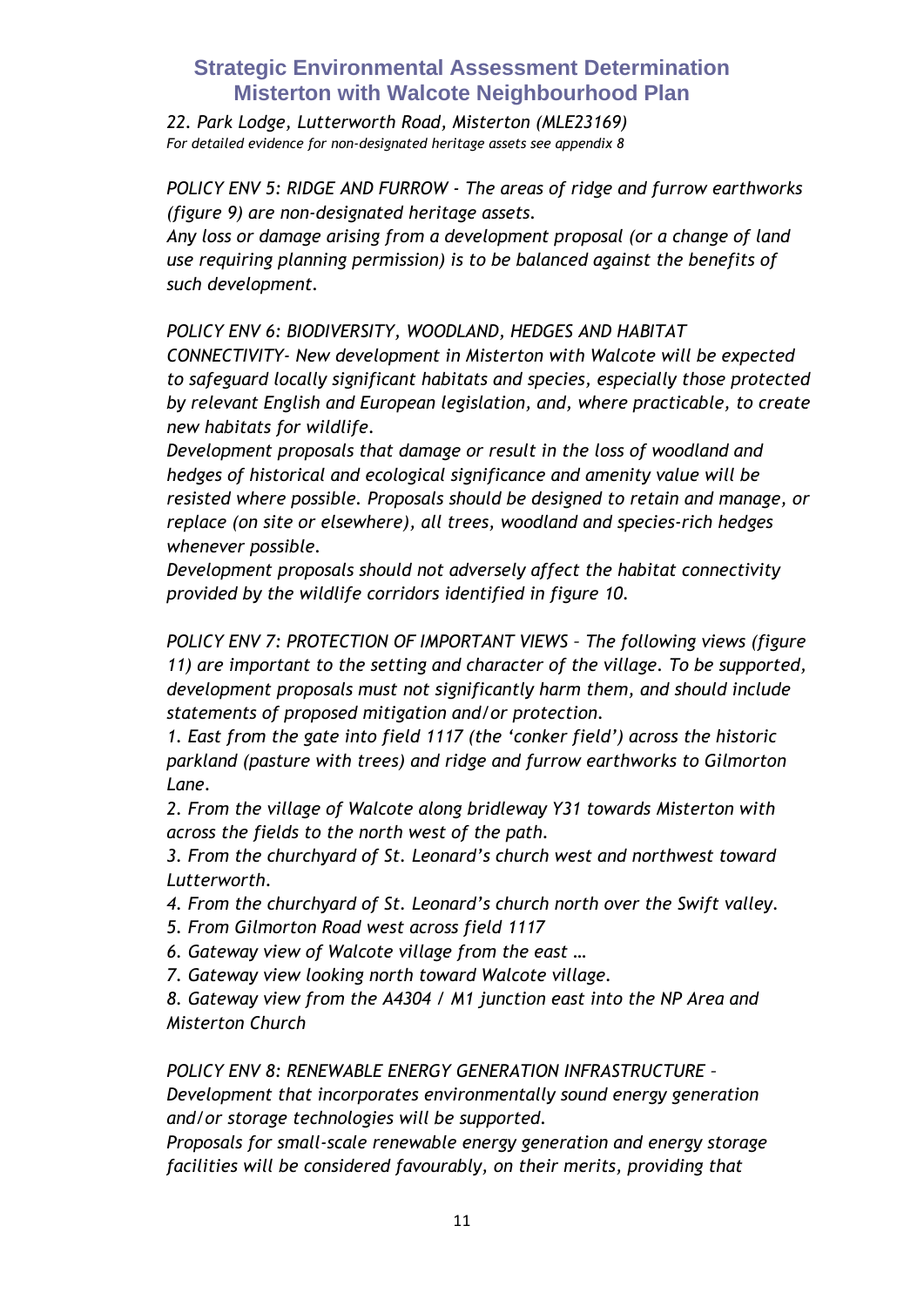*22. Park Lodge, Lutterworth Road, Misterton (MLE23169)*
*For detailed evidence for non-designated heritage assets see appendix 8*

*POLICY ENV 5: RIDGE AND FURROW - The areas of ridge and furrow earthworks (figure 9) are non-designated heritage assets.*
*Any loss or damage arising from a development proposal (or a change of land use requiring planning permission) is to be balanced against the benefits of such development.*

*POLICY ENV 6: BIODIVERSITY, WOODLAND, HEDGES AND HABITAT CONNECTIVITY- New development in Misterton with Walcote will be expected to safeguard locally significant habitats and species, especially those protected by relevant English and European legislation, and, where practicable, to create new habitats for wildlife.*
*Development proposals that damage or result in the loss of woodland and hedges of historical and ecological significance and amenity value will be resisted where possible. Proposals should be designed to retain and manage, or replace (on site or elsewhere), all trees, woodland and species-rich hedges whenever possible.*
*Development proposals should not adversely affect the habitat connectivity provided by the wildlife corridors identified in figure 10.*

*POLICY ENV 7: PROTECTION OF IMPORTANT VIEWS – The following views (figure 11) are important to the setting and character of the village. To be supported, development proposals must not significantly harm them, and should include statements of proposed mitigation and/or protection.*
*1. East from the gate into field 1117 (the 'conker field') across the historic parkland (pasture with trees) and ridge and furrow earthworks to Gilmorton Lane.*
*2. From the village of Walcote along bridleway Y31 towards Misterton with across the fields to the north west of the path.*
*3. From the churchyard of St. Leonard's church west and northwest toward Lutterworth.*
*4. From the churchyard of St. Leonard's church north over the Swift valley.*
*5. From Gilmorton Road west across field 1117*
*6. Gateway view of Walcote village from the east …*
*7. Gateway view looking north toward Walcote village.*
*8. Gateway view from the A4304 / M1 junction east into the NP Area and Misterton Church*

*POLICY ENV 8: RENEWABLE ENERGY GENERATION INFRASTRUCTURE – Development that incorporates environmentally sound energy generation and/or storage technologies will be supported.*
*Proposals for small-scale renewable energy generation and energy storage facilities will be considered favourably, on their merits, providing that*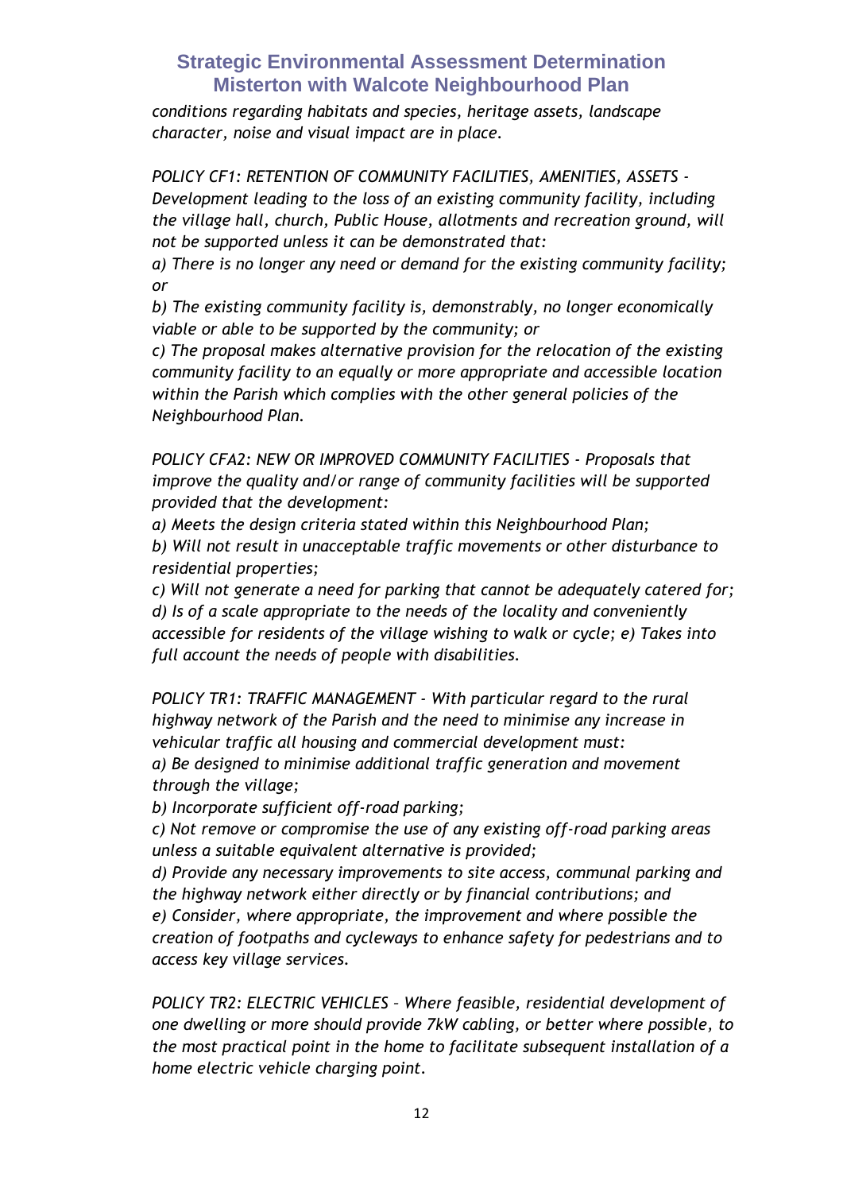*conditions regarding habitats and species, heritage assets, landscape character, noise and visual impact are in place.*

*POLICY CF1: RETENTION OF COMMUNITY FACILITIES, AMENITIES, ASSETS - Development leading to the loss of an existing community facility, including the village hall, church, Public House, allotments and recreation ground, will not be supported unless it can be demonstrated that:*

*a) There is no longer any need or demand for the existing community facility; or*

*b) The existing community facility is, demonstrably, no longer economically viable or able to be supported by the community; or*

*c) The proposal makes alternative provision for the relocation of the existing community facility to an equally or more appropriate and accessible location within the Parish which complies with the other general policies of the Neighbourhood Plan.*

*POLICY CFA2: NEW OR IMPROVED COMMUNITY FACILITIES - Proposals that improve the quality and/or range of community facilities will be supported provided that the development:*

*a) Meets the design criteria stated within this Neighbourhood Plan;*

*b) Will not result in unacceptable traffic movements or other disturbance to residential properties;*

*c) Will not generate a need for parking that cannot be adequately catered for;*

*d) Is of a scale appropriate to the needs of the locality and conveniently accessible for residents of the village wishing to walk or cycle; e) Takes into full account the needs of people with disabilities.*

*POLICY TR1: TRAFFIC MANAGEMENT - With particular regard to the rural highway network of the Parish and the need to minimise any increase in vehicular traffic all housing and commercial development must:*

*a) Be designed to minimise additional traffic generation and movement through the village;*

*b) Incorporate sufficient off-road parking;*

*c) Not remove or compromise the use of any existing off-road parking areas unless a suitable equivalent alternative is provided;*

*d) Provide any necessary improvements to site access, communal parking and the highway network either directly or by financial contributions; and*

*e) Consider, where appropriate, the improvement and where possible the creation of footpaths and cycleways to enhance safety for pedestrians and to access key village services.*

*POLICY TR2: ELECTRIC VEHICLES – Where feasible, residential development of one dwelling or more should provide 7kW cabling, or better where possible, to the most practical point in the home to facilitate subsequent installation of a home electric vehicle charging point.*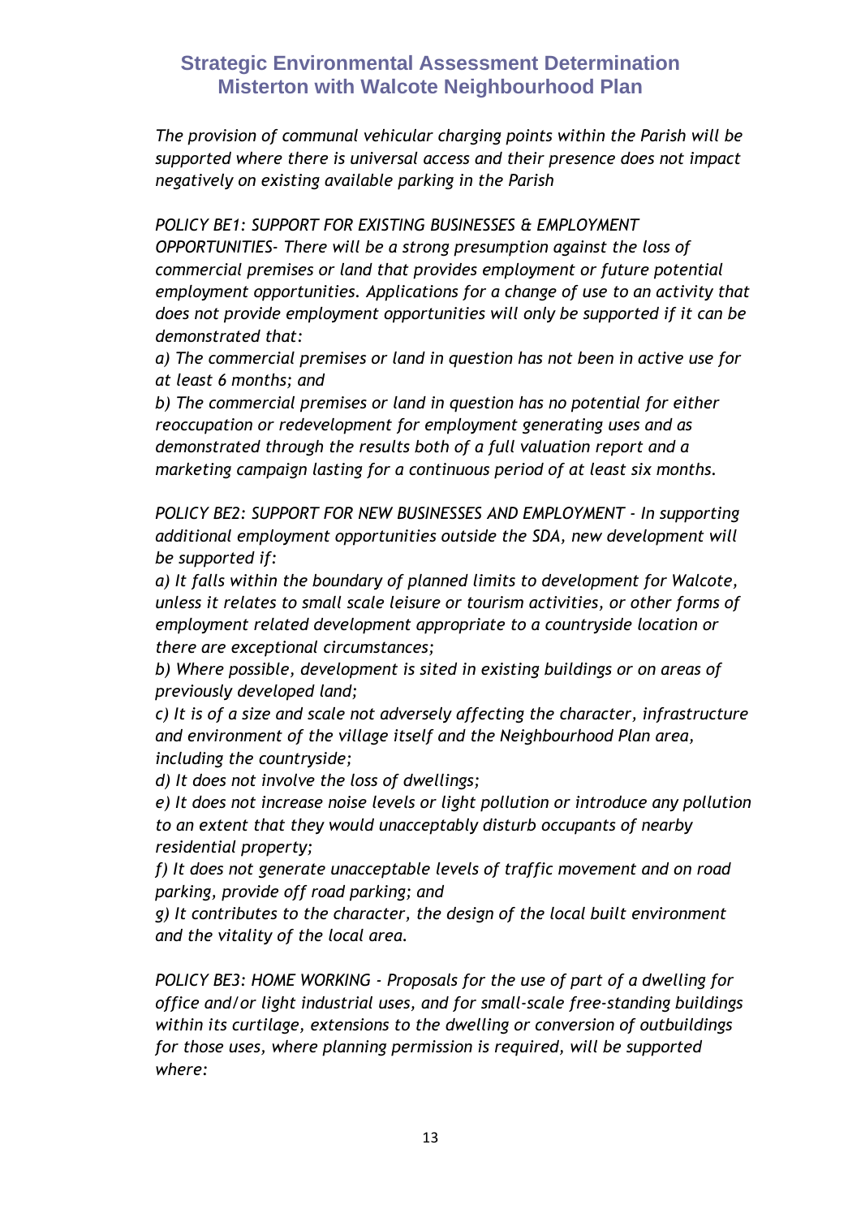*The provision of communal vehicular charging points within the Parish will be supported where there is universal access and their presence does not impact negatively on existing available parking in the Parish*

*POLICY BE1: SUPPORT FOR EXISTING BUSINESSES & EMPLOYMENT OPPORTUNITIES- There will be a strong presumption against the loss of commercial premises or land that provides employment or future potential employment opportunities. Applications for a change of use to an activity that does not provide employment opportunities will only be supported if it can be demonstrated that:*

*a) The commercial premises or land in question has not been in active use for at least 6 months; and*

*b) The commercial premises or land in question has no potential for either reoccupation or redevelopment for employment generating uses and as demonstrated through the results both of a full valuation report and a marketing campaign lasting for a continuous period of at least six months.*

*POLICY BE2: SUPPORT FOR NEW BUSINESSES AND EMPLOYMENT - In supporting additional employment opportunities outside the SDA, new development will be supported if:*

*a) It falls within the boundary of planned limits to development for Walcote, unless it relates to small scale leisure or tourism activities, or other forms of employment related development appropriate to a countryside location or there are exceptional circumstances;*

*b) Where possible, development is sited in existing buildings or on areas of previously developed land;*

*c) It is of a size and scale not adversely affecting the character, infrastructure and environment of the village itself and the Neighbourhood Plan area, including the countryside;*

*d) It does not involve the loss of dwellings;*

*e) It does not increase noise levels or light pollution or introduce any pollution to an extent that they would unacceptably disturb occupants of nearby residential property;*

*f) It does not generate unacceptable levels of traffic movement and on road parking, provide off road parking; and*

*g) It contributes to the character, the design of the local built environment and the vitality of the local area.*

*POLICY BE3: HOME WORKING - Proposals for the use of part of a dwelling for office and/or light industrial uses, and for small-scale free-standing buildings within its curtilage, extensions to the dwelling or conversion of outbuildings for those uses, where planning permission is required, will be supported where:*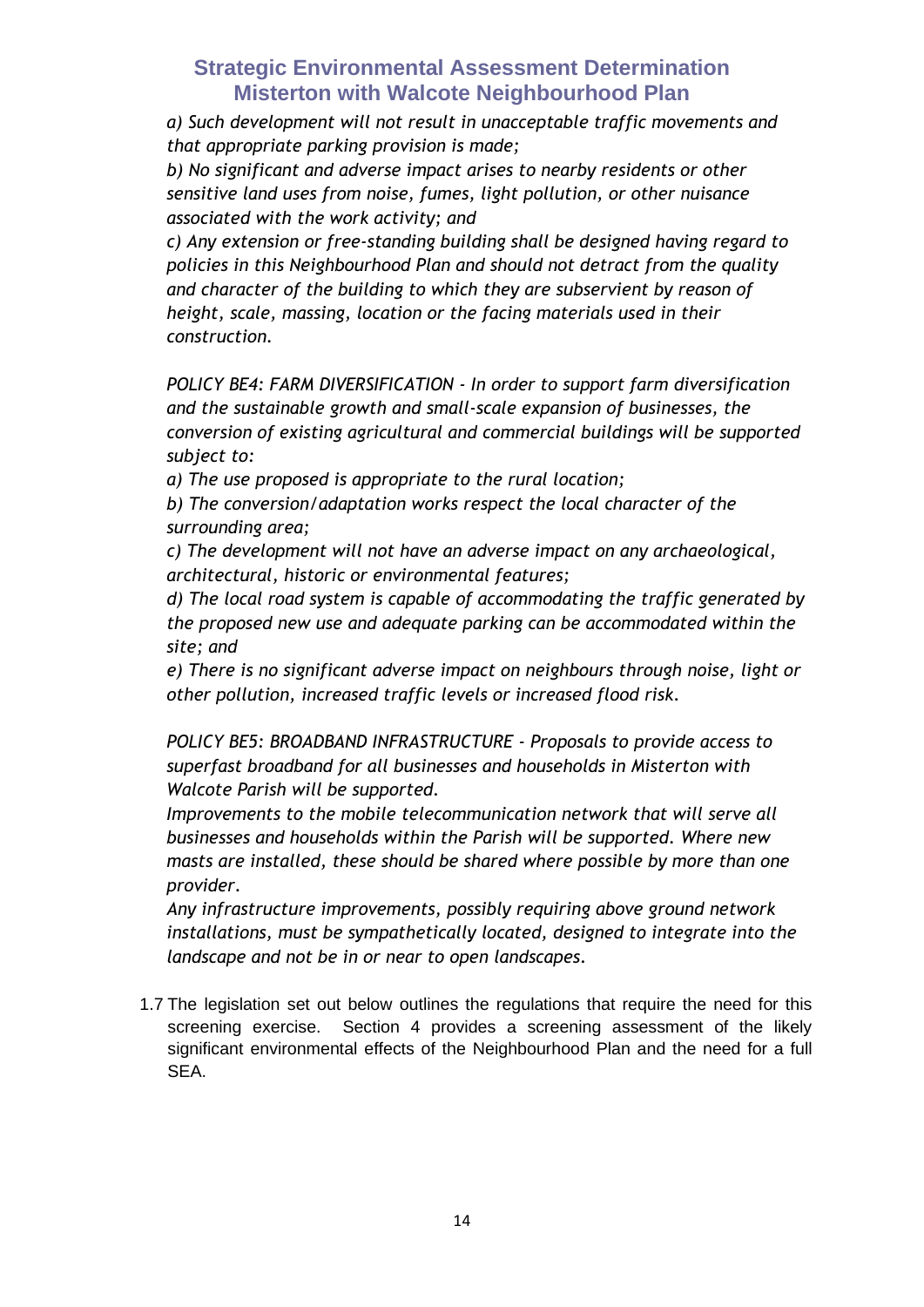*a) Such development will not result in unacceptable traffic movements and that appropriate parking provision is made;*

*b) No significant and adverse impact arises to nearby residents or other sensitive land uses from noise, fumes, light pollution, or other nuisance associated with the work activity; and*

*c) Any extension or free-standing building shall be designed having regard to policies in this Neighbourhood Plan and should not detract from the quality and character of the building to which they are subservient by reason of height, scale, massing, location or the facing materials used in their construction.*

*POLICY BE4: FARM DIVERSIFICATION - In order to support farm diversification and the sustainable growth and small-scale expansion of businesses, the conversion of existing agricultural and commercial buildings will be supported subject to:*

*a) The use proposed is appropriate to the rural location;*

*b) The conversion/adaptation works respect the local character of the surrounding area;*

*c) The development will not have an adverse impact on any archaeological, architectural, historic or environmental features;*

*d) The local road system is capable of accommodating the traffic generated by the proposed new use and adequate parking can be accommodated within the site; and*

*e) There is no significant adverse impact on neighbours through noise, light or other pollution, increased traffic levels or increased flood risk.*

*POLICY BE5: BROADBAND INFRASTRUCTURE - Proposals to provide access to superfast broadband for all businesses and households in Misterton with Walcote Parish will be supported.*

*Improvements to the mobile telecommunication network that will serve all businesses and households within the Parish will be supported. Where new masts are installed, these should be shared where possible by more than one provider.*

*Any infrastructure improvements, possibly requiring above ground network installations, must be sympathetically located, designed to integrate into the landscape and not be in or near to open landscapes.*

1.7 The legislation set out below outlines the regulations that require the need for this screening exercise. Section 4 provides a screening assessment of the likely significant environmental effects of the Neighbourhood Plan and the need for a full SEA.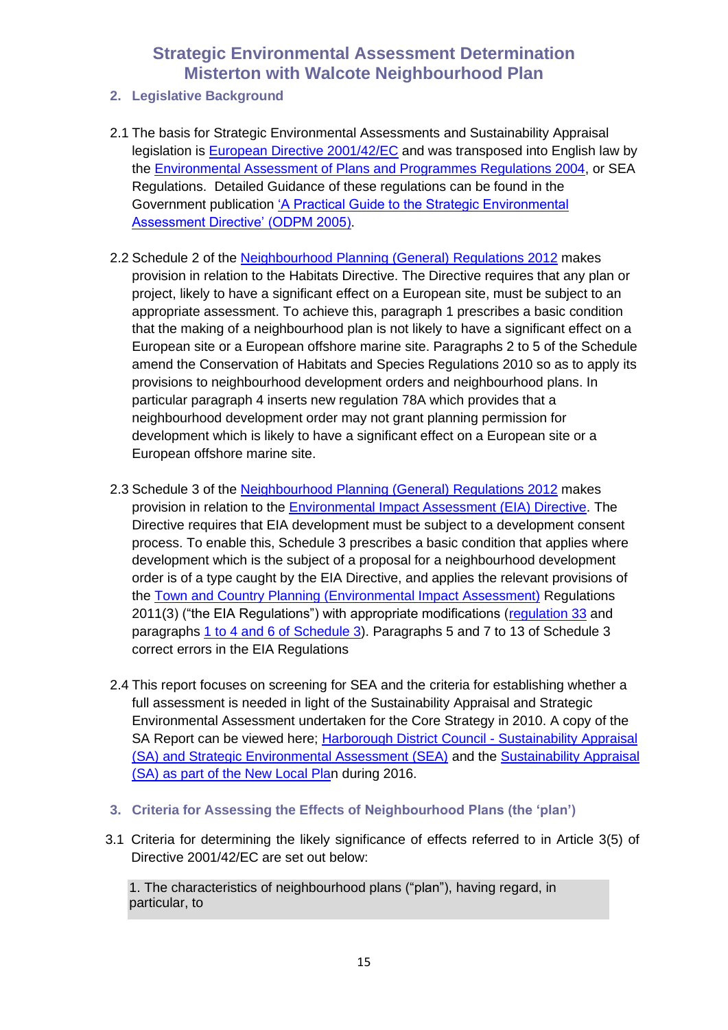## 2. Legislative Background

2.1 The basis for Strategic Environmental Assessments and Sustainability Appraisal legislation is European Directive 2001/42/EC and was transposed into English law by the Environmental Assessment of Plans and Programmes Regulations 2004, or SEA Regulations. Detailed Guidance of these regulations can be found in the Government publication 'A Practical Guide to the Strategic Environmental Assessment Directive' (ODPM 2005).

2.2 Schedule 2 of the Neighbourhood Planning (General) Regulations 2012 makes provision in relation to the Habitats Directive. The Directive requires that any plan or project, likely to have a significant effect on a European site, must be subject to an appropriate assessment. To achieve this, paragraph 1 prescribes a basic condition that the making of a neighbourhood plan is not likely to have a significant effect on a European site or a European offshore marine site. Paragraphs 2 to 5 of the Schedule amend the Conservation of Habitats and Species Regulations 2010 so as to apply its provisions to neighbourhood development orders and neighbourhood plans. In particular paragraph 4 inserts new regulation 78A which provides that a neighbourhood development order may not grant planning permission for development which is likely to have a significant effect on a European site or a European offshore marine site.

2.3 Schedule 3 of the Neighbourhood Planning (General) Regulations 2012 makes provision in relation to the Environmental Impact Assessment (EIA) Directive. The Directive requires that EIA development must be subject to a development consent process. To enable this, Schedule 3 prescribes a basic condition that applies where development which is the subject of a proposal for a neighbourhood development order is of a type caught by the EIA Directive, and applies the relevant provisions of the Town and Country Planning (Environmental Impact Assessment) Regulations 2011(3) ("the EIA Regulations") with appropriate modifications (regulation 33 and paragraphs 1 to 4 and 6 of Schedule 3). Paragraphs 5 and 7 to 13 of Schedule 3 correct errors in the EIA Regulations

2.4 This report focuses on screening for SEA and the criteria for establishing whether a full assessment is needed in light of the Sustainability Appraisal and Strategic Environmental Assessment undertaken for the Core Strategy in 2010. A copy of the SA Report can be viewed here; Harborough District Council - Sustainability Appraisal (SA) and Strategic Environmental Assessment (SEA) and the Sustainability Appraisal (SA) as part of the New Local Plan during 2016.

## 3. Criteria for Assessing the Effects of Neighbourhood Plans (the 'plan')

3.1 Criteria for determining the likely significance of effects referred to in Article 3(5) of Directive 2001/42/EC are set out below:

| 1. The characteristics of neighbourhood plans ("plan"), having regard, in particular, to |
| --- |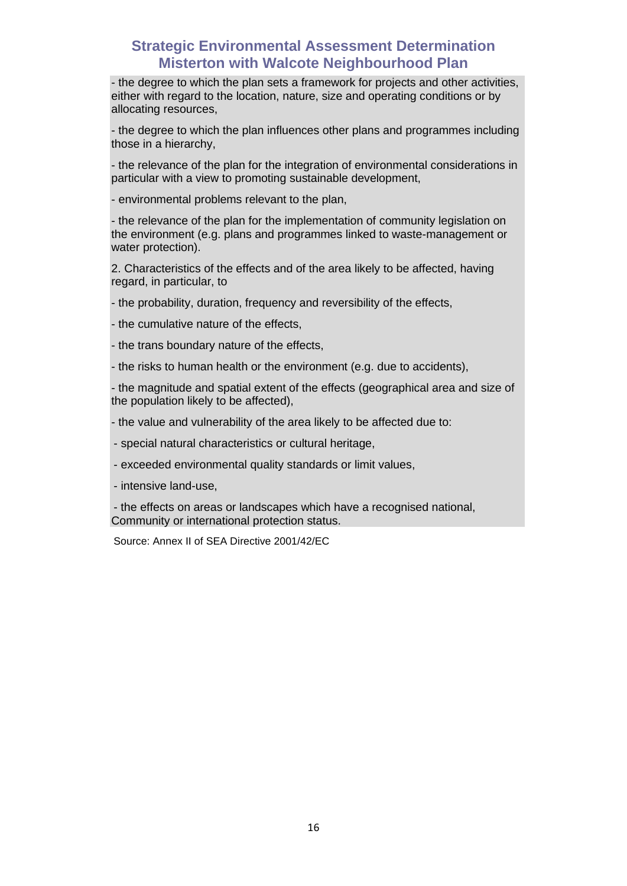- the degree to which the plan sets a framework for projects and other activities, either with regard to the location, nature, size and operating conditions or by allocating resources,

- the degree to which the plan influences other plans and programmes including those in a hierarchy,

- the relevance of the plan for the integration of environmental considerations in particular with a view to promoting sustainable development,

- environmental problems relevant to the plan,

- the relevance of the plan for the implementation of community legislation on the environment (e.g. plans and programmes linked to waste-management or water protection).

2. Characteristics of the effects and of the area likely to be affected, having regard, in particular, to

- the probability, duration, frequency and reversibility of the effects,

- the cumulative nature of the effects,

- the trans boundary nature of the effects,

- the risks to human health or the environment (e.g. due to accidents),

- the magnitude and spatial extent of the effects (geographical area and size of the population likely to be affected),

- the value and vulnerability of the area likely to be affected due to:

- special natural characteristics or cultural heritage,

- exceeded environmental quality standards or limit values,

- intensive land-use,

- the effects on areas or landscapes which have a recognised national, Community or international protection status.

Source: Annex II of SEA Directive 2001/42/EC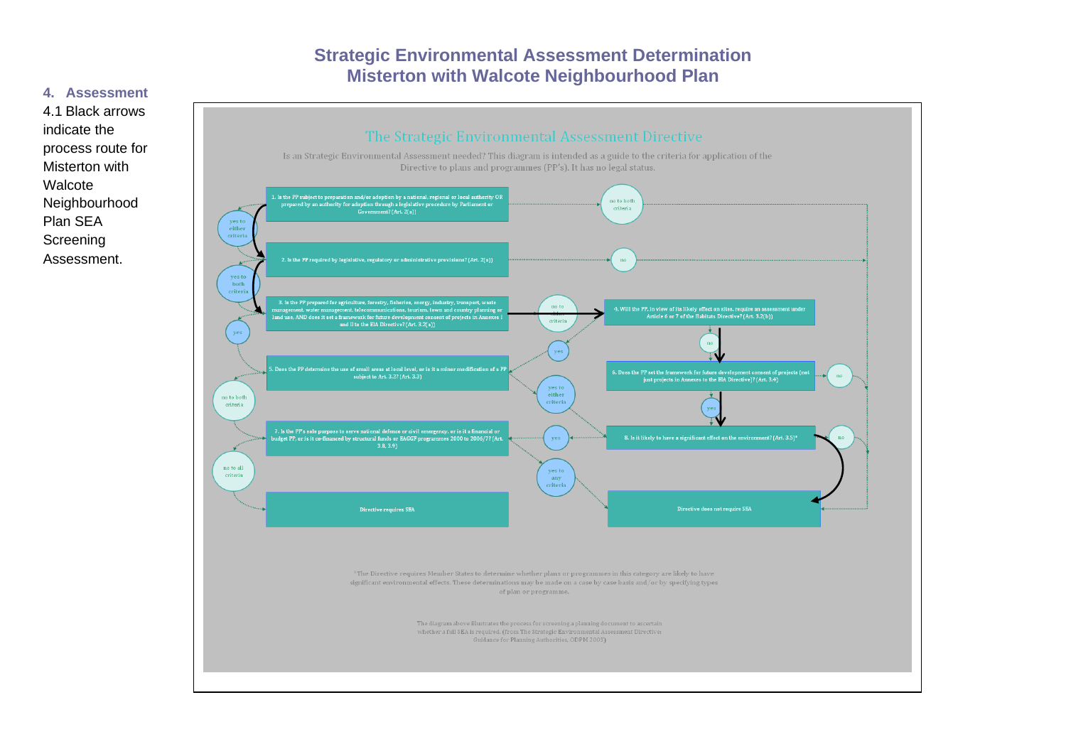# Strategic Environmental Assessment Determination
# Misterton with Walcote Neighbourhood Plan

## 4. Assessment

4.1 Black arrows indicate the process route for Misterton with Walcote Neighbourhood Plan SEA Screening Assessment.

### The Strategic Environmental Assessment Directive

Is an Strategic Environmental Assessment needed? This diagram is intended as a guide to the criteria for application of the Directive to plans and programmes (PP's). It has no legal status.

1. Is the PP subject to preparation and/or adoption by a national, regional or local authority OR prepared by an authority for adoption through a legislative procedure by Parliament or Government? (Art. 2(a))

2. Is the PP required by legislative, regulatory or administrative provisions? (Art. 2(a))

3. Is the PP prepared for agriculture, forestry, fisheries, energy, industry, transport, waste management, water management, telecommunications, tourism, town and country planning or land use, AND does it set a framework for future development consent of projects in Annexes I and II to the EIA Directive? (Art. 3.2(a))

4. Will the PP, in view of its likely effect on sites, require an assessment under Article 6 or 7 of the Habitats Directive? (Art. 3.2(b))

5. Does the PP determine the use of small areas at local level, or is it a minor modification of a PP subject to Art. 3.2? (Art. 3.3)

6. Does the PP set the framework for future development consent of projects (not just projects in Annexes to the EIA Directive)? (Art. 3.4)

7. Is the PP's sole purpose to serve national defence or civil emergency, or is it a financial or budget PP, or is it co-financed by structural funds or EAGGF programmes 2000 to 2006/7? (Art. 3.8, 3.9)

8. Is it likely to have a significant effect on the environment? (Art. 3.5)*

Directive requires SEA

Directive does not require SEA

Flow labels: yes to either criteria; yes to both criteria; yes; no to both criteria; no to all criteria; no to both criteria; no; no to either criteria; yes; yes to either criteria; yes; yes to any criteria; no; yes; no; no.

*The Directive requires Member States to determine whether plans or programmes in this category are likely to have significant environmental effects. These determinations may be made on a case by case basis and/or by specifying types of plan or programme.

The diagram above illustrates the process for screening a planning document to ascertain whether a full SEA is required. (From The Strategic Environmental Assessment Directive: Guidance for Planning Authorities, ODPM 2005)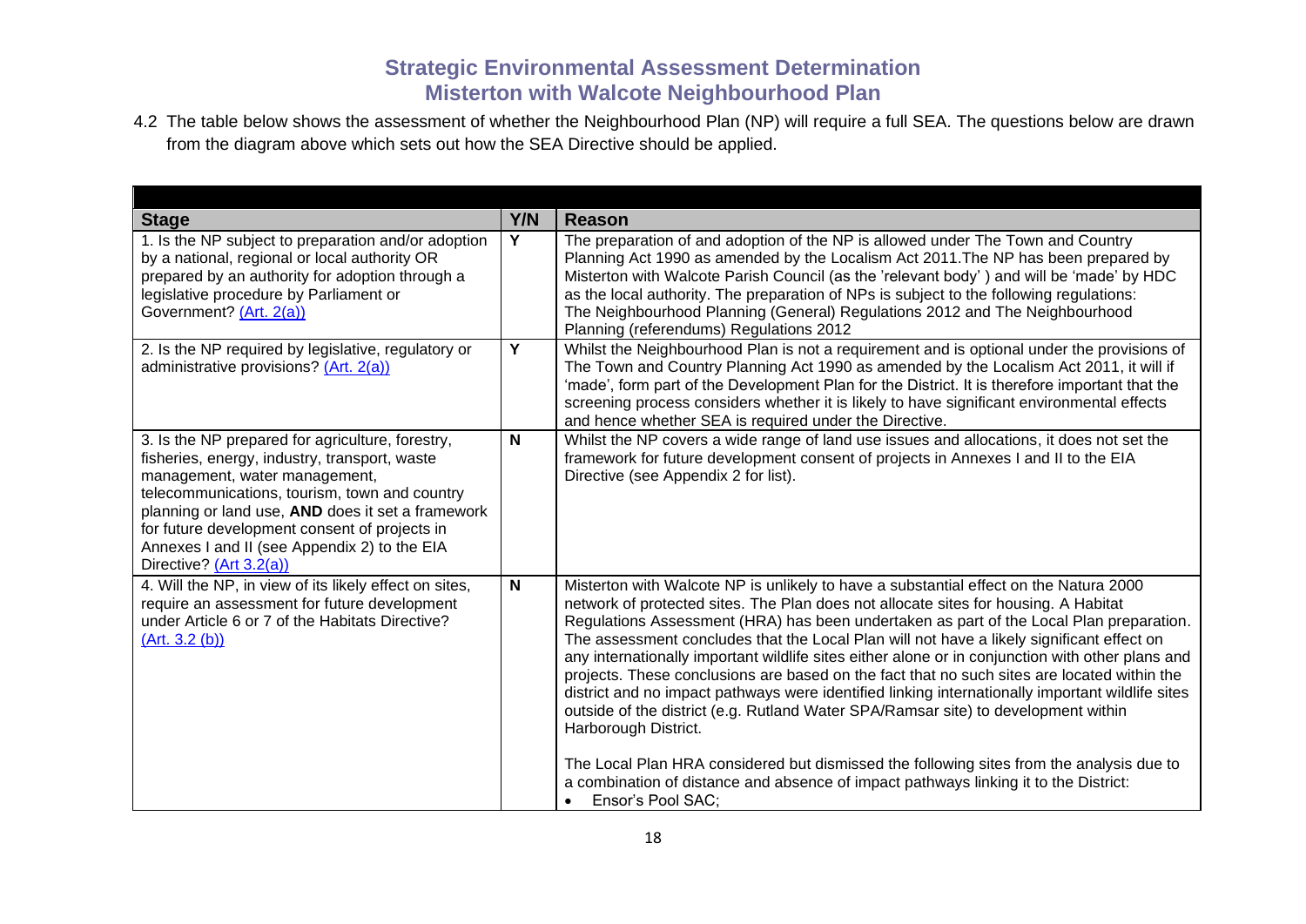# Strategic Environmental Assessment Determination
# Misterton with Walcote Neighbourhood Plan

4.2 The table below shows the assessment of whether the Neighbourhood Plan (NP) will require a full SEA. The questions below are drawn from the diagram above which sets out how the SEA Directive should be applied.

| Stage | Y/N | Reason |
|---|---|---|
| 1. Is the NP subject to preparation and/or adoption by a national, regional or local authority OR prepared by an authority for adoption through a legislative procedure by Parliament or Government? (Art. 2(a)) | Y | The preparation of and adoption of the NP is allowed under The Town and Country Planning Act 1990 as amended by the Localism Act 2011.The NP has been prepared by Misterton with Walcote Parish Council (as the 'relevant body' ) and will be 'made' by HDC as the local authority. The preparation of NPs is subject to the following regulations: The Neighbourhood Planning (General) Regulations 2012 and The Neighbourhood Planning (referendums) Regulations 2012 |
| 2. Is the NP required by legislative, regulatory or administrative provisions? (Art. 2(a)) | Y | Whilst the Neighbourhood Plan is not a requirement and is optional under the provisions of The Town and Country Planning Act 1990 as amended by the Localism Act 2011, it will if 'made', form part of the Development Plan for the District. It is therefore important that the screening process considers whether it is likely to have significant environmental effects and hence whether SEA is required under the Directive. |
| 3. Is the NP prepared for agriculture, forestry, fisheries, energy, industry, transport, waste management, water management, telecommunications, tourism, town and country planning or land use, **AND** does it set a framework for future development consent of projects in Annexes I and II (see Appendix 2) to the EIA Directive? (Art 3.2(a)) | N | Whilst the NP covers a wide range of land use issues and allocations, it does not set the framework for future development consent of projects in Annexes I and II to the EIA Directive (see Appendix 2 for list). |
| 4. Will the NP, in view of its likely effect on sites, require an assessment for future development under Article 6 or 7 of the Habitats Directive? (Art. 3.2 (b)) | N | Misterton with Walcote NP is unlikely to have a substantial effect on the Natura 2000 network of protected sites. The Plan does not allocate sites for housing. A Habitat Regulations Assessment (HRA) has been undertaken as part of the Local Plan preparation. The assessment concludes that the Local Plan will not have a likely significant effect on any internationally important wildlife sites either alone or in conjunction with other plans and projects. These conclusions are based on the fact that no such sites are located within the district and no impact pathways were identified linking internationally important wildlife sites outside of the district (e.g. Rutland Water SPA/Ramsar site) to development within Harborough District.<br><br>The Local Plan HRA considered but dismissed the following sites from the analysis due to a combination of distance and absence of impact pathways linking it to the District:<br>• Ensor's Pool SAC; |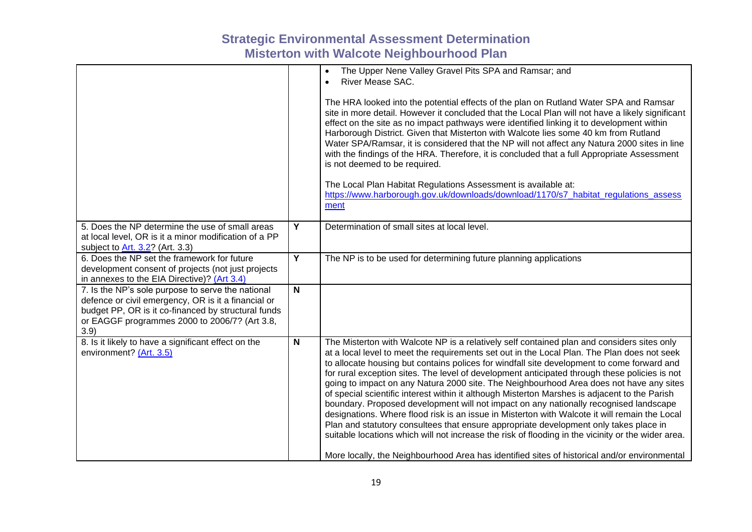| | | |
|---|---|---|
| | | • The Upper Nene Valley Gravel Pits SPA and Ramsar; and<br>• River Mease SAC.<br><br>The HRA looked into the potential effects of the plan on Rutland Water SPA and Ramsar site in more detail. However it concluded that the Local Plan will not have a likely significant effect on the site as no impact pathways were identified linking it to development within Harborough District. Given that Misterton with Walcote lies some 40 km from Rutland Water SPA/Ramsar, it is considered that the NP will not affect any Natura 2000 sites in line with the findings of the HRA. Therefore, it is concluded that a full Appropriate Assessment is not deemed to be required.<br><br>The Local Plan Habitat Regulations Assessment is available at: [https://www.harborough.gov.uk/downloads/download/1170/s7_habitat_regulations_assessment](https://www.harborough.gov.uk/downloads/download/1170/s7_habitat_regulations_assessment) |
| 5. Does the NP determine the use of small areas at local level, OR is it a minor modification of a PP subject to [Art. 3.2](#)? (Art. 3.3) | **Y** | Determination of small sites at local level. |
| 6. Does the NP set the framework for future development consent of projects (not just projects in annexes to the EIA Directive)? [(Art 3.4)](#) | **Y** | The NP is to be used for determining future planning applications |
| 7. Is the NP's sole purpose to serve the national defence or civil emergency, OR is it a financial or budget PP, OR is it co-financed by structural funds or EAGGF programmes 2000 to 2006/7? (Art 3.8, 3.9) | **N** | |
| 8. Is it likely to have a significant effect on the environment? [(Art. 3.5)](#) | **N** | The Misterton with Walcote NP is a relatively self contained plan and considers sites only at a local level to meet the requirements set out in the Local Plan. The Plan does not seek to allocate housing but contains polices for windfall site development to come forward and for rural exception sites. The level of development anticipated through these policies is not going to impact on any Natura 2000 site. The Neighbourhood Area does not have any sites of special scientific interest within it although Misterton Marshes is adjacent to the Parish boundary. Proposed development will not impact on any nationally recognised landscape designations. Where flood risk is an issue in Misterton with Walcote it will remain the Local Plan and statutory consultees that ensure appropriate development only takes place in suitable locations which will not increase the risk of flooding in the vicinity or the wider area.<br><br>More locally, the Neighbourhood Area has identified sites of historical and/or environmental |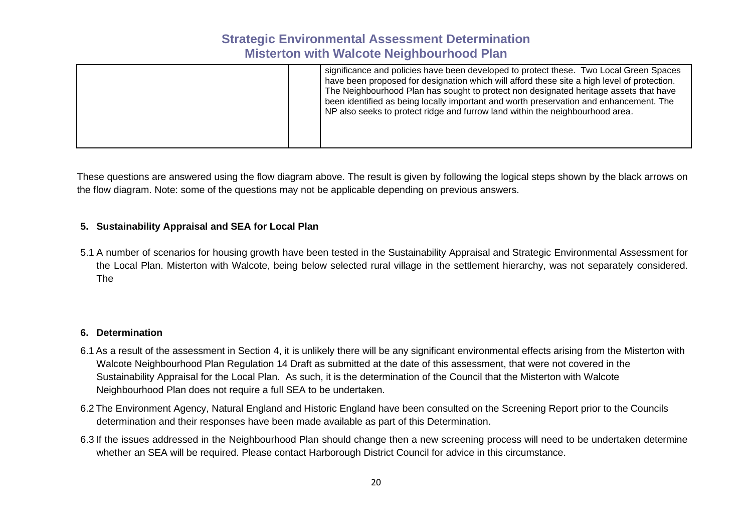| | | |
|---|---|---|
| | | significance and policies have been developed to protect these. Two Local Green Spaces have been proposed for designation which will afford these site a high level of protection. The Neighbourhood Plan has sought to protect non designated heritage assets that have been identified as being locally important and worth preservation and enhancement. The NP also seeks to protect ridge and furrow land within the neighbourhood area. |

These questions are answered using the flow diagram above. The result is given by following the logical steps shown by the black arrows on the flow diagram. Note: some of the questions may not be applicable depending on previous answers.

## 5. Sustainability Appraisal and SEA for Local Plan

5.1 A number of scenarios for housing growth have been tested in the Sustainability Appraisal and Strategic Environmental Assessment for the Local Plan. Misterton with Walcote, being below selected rural village in the settlement hierarchy, was not separately considered. The

## 6. Determination

6.1 As a result of the assessment in Section 4, it is unlikely there will be any significant environmental effects arising from the Misterton with Walcote Neighbourhood Plan Regulation 14 Draft as submitted at the date of this assessment, that were not covered in the Sustainability Appraisal for the Local Plan. As such, it is the determination of the Council that the Misterton with Walcote Neighbourhood Plan does not require a full SEA to be undertaken.

6.2 The Environment Agency, Natural England and Historic England have been consulted on the Screening Report prior to the Councils determination and their responses have been made available as part of this Determination.

6.3 If the issues addressed in the Neighbourhood Plan should change then a new screening process will need to be undertaken determine whether an SEA will be required. Please contact Harborough District Council for advice in this circumstance.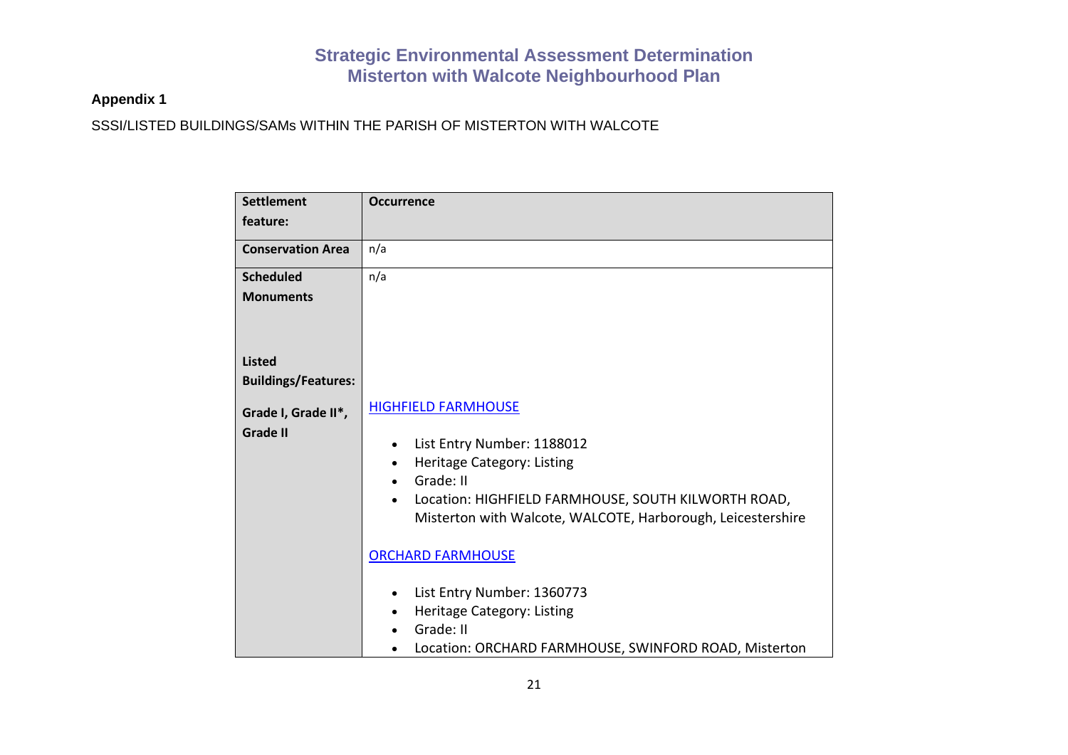## Appendix 1

SSSI/LISTED BUILDINGS/SAMs WITHIN THE PARISH OF MISTERTON WITH WALCOTE

| Settlement feature: | Occurrence |
|---|---|
| **Conservation Area** | n/a |
| **Scheduled Monuments** | n/a |
| **Listed Buildings/Features:**<br><br>**Grade I, Grade II*, Grade II** | [HIGHFIELD FARMHOUSE]<br><br>• List Entry Number: 1188012<br>• Heritage Category: Listing<br>• Grade: II<br>• Location: HIGHFIELD FARMHOUSE, SOUTH KILWORTH ROAD, Misterton with Walcote, WALCOTE, Harborough, Leicestershire<br><br>[ORCHARD FARMHOUSE]<br><br>• List Entry Number: 1360773<br>• Heritage Category: Listing<br>• Grade: II<br>• Location: ORCHARD FARMHOUSE, SWINFORD ROAD, Misterton |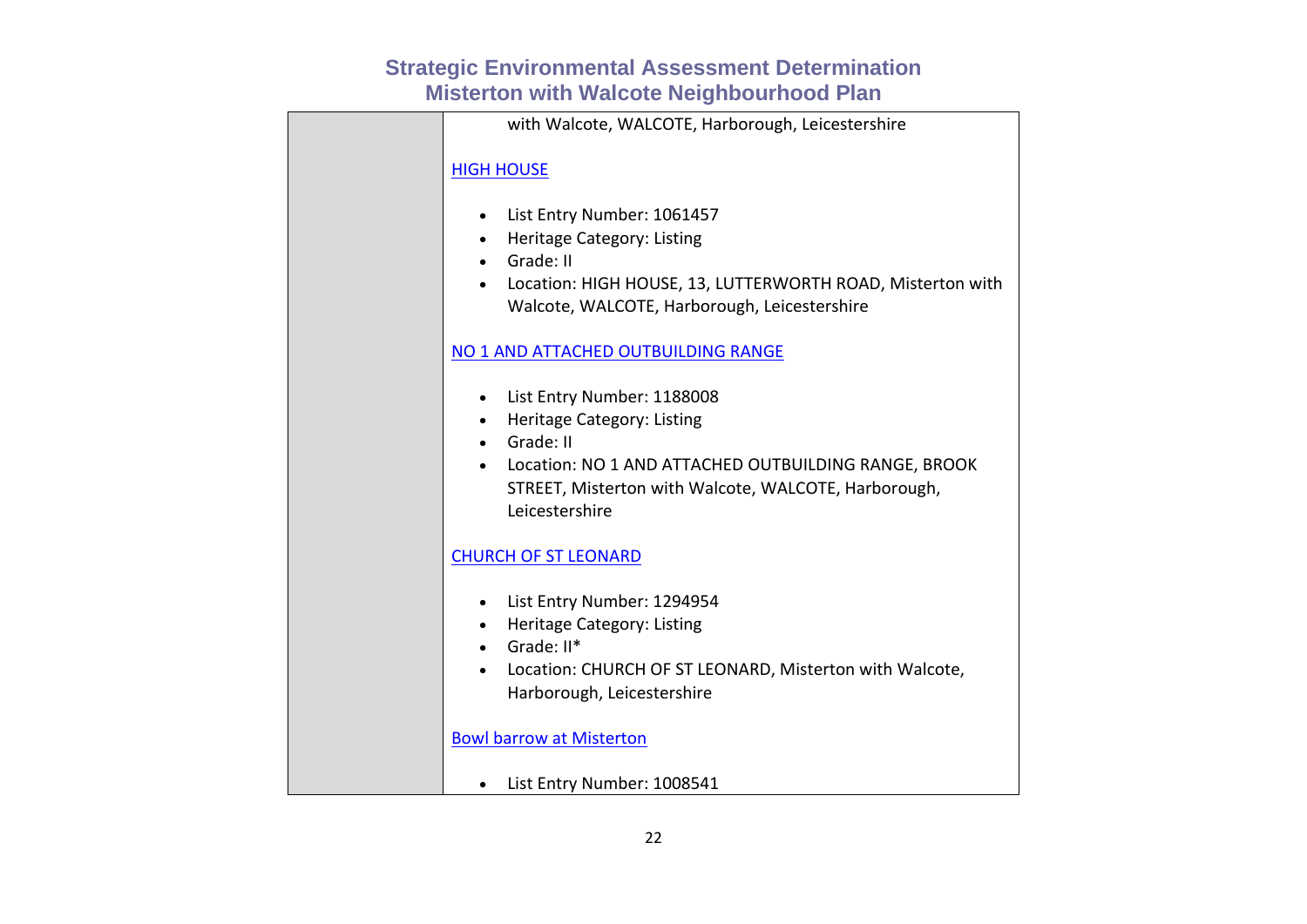| | with Walcote, WALCOTE, Harborough, Leicestershire<br><br>HIGH HOUSE<br><br>• List Entry Number: 1061457<br>• Heritage Category: Listing<br>• Grade: II<br>• Location: HIGH HOUSE, 13, LUTTERWORTH ROAD, Misterton with Walcote, WALCOTE, Harborough, Leicestershire<br><br>NO 1 AND ATTACHED OUTBUILDING RANGE<br><br>• List Entry Number: 1188008<br>• Heritage Category: Listing<br>• Grade: II<br>• Location: NO 1 AND ATTACHED OUTBUILDING RANGE, BROOK STREET, Misterton with Walcote, WALCOTE, Harborough, Leicestershire<br><br>CHURCH OF ST LEONARD<br><br>• List Entry Number: 1294954<br>• Heritage Category: Listing<br>• Grade: II*<br>• Location: CHURCH OF ST LEONARD, Misterton with Walcote, Harborough, Leicestershire<br><br>Bowl barrow at Misterton<br><br>• List Entry Number: 1008541 |
|---|---|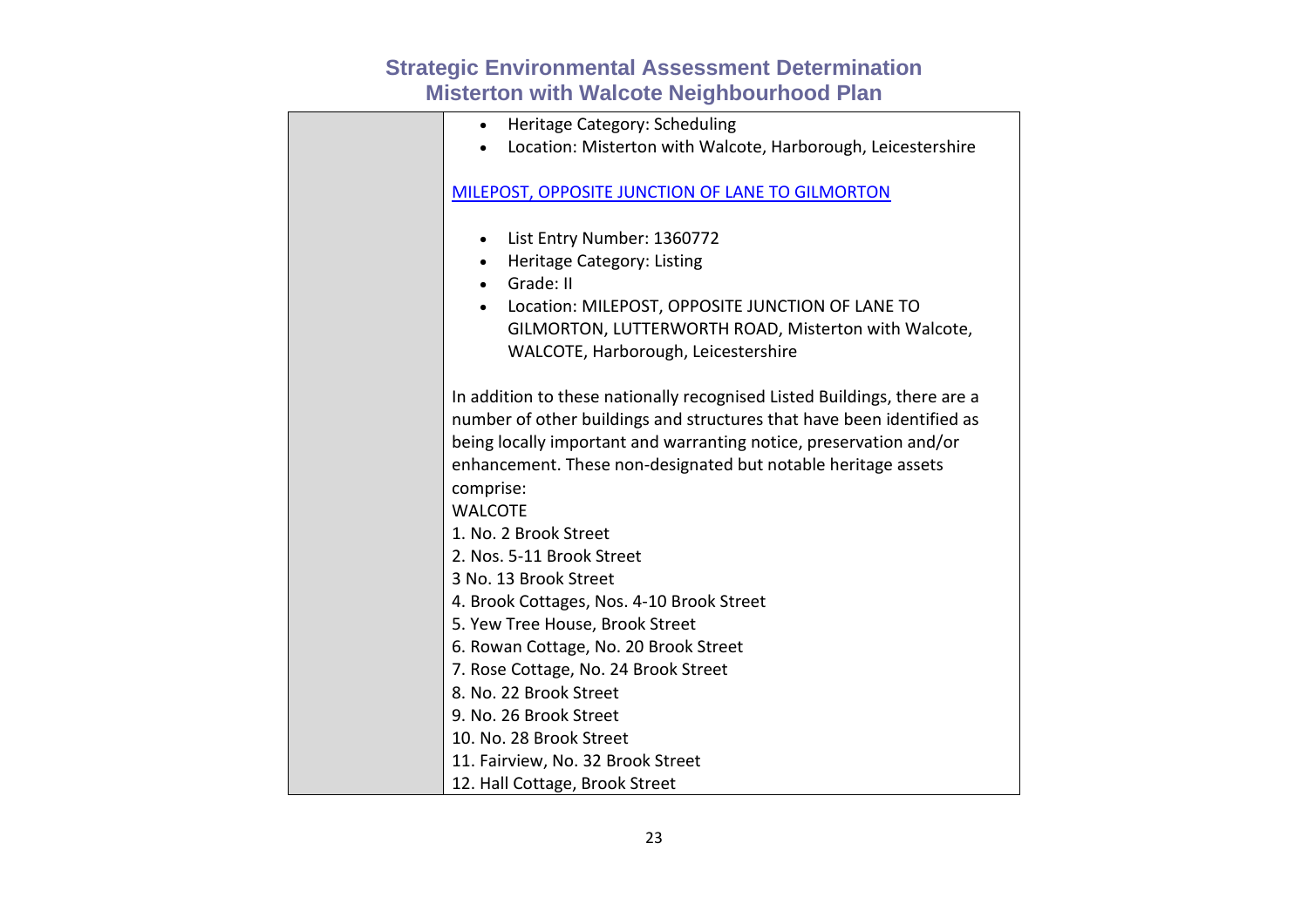| | |
|---|---|
| | • Heritage Category: Scheduling<br>• Location: Misterton with Walcote, Harborough, Leicestershire<br><br>[MILEPOST, OPPOSITE JUNCTION OF LANE TO GILMORTON]<br><br>• List Entry Number: 1360772<br>• Heritage Category: Listing<br>• Grade: II<br>• Location: MILEPOST, OPPOSITE JUNCTION OF LANE TO GILMORTON, LUTTERWORTH ROAD, Misterton with Walcote, WALCOTE, Harborough, Leicestershire<br><br>In addition to these nationally recognised Listed Buildings, there are a number of other buildings and structures that have been identified as being locally important and warranting notice, preservation and/or enhancement. These non-designated but notable heritage assets comprise:<br>WALCOTE<br>1. No. 2 Brook Street<br>2. Nos. 5-11 Brook Street<br>3 No. 13 Brook Street<br>4. Brook Cottages, Nos. 4-10 Brook Street<br>5. Yew Tree House, Brook Street<br>6. Rowan Cottage, No. 20 Brook Street<br>7. Rose Cottage, No. 24 Brook Street<br>8. No. 22 Brook Street<br>9. No. 26 Brook Street<br>10. No. 28 Brook Street<br>11. Fairview, No. 32 Brook Street<br>12. Hall Cottage, Brook Street |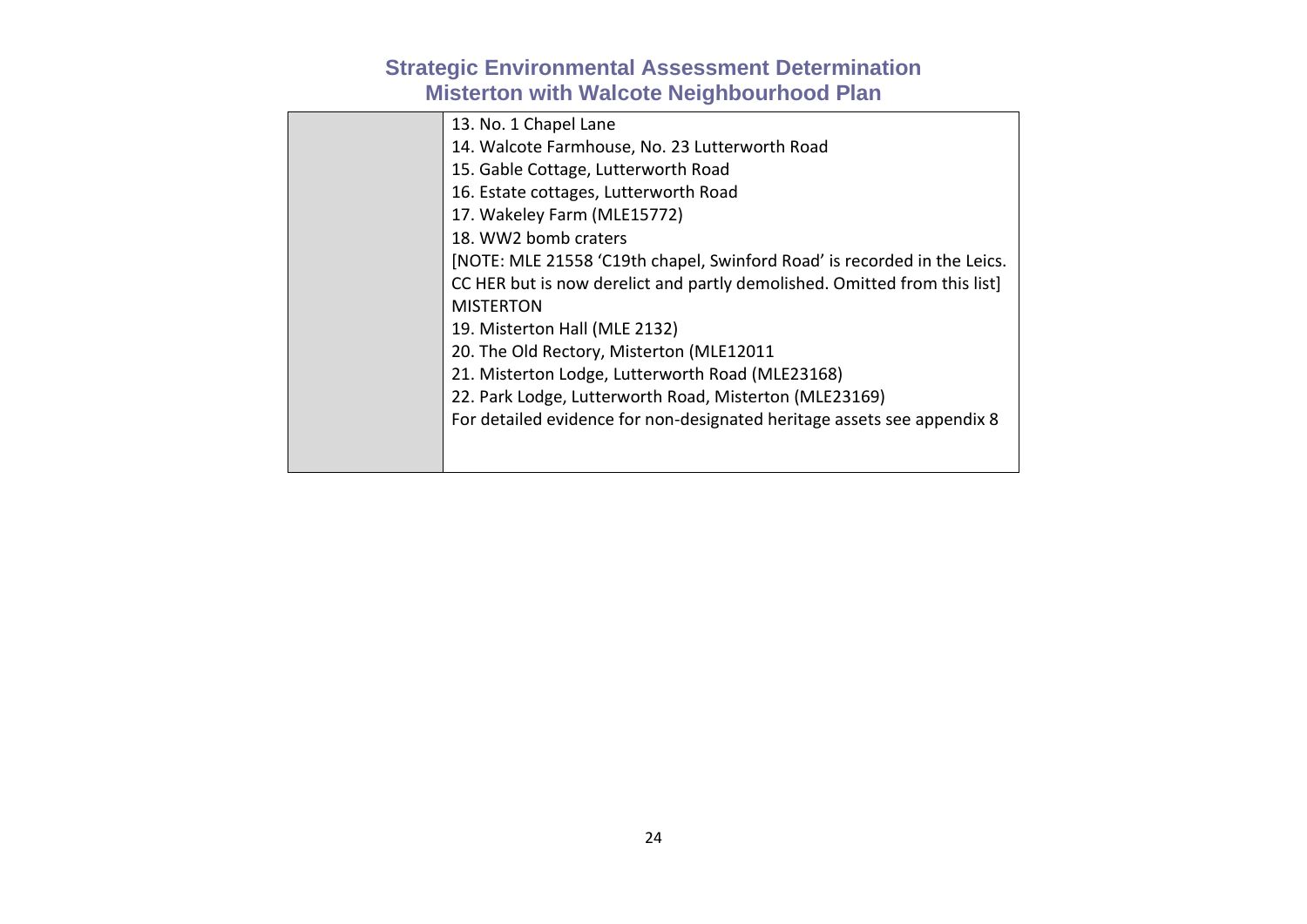|  |  |
|---|---|
|  | 13. No. 1 Chapel Lane<br>14. Walcote Farmhouse, No. 23 Lutterworth Road<br>15. Gable Cottage, Lutterworth Road<br>16. Estate cottages, Lutterworth Road<br>17. Wakeley Farm (MLE15772)<br>18. WW2 bomb craters<br>[NOTE: MLE 21558 'C19th chapel, Swinford Road' is recorded in the Leics. CC HER but is now derelict and partly demolished. Omitted from this list]<br>MISTERTON<br>19. Misterton Hall (MLE 2132)<br>20. The Old Rectory, Misterton (MLE12011<br>21. Misterton Lodge, Lutterworth Road (MLE23168)<br>22. Park Lodge, Lutterworth Road, Misterton (MLE23169)<br>For detailed evidence for non-designated heritage assets see appendix 8 |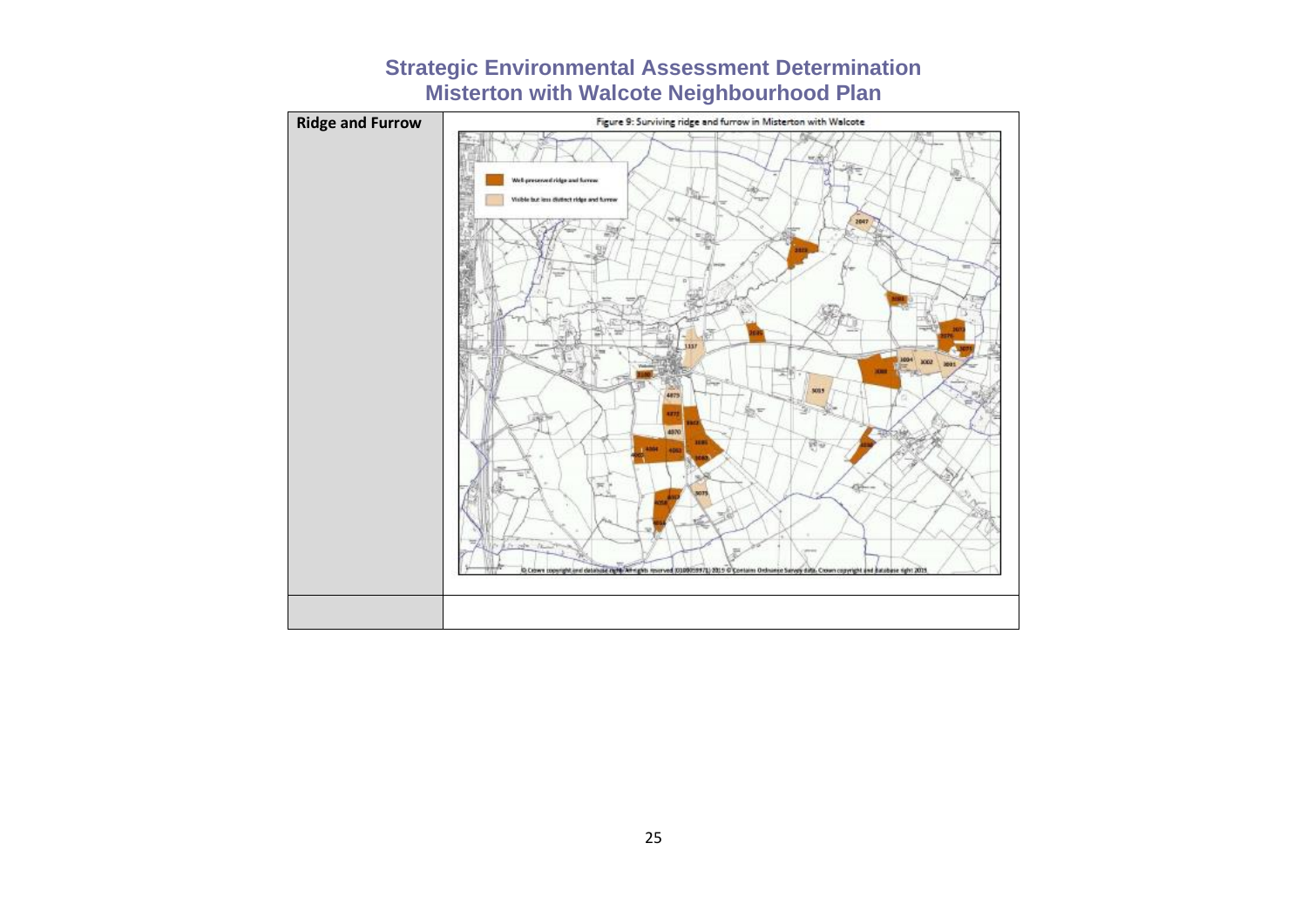| Ridge and Furrow | Figure 9: Surviving ridge and furrow in Misterton with Walcote |
| --- | --- |
| | |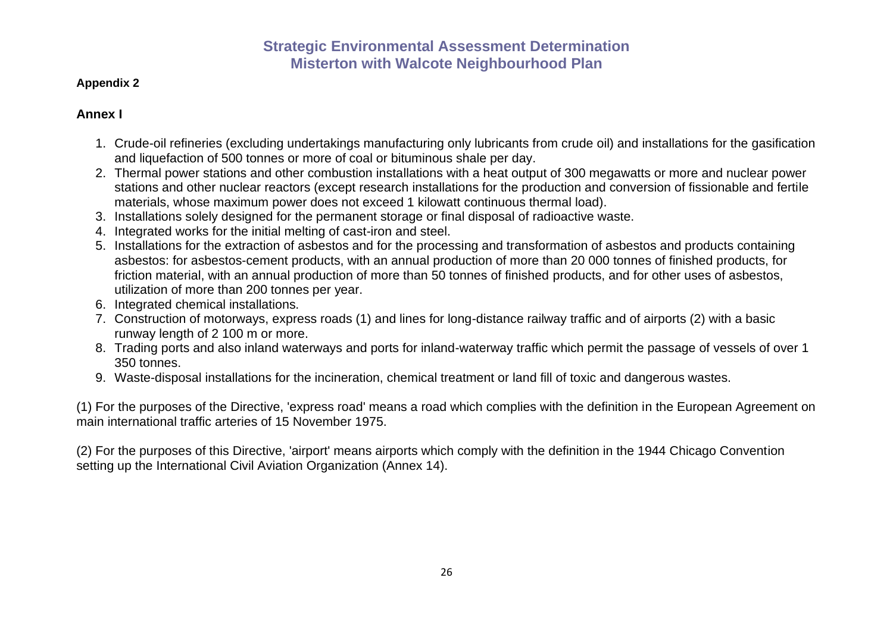**Appendix 2**

## Annex I

1. Crude-oil refineries (excluding undertakings manufacturing only lubricants from crude oil) and installations for the gasification and liquefaction of 500 tonnes or more of coal or bituminous shale per day.
2. Thermal power stations and other combustion installations with a heat output of 300 megawatts or more and nuclear power stations and other nuclear reactors (except research installations for the production and conversion of fissionable and fertile materials, whose maximum power does not exceed 1 kilowatt continuous thermal load).
3. Installations solely designed for the permanent storage or final disposal of radioactive waste.
4. Integrated works for the initial melting of cast-iron and steel.
5. Installations for the extraction of asbestos and for the processing and transformation of asbestos and products containing asbestos: for asbestos-cement products, with an annual production of more than 20 000 tonnes of finished products, for friction material, with an annual production of more than 50 tonnes of finished products, and for other uses of asbestos, utilization of more than 200 tonnes per year.
6. Integrated chemical installations.
7. Construction of motorways, express roads (1) and lines for long-distance railway traffic and of airports (2) with a basic runway length of 2 100 m or more.
8. Trading ports and also inland waterways and ports for inland-waterway traffic which permit the passage of vessels of over 1 350 tonnes.
9. Waste-disposal installations for the incineration, chemical treatment or land fill of toxic and dangerous wastes.

(1) For the purposes of the Directive, 'express road' means a road which complies with the definition in the European Agreement on main international traffic arteries of 15 November 1975.

(2) For the purposes of this Directive, 'airport' means airports which comply with the definition in the 1944 Chicago Convention setting up the International Civil Aviation Organization (Annex 14).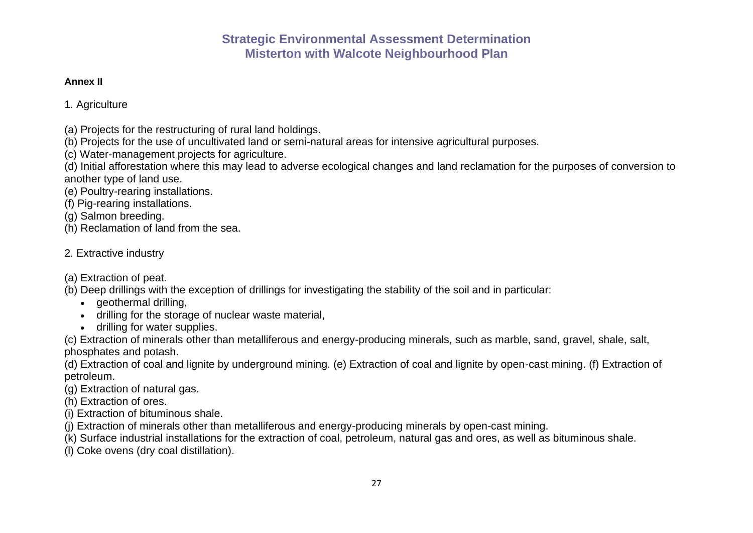**Annex II**

1. Agriculture

(a) Projects for the restructuring of rural land holdings.
(b) Projects for the use of uncultivated land or semi-natural areas for intensive agricultural purposes.
(c) Water-management projects for agriculture.
(d) Initial afforestation where this may lead to adverse ecological changes and land reclamation for the purposes of conversion to another type of land use.
(e) Poultry-rearing installations.
(f) Pig-rearing installations.
(g) Salmon breeding.
(h) Reclamation of land from the sea.

2. Extractive industry

(a) Extraction of peat.
(b) Deep drillings with the exception of drillings for investigating the stability of the soil and in particular:

- geothermal drilling,
- drilling for the storage of nuclear waste material,
- drilling for water supplies.

(c) Extraction of minerals other than metalliferous and energy-producing minerals, such as marble, sand, gravel, shale, salt, phosphates and potash.
(d) Extraction of coal and lignite by underground mining. (e) Extraction of coal and lignite by open-cast mining. (f) Extraction of petroleum.
(g) Extraction of natural gas.
(h) Extraction of ores.
(i) Extraction of bituminous shale.
(j) Extraction of minerals other than metalliferous and energy-producing minerals by open-cast mining.
(k) Surface industrial installations for the extraction of coal, petroleum, natural gas and ores, as well as bituminous shale.
(l) Coke ovens (dry coal distillation).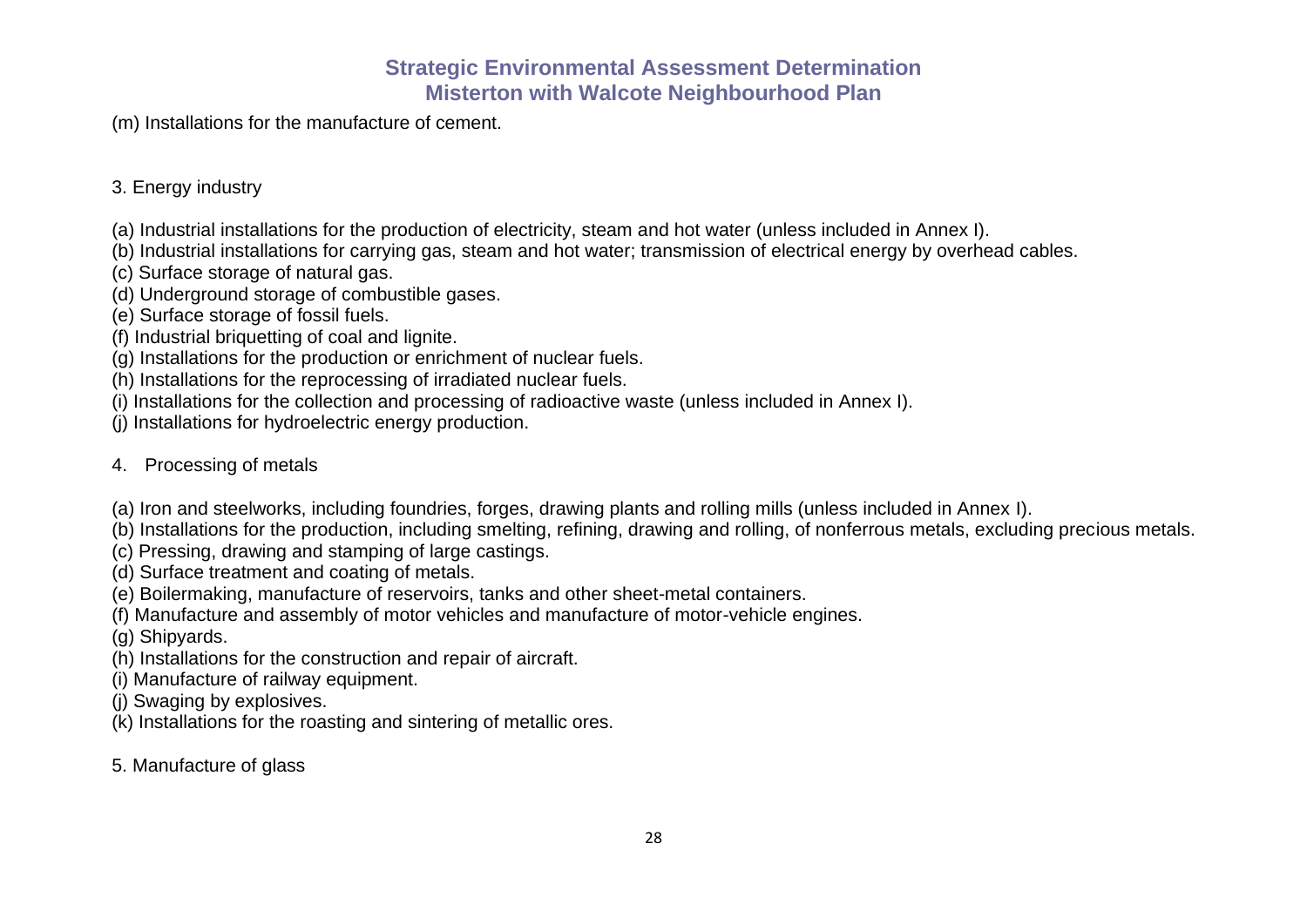(m) Installations for the manufacture of cement.

3. Energy industry

(a) Industrial installations for the production of electricity, steam and hot water (unless included in Annex I).
(b) Industrial installations for carrying gas, steam and hot water; transmission of electrical energy by overhead cables.
(c) Surface storage of natural gas.
(d) Underground storage of combustible gases.
(e) Surface storage of fossil fuels.
(f) Industrial briquetting of coal and lignite.
(g) Installations for the production or enrichment of nuclear fuels.
(h) Installations for the reprocessing of irradiated nuclear fuels.
(i) Installations for the collection and processing of radioactive waste (unless included in Annex I).
(j) Installations for hydroelectric energy production.

4. Processing of metals

(a) Iron and steelworks, including foundries, forges, drawing plants and rolling mills (unless included in Annex I).
(b) Installations for the production, including smelting, refining, drawing and rolling, of nonferrous metals, excluding precious metals.
(c) Pressing, drawing and stamping of large castings.
(d) Surface treatment and coating of metals.
(e) Boilermaking, manufacture of reservoirs, tanks and other sheet-metal containers.
(f) Manufacture and assembly of motor vehicles and manufacture of motor-vehicle engines.
(g) Shipyards.
(h) Installations for the construction and repair of aircraft.
(i) Manufacture of railway equipment.
(j) Swaging by explosives.
(k) Installations for the roasting and sintering of metallic ores.

5. Manufacture of glass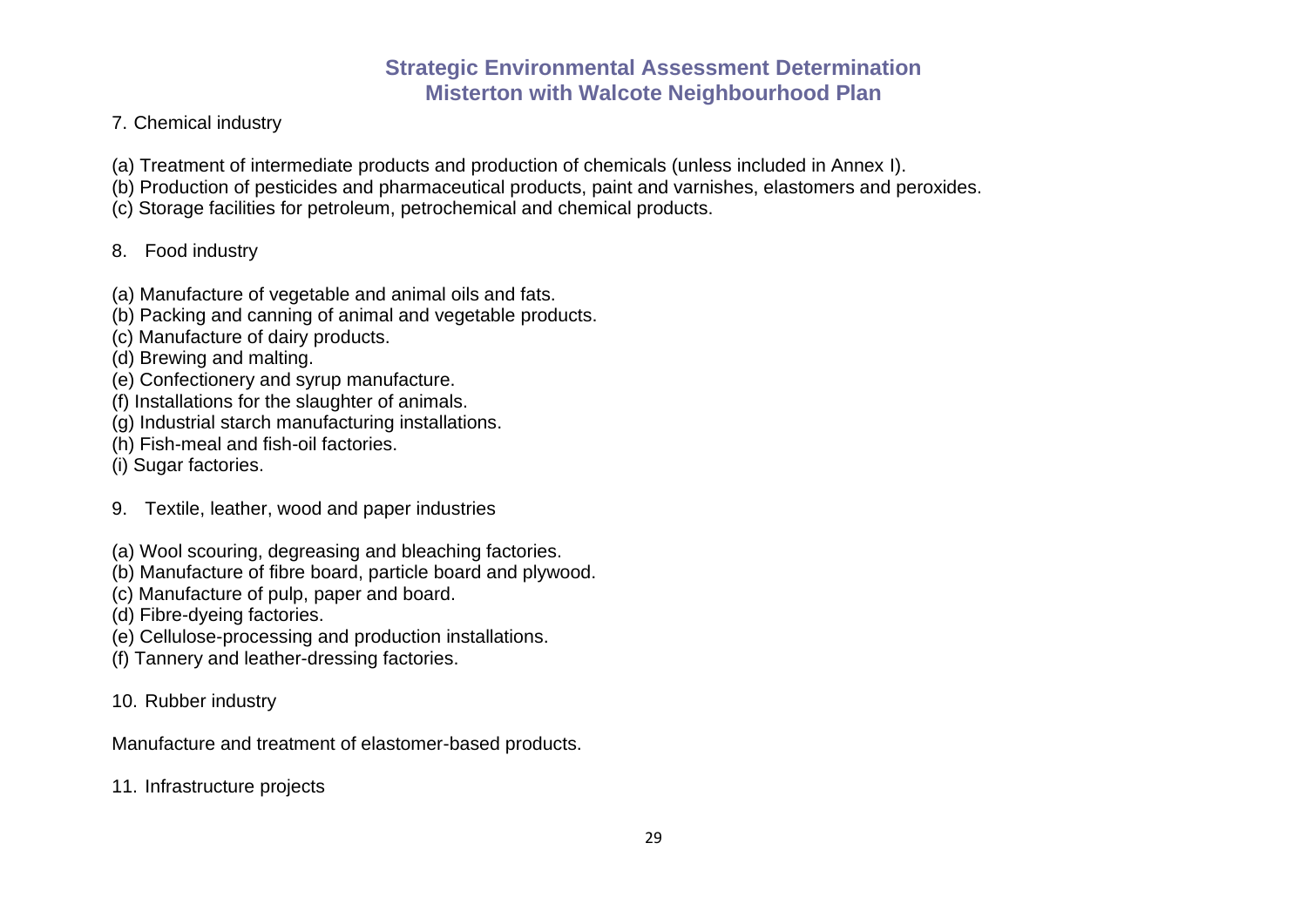7. Chemical industry

(a) Treatment of intermediate products and production of chemicals (unless included in Annex I).
(b) Production of pesticides and pharmaceutical products, paint and varnishes, elastomers and peroxides.
(c) Storage facilities for petroleum, petrochemical and chemical products.

8. Food industry

(a) Manufacture of vegetable and animal oils and fats.
(b) Packing and canning of animal and vegetable products.
(c) Manufacture of dairy products.
(d) Brewing and malting.
(e) Confectionery and syrup manufacture.
(f) Installations for the slaughter of animals.
(g) Industrial starch manufacturing installations.
(h) Fish-meal and fish-oil factories.
(i) Sugar factories.

9. Textile, leather, wood and paper industries

(a) Wool scouring, degreasing and bleaching factories.
(b) Manufacture of fibre board, particle board and plywood.
(c) Manufacture of pulp, paper and board.
(d) Fibre-dyeing factories.
(e) Cellulose-processing and production installations.
(f) Tannery and leather-dressing factories.

10. Rubber industry

Manufacture and treatment of elastomer-based products.

11. Infrastructure projects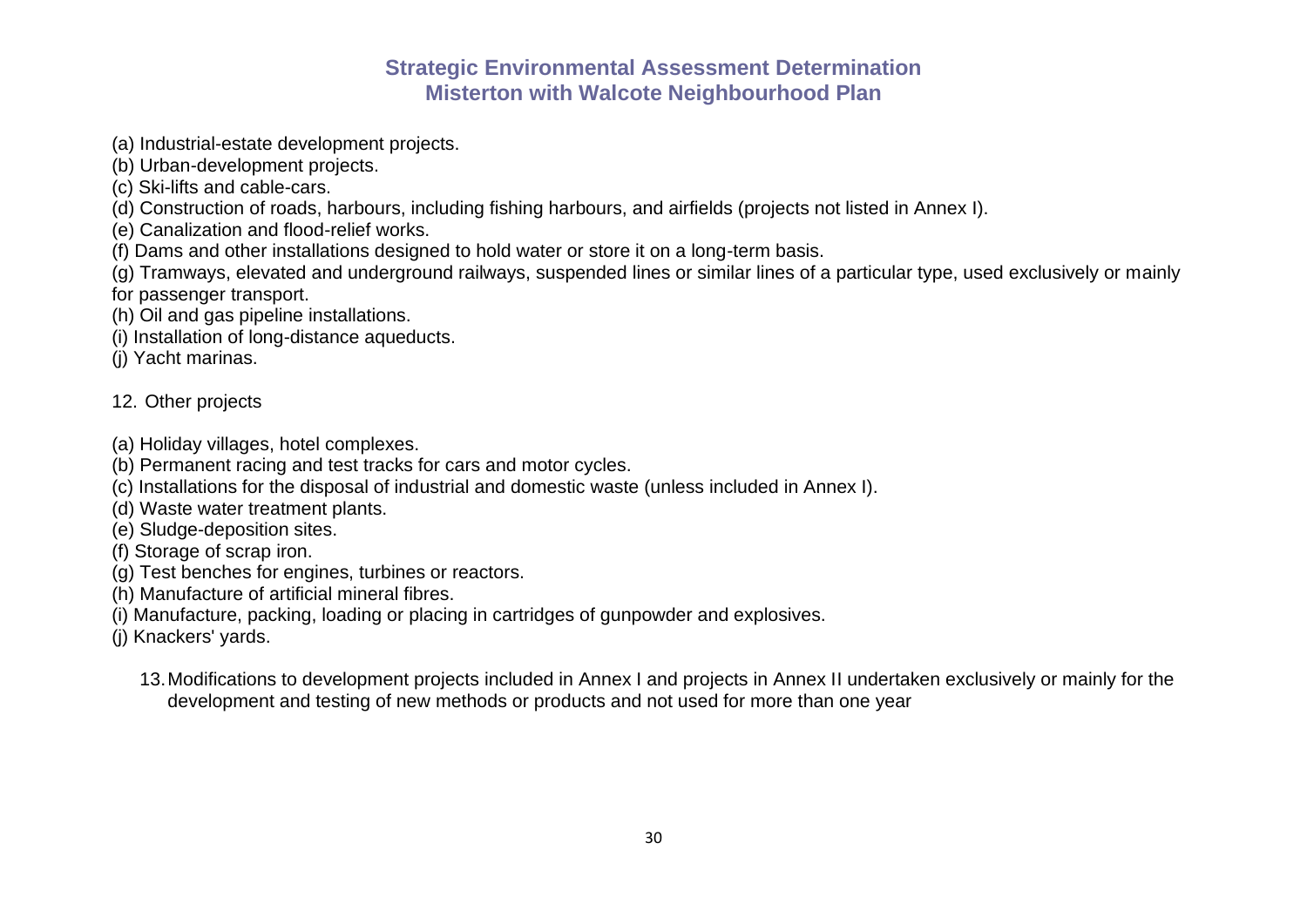(a) Industrial-estate development projects.
(b) Urban-development projects.
(c) Ski-lifts and cable-cars.
(d) Construction of roads, harbours, including fishing harbours, and airfields (projects not listed in Annex I).
(e) Canalization and flood-relief works.
(f) Dams and other installations designed to hold water or store it on a long-term basis.
(g) Tramways, elevated and underground railways, suspended lines or similar lines of a particular type, used exclusively or mainly for passenger transport.
(h) Oil and gas pipeline installations.
(i) Installation of long-distance aqueducts.
(j) Yacht marinas.

12. Other projects

(a) Holiday villages, hotel complexes.
(b) Permanent racing and test tracks for cars and motor cycles.
(c) Installations for the disposal of industrial and domestic waste (unless included in Annex I).
(d) Waste water treatment plants.
(e) Sludge-deposition sites.
(f) Storage of scrap iron.
(g) Test benches for engines, turbines or reactors.
(h) Manufacture of artificial mineral fibres.
(i) Manufacture, packing, loading or placing in cartridges of gunpowder and explosives.
(j) Knackers' yards.

13. Modifications to development projects included in Annex I and projects in Annex II undertaken exclusively or mainly for the development and testing of new methods or products and not used for more than one year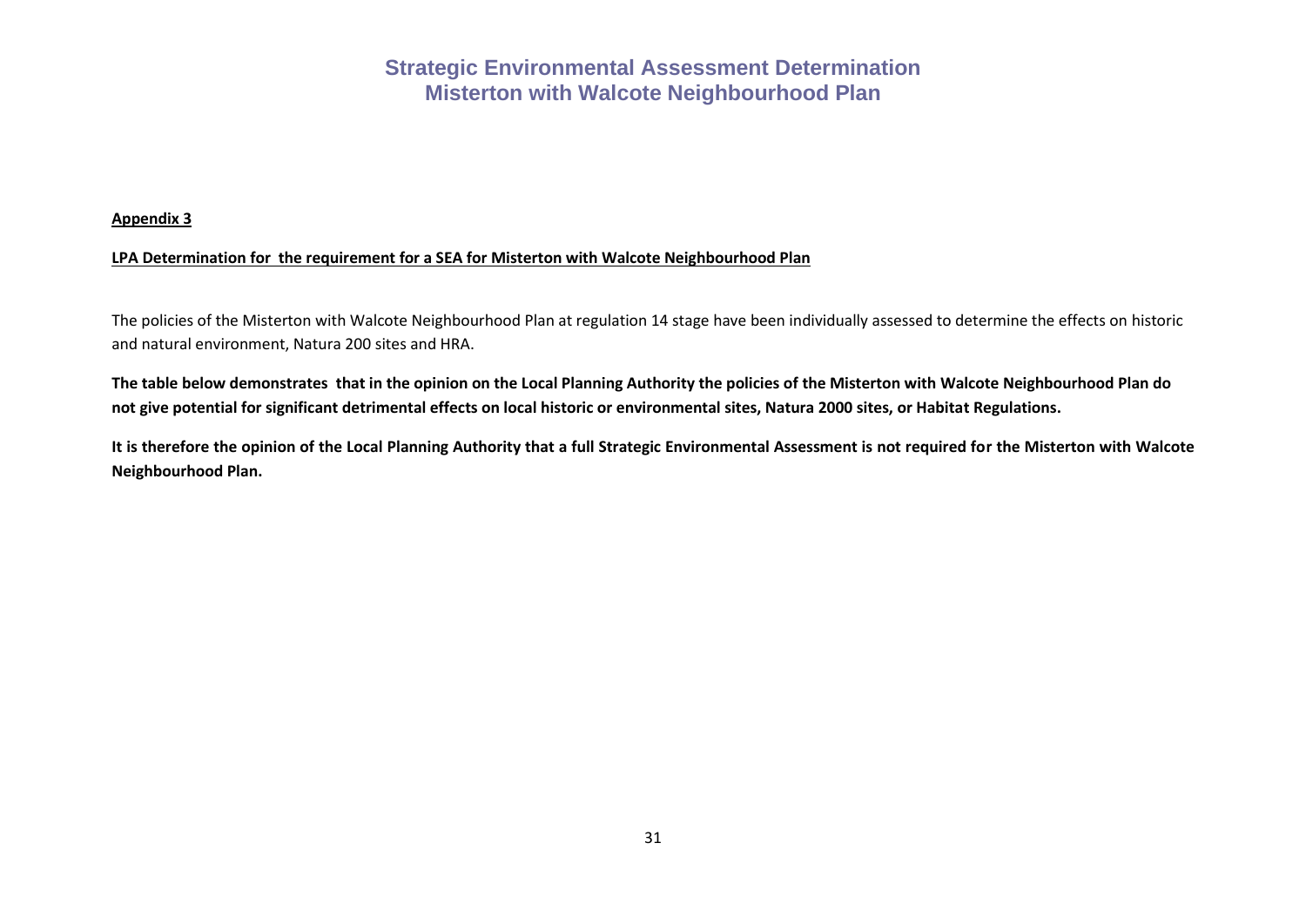**<u>Appendix 3</u>**

**<u>LPA Determination for  the requirement for a SEA for Misterton with Walcote Neighbourhood Plan</u>**

The policies of the Misterton with Walcote Neighbourhood Plan at regulation 14 stage have been individually assessed to determine the effects on historic and natural environment, Natura 200 sites and HRA.

**The table below demonstrates  that in the opinion on the Local Planning Authority the policies of the Misterton with Walcote Neighbourhood Plan do not give potential for significant detrimental effects on local historic or environmental sites, Natura 2000 sites, or Habitat Regulations.**

**It is therefore the opinion of the Local Planning Authority that a full Strategic Environmental Assessment is not required for the Misterton with Walcote Neighbourhood Plan.**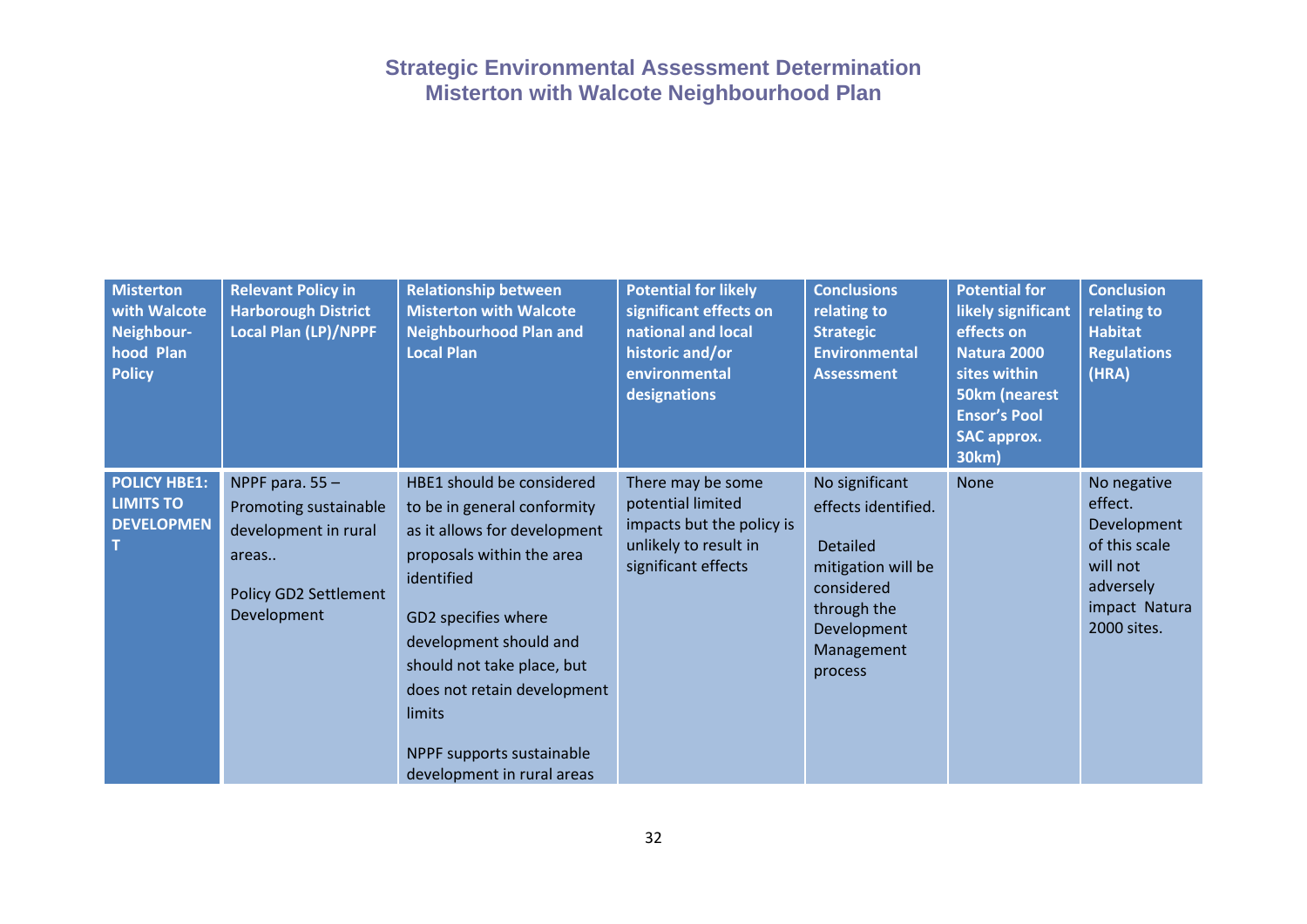# Strategic Environmental Assessment Determination
## Misterton with Walcote Neighbourhood Plan

| Misterton with Walcote Neighbour-hood Plan Policy | Relevant Policy in Harborough District Local Plan (LP)/NPPF | Relationship between Misterton with Walcote Neighbourhood Plan and Local Plan | Potential for likely significant effects on national and local historic and/or environmental designations | Conclusions relating to Strategic Environmental Assessment | Potential for likely significant effects on Natura 2000 sites within 50km (nearest Ensor's Pool SAC approx. 30km) | Conclusion relating to Habitat Regulations (HRA) |
|---|---|---|---|---|---|---|
| **POLICY HBE1: LIMITS TO DEVELOPMENT** | NPPF para. 55 – Promoting sustainable development in rural areas..<br><br>Policy GD2 Settlement Development | HBE1 should be considered to be in general conformity as it allows for development proposals within the area identified<br><br>GD2 specifies where development should and should not take place, but does not retain development limits<br><br>NPPF supports sustainable development in rural areas | There may be some potential limited impacts but the policy is unlikely to result in significant effects | No significant effects identified.<br><br>Detailed mitigation will be considered through the Development Management process | None | No negative effect. Development of this scale will not adversely impact Natura 2000 sites. |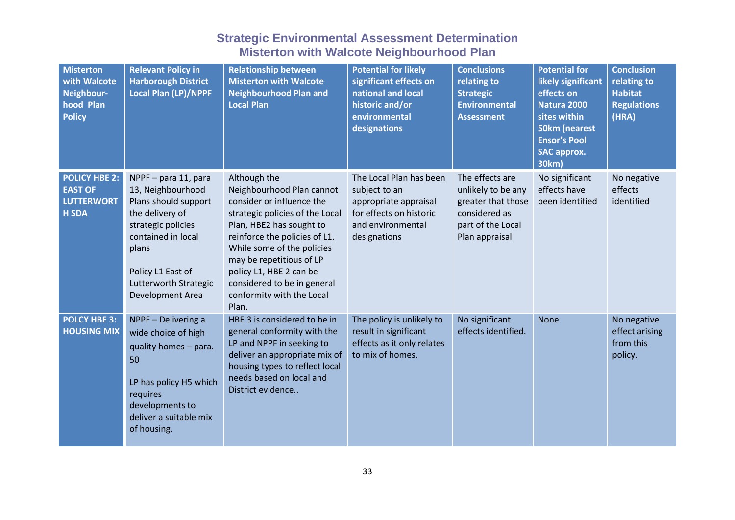# Strategic Environmental Assessment Determination
## Misterton with Walcote Neighbourhood Plan

| Misterton with Walcote Neighbour-hood Plan Policy | Relevant Policy in Harborough District Local Plan (LP)/NPPF | Relationship between Misterton with Walcote Neighbourhood Plan and Local Plan | Potential for likely significant effects on national and local historic and/or environmental designations | Conclusions relating to Strategic Environmental Assessment | Potential for likely significant effects on Natura 2000 sites within 50km (nearest Ensor's Pool SAC approx. 30km) | Conclusion relating to Habitat Regulations (HRA) |
|---|---|---|---|---|---|---|
| **POLICY HBE 2: EAST OF LUTTERWORTH SDA** | NPPF – para 11, para 13, Neighbourhood Plans should support the delivery of strategic policies contained in local plans<br><br>Policy L1 East of Lutterworth Strategic Development Area | Although the Neighbourhood Plan cannot consider or influence the strategic policies of the Local Plan, HBE2 has sought to reinforce the policies of L1. While some of the policies may be repetitious of LP policy L1, HBE 2 can be considered to be in general conformity with the Local Plan. | The Local Plan has been subject to an appropriate appraisal for effects on historic and environmental designations | The effects are unlikely to be any greater that those considered as part of the Local Plan appraisal | No significant effects have been identified | No negative effects identified |
| **POLCY HBE 3: HOUSING MIX** | NPPF – Delivering a wide choice of high quality homes – para. 50<br><br>LP has policy H5 which requires developments to deliver a suitable mix of housing. | HBE 3 is considered to be in general conformity with the LP and NPPF in seeking to deliver an appropriate mix of housing types to reflect local needs based on local and District evidence.. | The policy is unlikely to result in significant effects as it only relates to mix of homes. | No significant effects identified. | None | No negative effect arising from this policy. |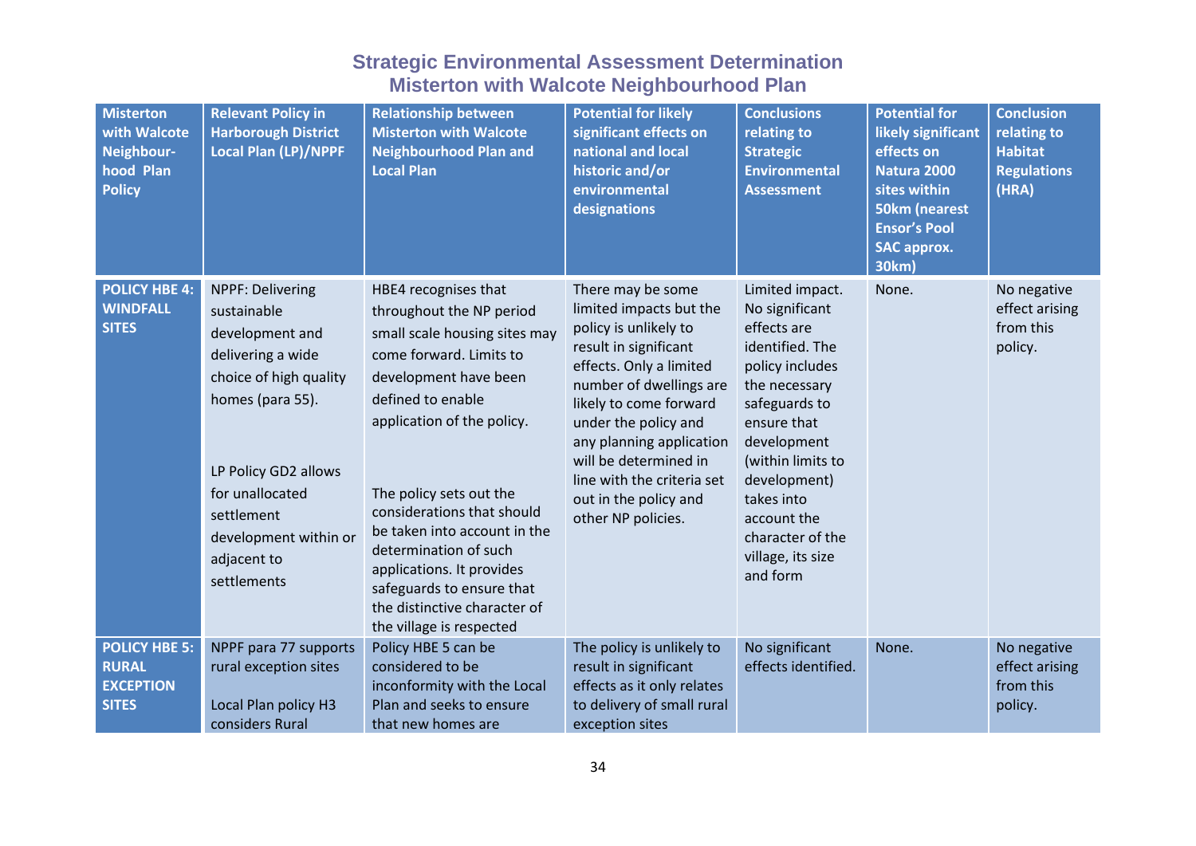# Strategic Environmental Assessment Determination
# Misterton with Walcote Neighbourhood Plan

| Misterton with Walcote Neighbour-hood Plan Policy | Relevant Policy in Harborough District Local Plan (LP)/NPPF | Relationship between Misterton with Walcote Neighbourhood Plan and Local Plan | Potential for likely significant effects on national and local historic and/or environmental designations | Conclusions relating to Strategic Environmental Assessment | Potential for likely significant effects on Natura 2000 sites within 50km (nearest Ensor's Pool SAC approx. 30km) | Conclusion relating to Habitat Regulations (HRA) |
|---|---|---|---|---|---|---|
| **POLICY HBE 4: WINDFALL SITES** | NPPF: Delivering sustainable development and delivering a wide choice of high quality homes (para 55).<br><br>LP Policy GD2 allows for unallocated settlement development within or adjacent to settlements | HBE4 recognises that throughout the NP period small scale housing sites may come forward. Limits to development have been defined to enable application of the policy.<br><br>The policy sets out the considerations that should be taken into account in the determination of such applications. It provides safeguards to ensure that the distinctive character of the village is respected | There may be some limited impacts but the policy is unlikely to result in significant effects. Only a limited number of dwellings are likely to come forward under the policy and any planning application will be determined in line with the criteria set out in the policy and other NP policies. | Limited impact. No significant effects are identified. The policy includes the necessary safeguards to ensure that development (within limits to development) takes into account the character of the village, its size and form | None. | No negative effect arising from this policy. |
| **POLICY HBE 5: RURAL EXCEPTION SITES** | NPPF para 77 supports rural exception sites<br><br>Local Plan policy H3 considers Rural | Policy HBE 5 can be considered to be inconformity with the Local Plan and seeks to ensure that new homes are | The policy is unlikely to result in significant effects as it only relates to delivery of small rural exception sites | No significant effects identified. | None. | No negative effect arising from this policy. |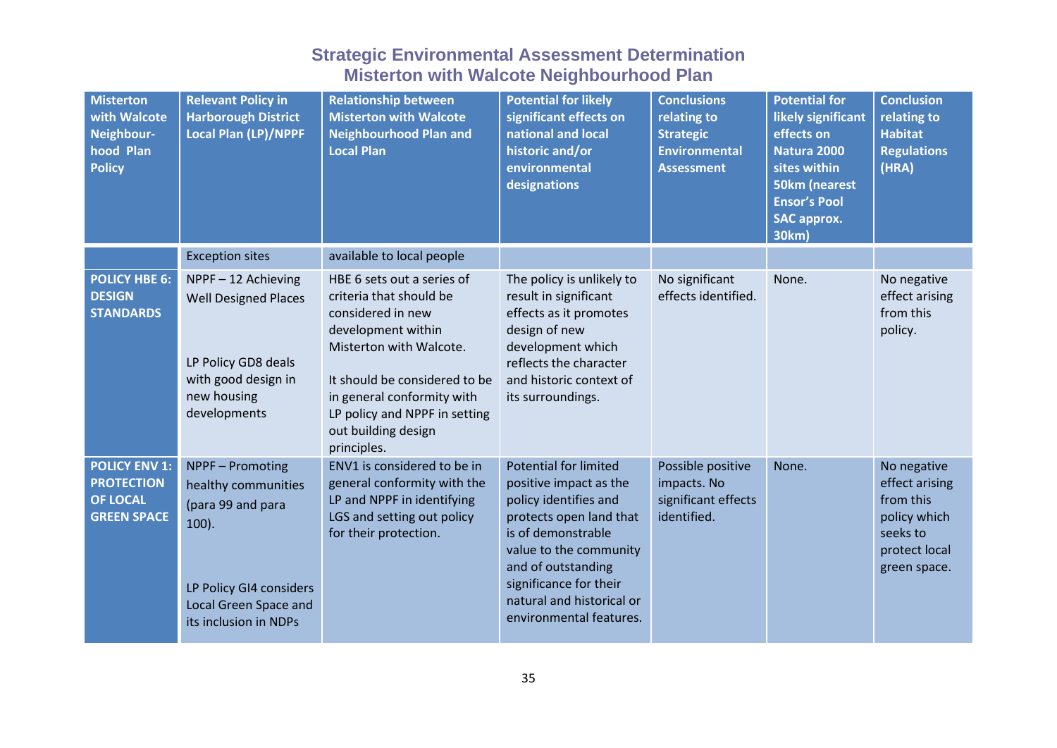## Strategic Environmental Assessment Determination
## Misterton with Walcote Neighbourhood Plan

| Misterton with Walcote Neighbour-hood Plan Policy | Relevant Policy in Harborough District Local Plan (LP)/NPPF | Relationship between Misterton with Walcote Neighbourhood Plan and Local Plan | Potential for likely significant effects on national and local historic and/or environmental designations | Conclusions relating to Strategic Environmental Assessment | Potential for likely significant effects on Natura 2000 sites within 50km (nearest Ensor's Pool SAC approx. 30km) | Conclusion relating to Habitat Regulations (HRA) |
|---|---|---|---|---|---|---|
| | Exception sites | available to local people | | | | |
| **POLICY HBE 6: DESIGN STANDARDS** | NPPF – 12 Achieving Well Designed Places<br><br>LP Policy GD8 deals with good design in new housing developments | HBE 6 sets out a series of criteria that should be considered in new development within Misterton with Walcote.<br><br>It should be considered to be in general conformity with LP policy and NPPF in setting out building design principles. | The policy is unlikely to result in significant effects as it promotes design of new development which reflects the character and historic context of its surroundings. | No significant effects identified. | None. | No negative effect arising from this policy. |
| **POLICY ENV 1: PROTECTION OF LOCAL GREEN SPACE** | NPPF – Promoting healthy communities (para 99 and para 100).<br><br>LP Policy GI4 considers Local Green Space and its inclusion in NDPs | ENV1 is considered to be in general conformity with the LP and NPPF in identifying LGS and setting out policy for their protection. | Potential for limited positive impact as the policy identifies and protects open land that is of demonstrable value to the community and of outstanding significance for their natural and historical or environmental features. | Possible positive impacts. No significant effects identified. | None. | No negative effect arising from this policy which seeks to protect local green space. |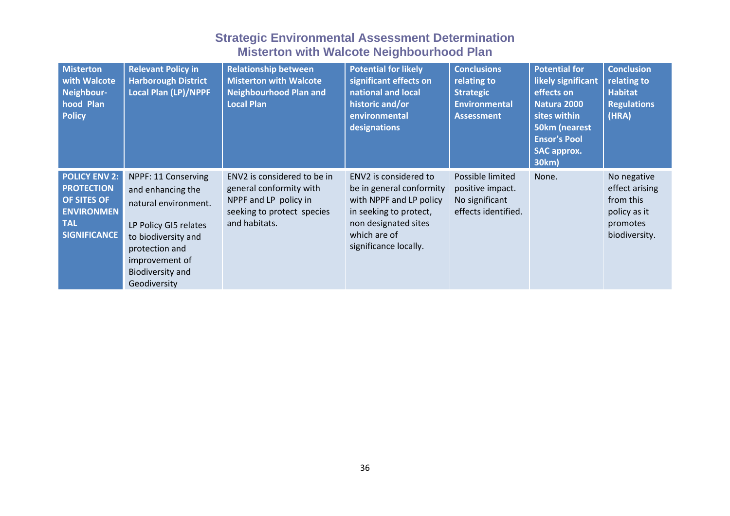# Strategic Environmental Assessment Determination
# Misterton with Walcote Neighbourhood Plan

| Misterton with Walcote Neighbour-hood Plan Policy | Relevant Policy in Harborough District Local Plan (LP)/NPPF | Relationship between Misterton with Walcote Neighbourhood Plan and Local Plan | Potential for likely significant effects on national and local historic and/or environmental designations | Conclusions relating to Strategic Environmental Assessment | Potential for likely significant effects on Natura 2000 sites within 50km (nearest Ensor's Pool SAC approx. 30km) | Conclusion relating to Habitat Regulations (HRA) |
|---|---|---|---|---|---|---|
| **POLICY ENV 2: PROTECTION OF SITES OF ENVIRONMENTAL SIGNIFICANCE** | NPPF: 11 Conserving and enhancing the natural environment.<br><br>LP Policy GI5 relates to biodiversity and protection and improvement of Biodiversity and Geodiversity | ENV2 is considered to be in general conformity with NPPF and LP policy in seeking to protect species and habitats. | ENV2 is considered to be in general conformity with NPPF and LP policy in seeking to protect, non designated sites which are of significance locally. | Possible limited positive impact. No significant effects identified. | None. | No negative effect arising from this policy as it promotes biodiversity. |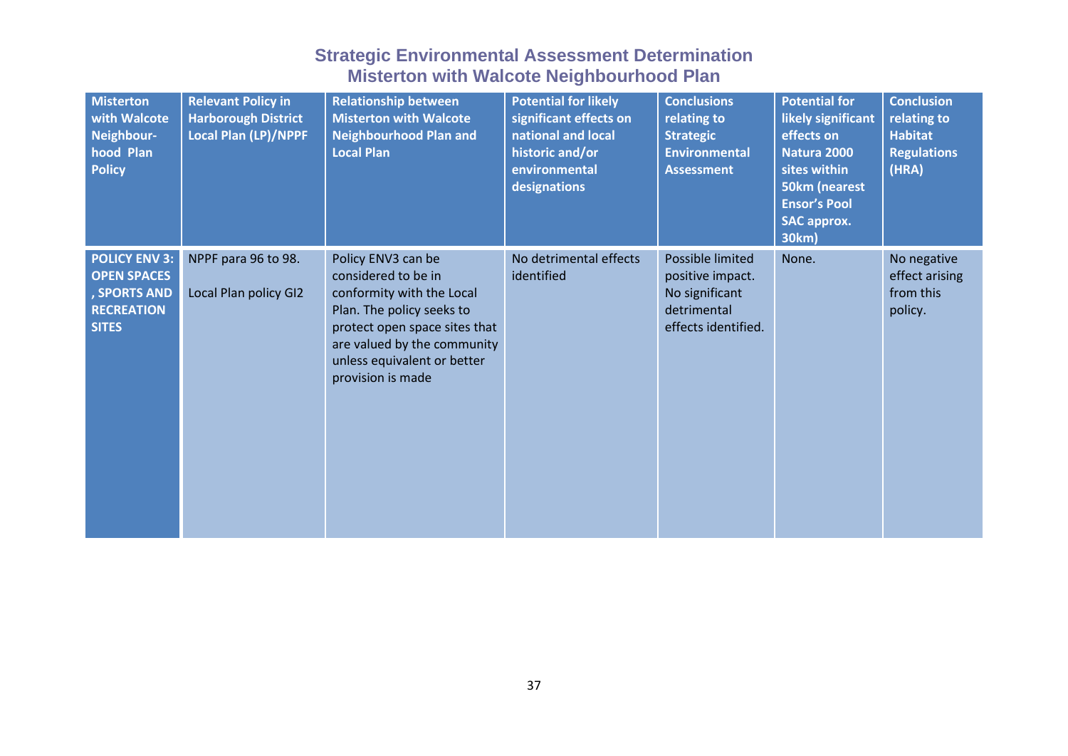# Strategic Environmental Assessment Determination
## Misterton with Walcote Neighbourhood Plan

| Misterton with Walcote Neighbour-hood Plan Policy | Relevant Policy in Harborough District Local Plan (LP)/NPPF | Relationship between Misterton with Walcote Neighbourhood Plan and Local Plan | Potential for likely significant effects on national and local historic and/or environmental designations | Conclusions relating to Strategic Environmental Assessment | Potential for likely significant effects on Natura 2000 sites within 50km (nearest Ensor's Pool SAC approx. 30km) | Conclusion relating to Habitat Regulations (HRA) |
|---|---|---|---|---|---|---|
| **POLICY ENV 3: OPEN SPACES , SPORTS AND RECREATION SITES** | NPPF para 96 to 98.<br><br>Local Plan policy GI2 | Policy ENV3 can be considered to be in conformity with the Local Plan. The policy seeks to protect open space sites that are valued by the community unless equivalent or better provision is made | No detrimental effects identified | Possible limited positive impact. No significant detrimental effects identified. | None. | No negative effect arising from this policy. |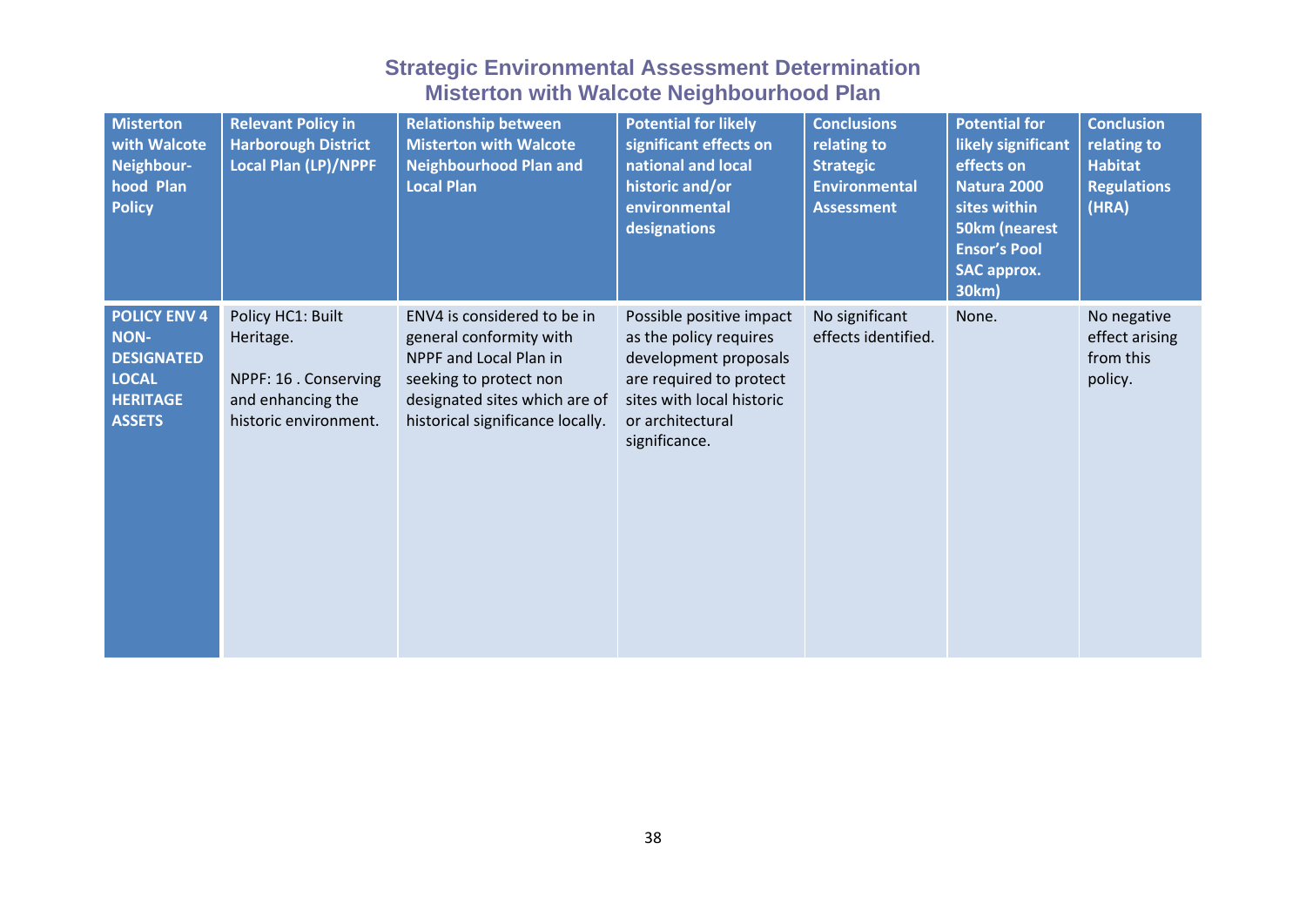# Strategic Environmental Assessment Determination
## Misterton with Walcote Neighbourhood Plan

| Misterton with Walcote Neighbour-hood Plan Policy | Relevant Policy in Harborough District Local Plan (LP)/NPPF | Relationship between Misterton with Walcote Neighbourhood Plan and Local Plan | Potential for likely significant effects on national and local historic and/or environmental designations | Conclusions relating to Strategic Environmental Assessment | Potential for likely significant effects on Natura 2000 sites within 50km (nearest Ensor's Pool SAC approx. 30km) | Conclusion relating to Habitat Regulations (HRA) |
|---|---|---|---|---|---|---|
| **POLICY ENV 4 NON-DESIGNATED LOCAL HERITAGE ASSETS** | Policy HC1: Built Heritage.<br><br>NPPF: 16 . Conserving and enhancing the historic environment. | ENV4 is considered to be in general conformity with NPPF and Local Plan in seeking to protect non designated sites which are of historical significance locally. | Possible positive impact as the policy requires development proposals are required to protect sites with local historic or architectural significance. | No significant effects identified. | None. | No negative effect arising from this policy. |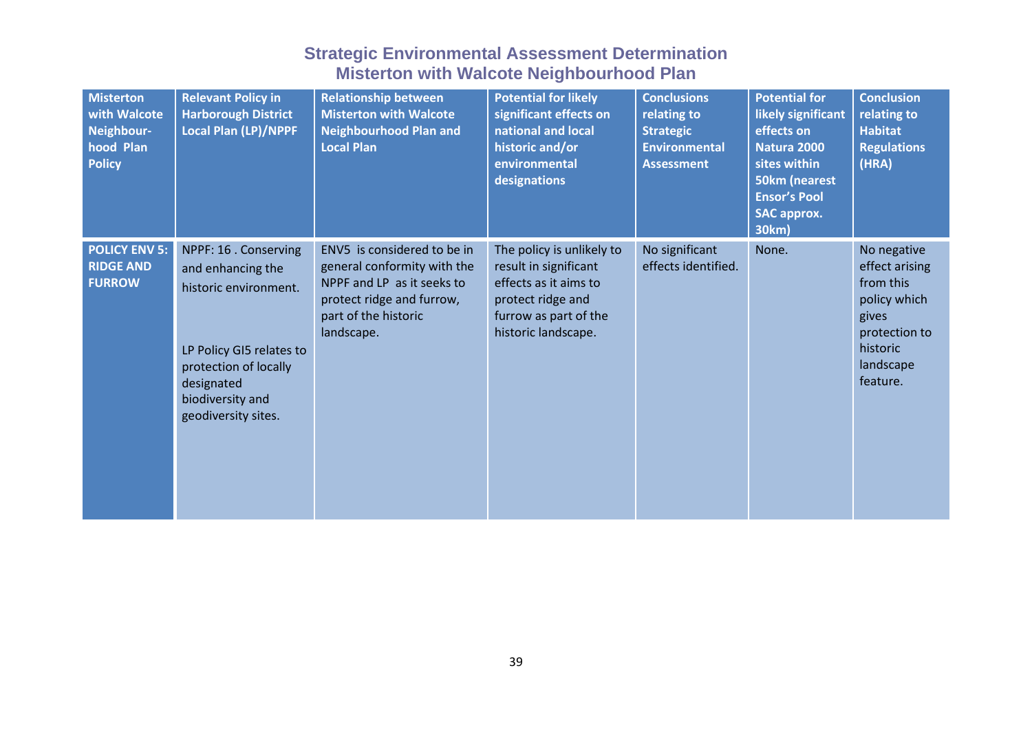# Strategic Environmental Assessment Determination
## Misterton with Walcote Neighbourhood Plan

| Misterton with Walcote Neighbour-hood Plan Policy | Relevant Policy in Harborough District Local Plan (LP)/NPPF | Relationship between Misterton with Walcote Neighbourhood Plan and Local Plan | Potential for likely significant effects on national and local historic and/or environmental designations | Conclusions relating to Strategic Environmental Assessment | Potential for likely significant effects on Natura 2000 sites within 50km (nearest Ensor's Pool SAC approx. 30km) | Conclusion relating to Habitat Regulations (HRA) |
|---|---|---|---|---|---|---|
| **POLICY ENV 5: RIDGE AND FURROW** | NPPF: 16 . Conserving and enhancing the historic environment.<br><br>LP Policy GI5 relates to protection of locally designated biodiversity and geodiversity sites. | ENV5 is considered to be in general conformity with the NPPF and LP as it seeks to protect ridge and furrow, part of the historic landscape. | The policy is unlikely to result in significant effects as it aims to protect ridge and furrow as part of the historic landscape. | No significant effects identified. | None. | No negative effect arising from this policy which gives protection to historic landscape feature. |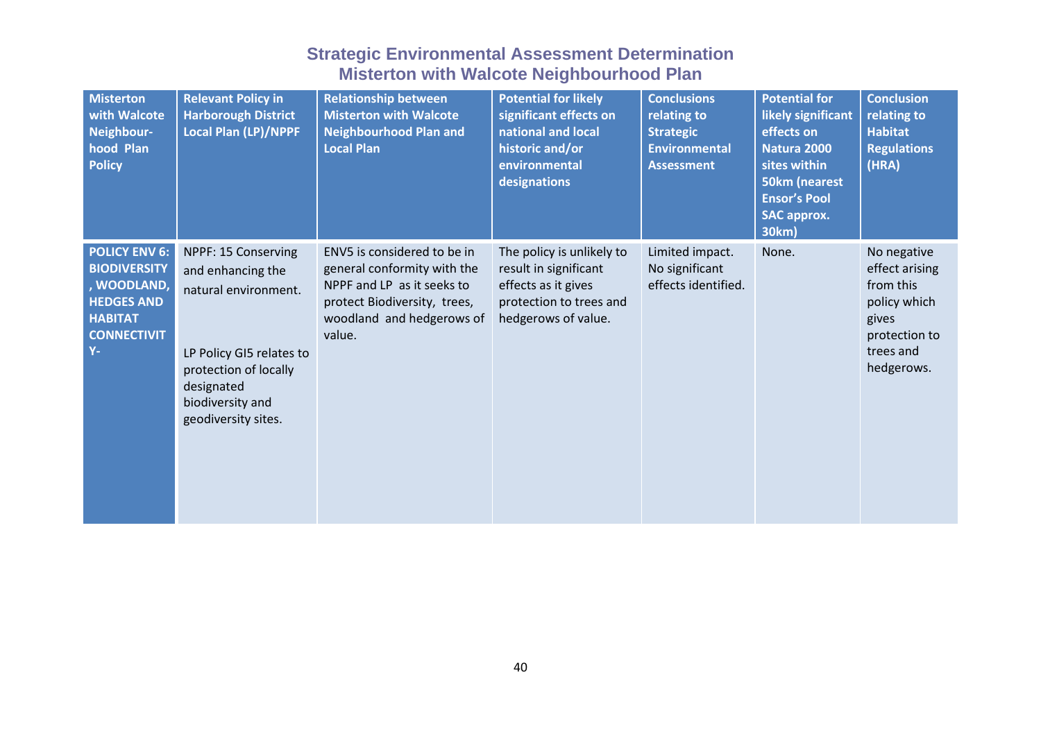## Strategic Environmental Assessment Determination
## Misterton with Walcote Neighbourhood Plan

| Misterton with Walcote Neighbour-hood Plan Policy | Relevant Policy in Harborough District Local Plan (LP)/NPPF | Relationship between Misterton with Walcote Neighbourhood Plan and Local Plan | Potential for likely significant effects on national and local historic and/or environmental designations | Conclusions relating to Strategic Environmental Assessment | Potential for likely significant effects on Natura 2000 sites within 50km (nearest Ensor's Pool SAC approx. 30km) | Conclusion relating to Habitat Regulations (HRA) |
|---|---|---|---|---|---|---|
| **POLICY ENV 6: BIODIVERSITY, WOODLAND, HEDGES AND HABITAT CONNECTIVITY-** | NPPF: 15 Conserving and enhancing the natural environment.<br><br>LP Policy GI5 relates to protection of locally designated biodiversity and geodiversity sites. | ENV5 is considered to be in general conformity with the NPPF and LP as it seeks to protect Biodiversity, trees, woodland and hedgerows of value. | The policy is unlikely to result in significant effects as it gives protection to trees and hedgerows of value. | Limited impact. No significant effects identified. | None. | No negative effect arising from this policy which gives protection to trees and hedgerows. |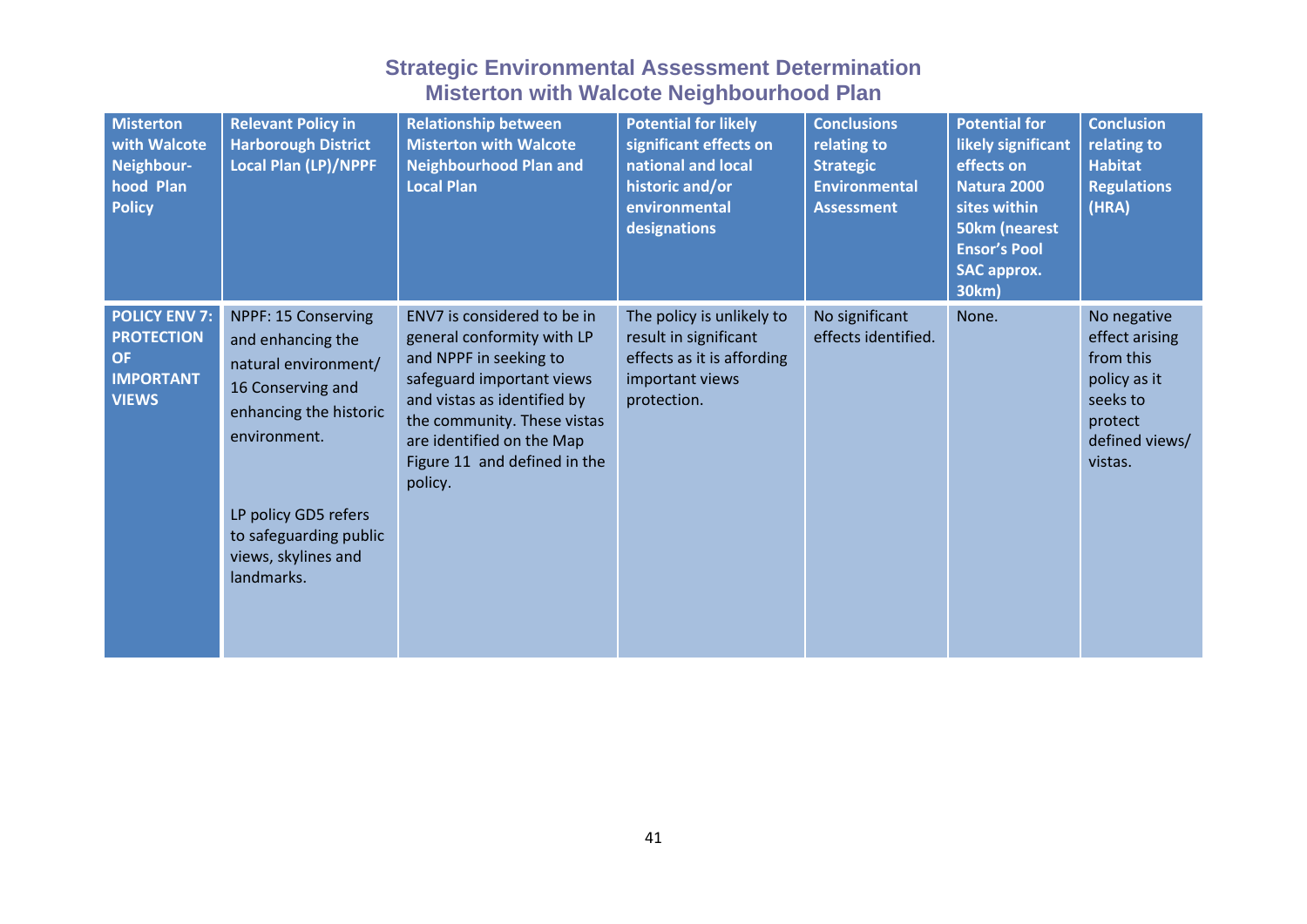# Strategic Environmental Assessment Determination
# Misterton with Walcote Neighbourhood Plan

| Misterton with Walcote Neighbour-hood Plan Policy | Relevant Policy in Harborough District Local Plan (LP)/NPPF | Relationship between Misterton with Walcote Neighbourhood Plan and Local Plan | Potential for likely significant effects on national and local historic and/or environmental designations | Conclusions relating to Strategic Environmental Assessment | Potential for likely significant effects on Natura 2000 sites within 50km (nearest Ensor's Pool SAC approx. 30km) | Conclusion relating to Habitat Regulations (HRA) |
|---|---|---|---|---|---|---|
| **POLICY ENV 7: PROTECTION OF IMPORTANT VIEWS** | NPPF: 15 Conserving and enhancing the natural environment/ 16 Conserving and enhancing the historic environment.<br><br>LP policy GD5 refers to safeguarding public views, skylines and landmarks. | ENV7 is considered to be in general conformity with LP and NPPF in seeking to safeguard important views and vistas as identified by the community. These vistas are identified on the Map Figure 11 and defined in the policy. | The policy is unlikely to result in significant effects as it is affording important views protection. | No significant effects identified. | None. | No negative effect arising from this policy as it seeks to protect defined views/ vistas. |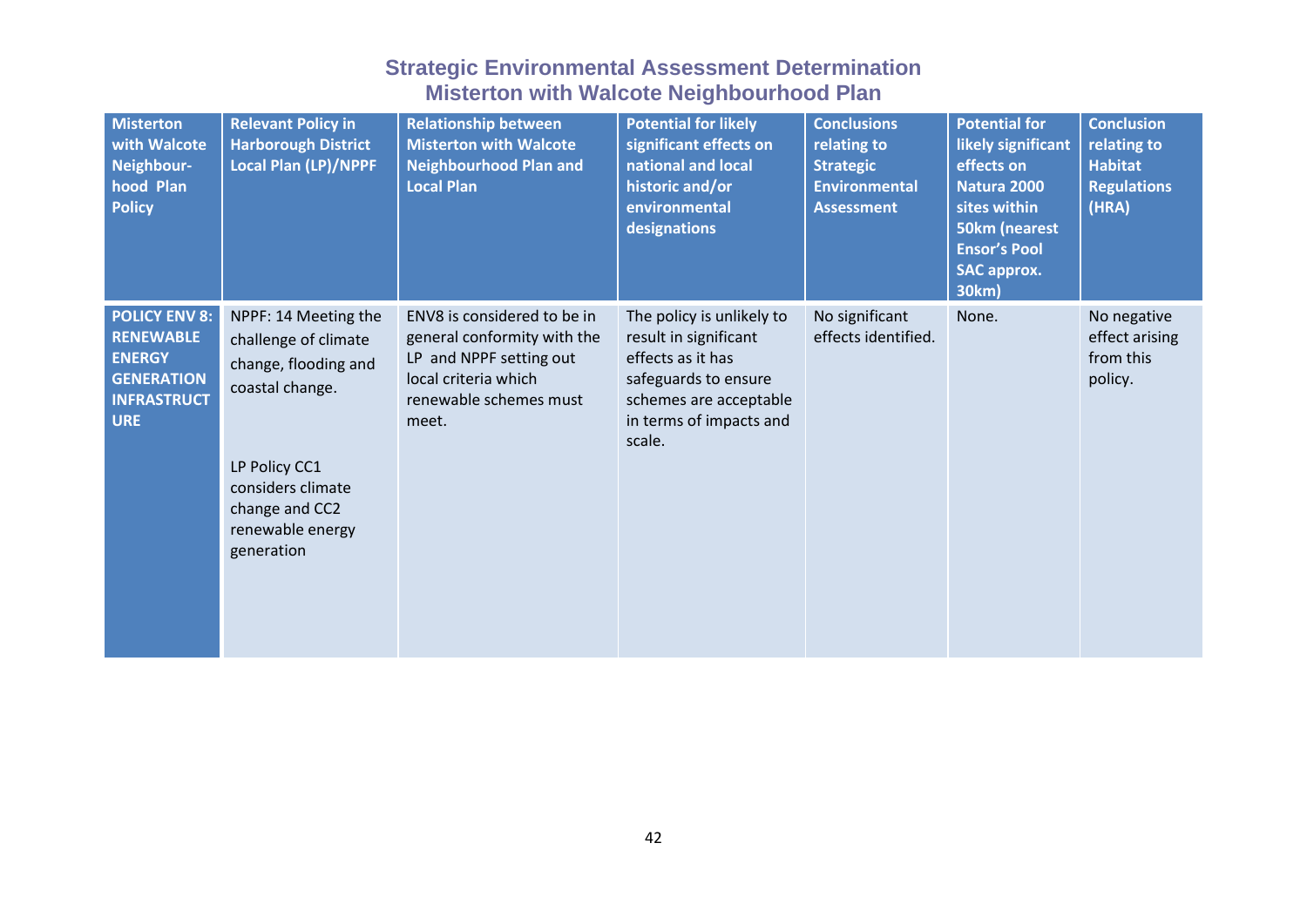## Strategic Environmental Assessment Determination
## Misterton with Walcote Neighbourhood Plan

| Misterton with Walcote Neighbour-hood Plan Policy | Relevant Policy in Harborough District Local Plan (LP)/NPPF | Relationship between Misterton with Walcote Neighbourhood Plan and Local Plan | Potential for likely significant effects on national and local historic and/or environmental designations | Conclusions relating to Strategic Environmental Assessment | Potential for likely significant effects on Natura 2000 sites within 50km (nearest Ensor's Pool SAC approx. 30km) | Conclusion relating to Habitat Regulations (HRA) |
|---|---|---|---|---|---|---|
| **POLICY ENV 8: RENEWABLE ENERGY GENERATION INFRASTRUCTURE** | NPPF: 14 Meeting the challenge of climate change, flooding and coastal change.<br><br>LP Policy CC1 considers climate change and CC2 renewable energy generation | ENV8 is considered to be in general conformity with the LP and NPPF setting out local criteria which renewable schemes must meet. | The policy is unlikely to result in significant effects as it has safeguards to ensure schemes are acceptable in terms of impacts and scale. | No significant effects identified. | None. | No negative effect arising from this policy. |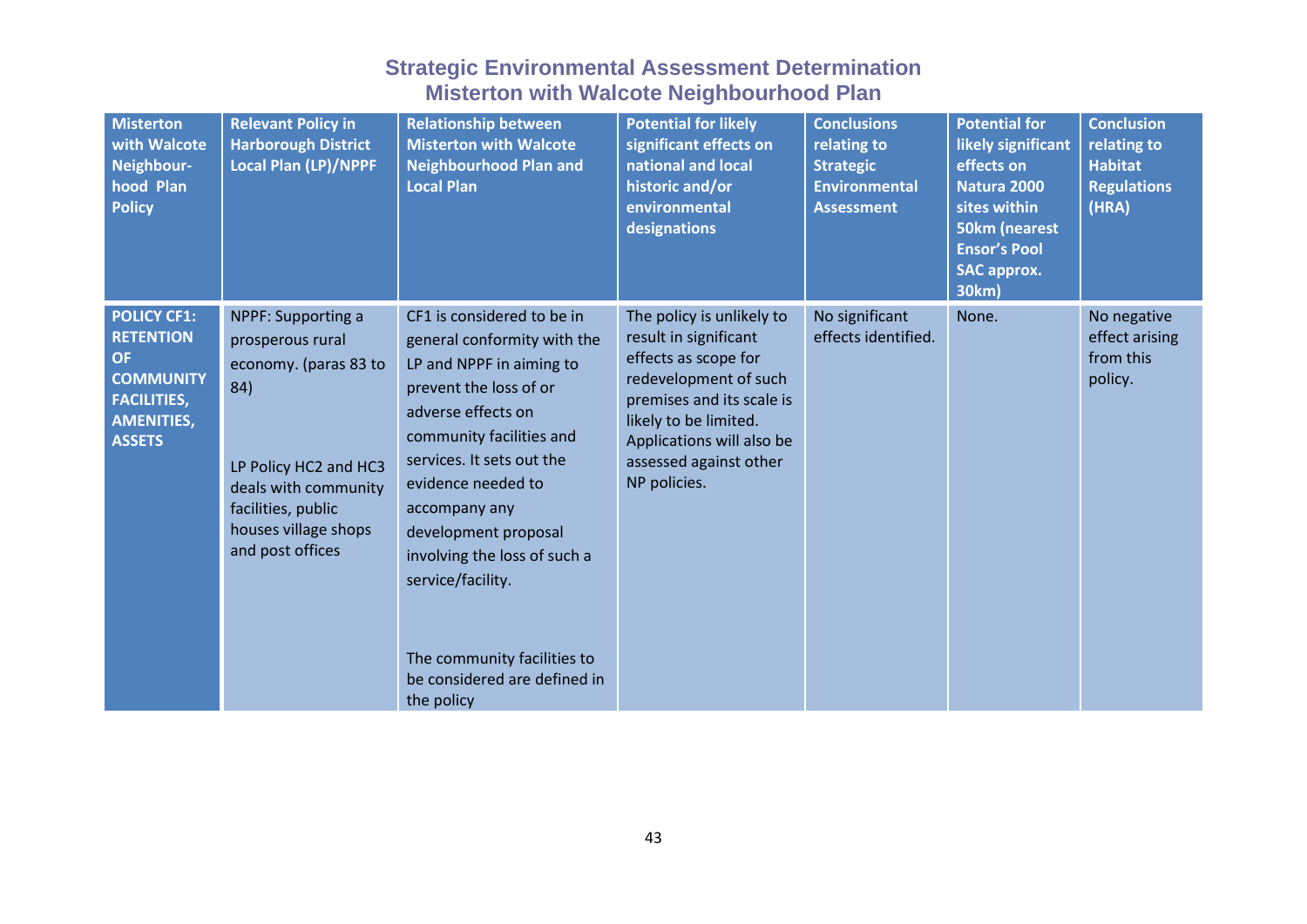## Strategic Environmental Assessment Determination
## Misterton with Walcote Neighbourhood Plan

| Misterton with Walcote Neighbour-hood Plan Policy | Relevant Policy in Harborough District Local Plan (LP)/NPPF | Relationship between Misterton with Walcote Neighbourhood Plan and Local Plan | Potential for likely significant effects on national and local historic and/or environmental designations | Conclusions relating to Strategic Environmental Assessment | Potential for likely significant effects on Natura 2000 sites within 50km (nearest Ensor's Pool SAC approx. 30km) | Conclusion relating to Habitat Regulations (HRA) |
|---|---|---|---|---|---|---|
| **POLICY CF1: RETENTION OF COMMUNITY FACILITIES, AMENITIES, ASSETS** | NPPF: Supporting a prosperous rural economy. (paras 83 to 84)<br><br>LP Policy HC2 and HC3 deals with community facilities, public houses village shops and post offices | CF1 is considered to be in general conformity with the LP and NPPF in aiming to prevent the loss of or adverse effects on community facilities and services. It sets out the evidence needed to accompany any development proposal involving the loss of such a service/facility.<br><br>The community facilities to be considered are defined in the policy | The policy is unlikely to result in significant effects as scope for redevelopment of such premises and its scale is likely to be limited. Applications will also be assessed against other NP policies. | No significant effects identified. | None. | No negative effect arising from this policy. |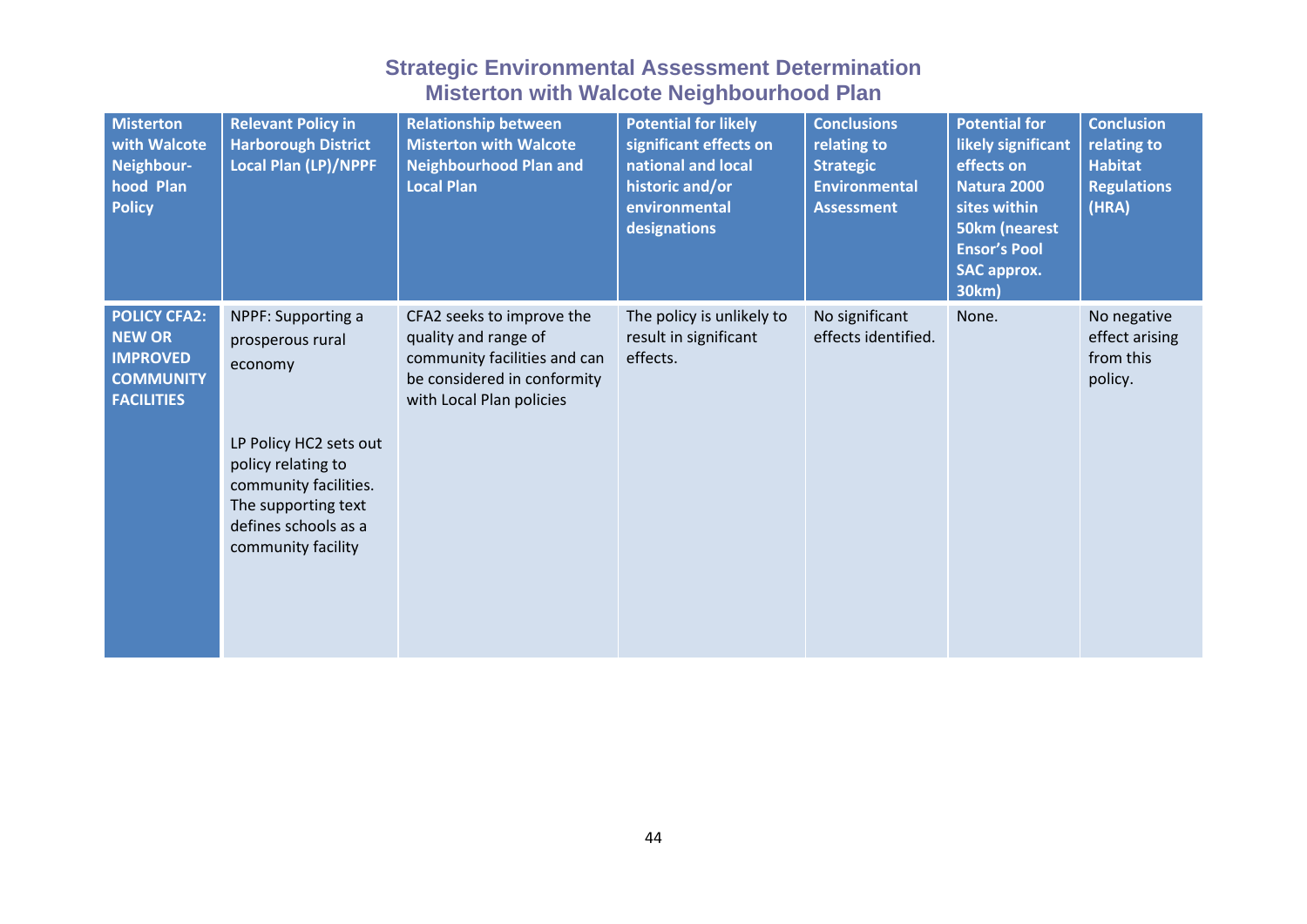# Strategic Environmental Assessment Determination
## Misterton with Walcote Neighbourhood Plan

| Misterton with Walcote Neighbour-hood Plan Policy | Relevant Policy in Harborough District Local Plan (LP)/NPPF | Relationship between Misterton with Walcote Neighbourhood Plan and Local Plan | Potential for likely significant effects on national and local historic and/or environmental designations | Conclusions relating to Strategic Environmental Assessment | Potential for likely significant effects on Natura 2000 sites within 50km (nearest Ensor's Pool SAC approx. 30km) | Conclusion relating to Habitat Regulations (HRA) |
|---|---|---|---|---|---|---|
| **POLICY CFA2: NEW OR IMPROVED COMMUNITY FACILITIES** | NPPF: Supporting a prosperous rural economy<br><br>LP Policy HC2 sets out policy relating to community facilities. The supporting text defines schools as a community facility | CFA2 seeks to improve the quality and range of community facilities and can be considered in conformity with Local Plan policies | The policy is unlikely to result in significant effects. | No significant effects identified. | None. | No negative effect arising from this policy. |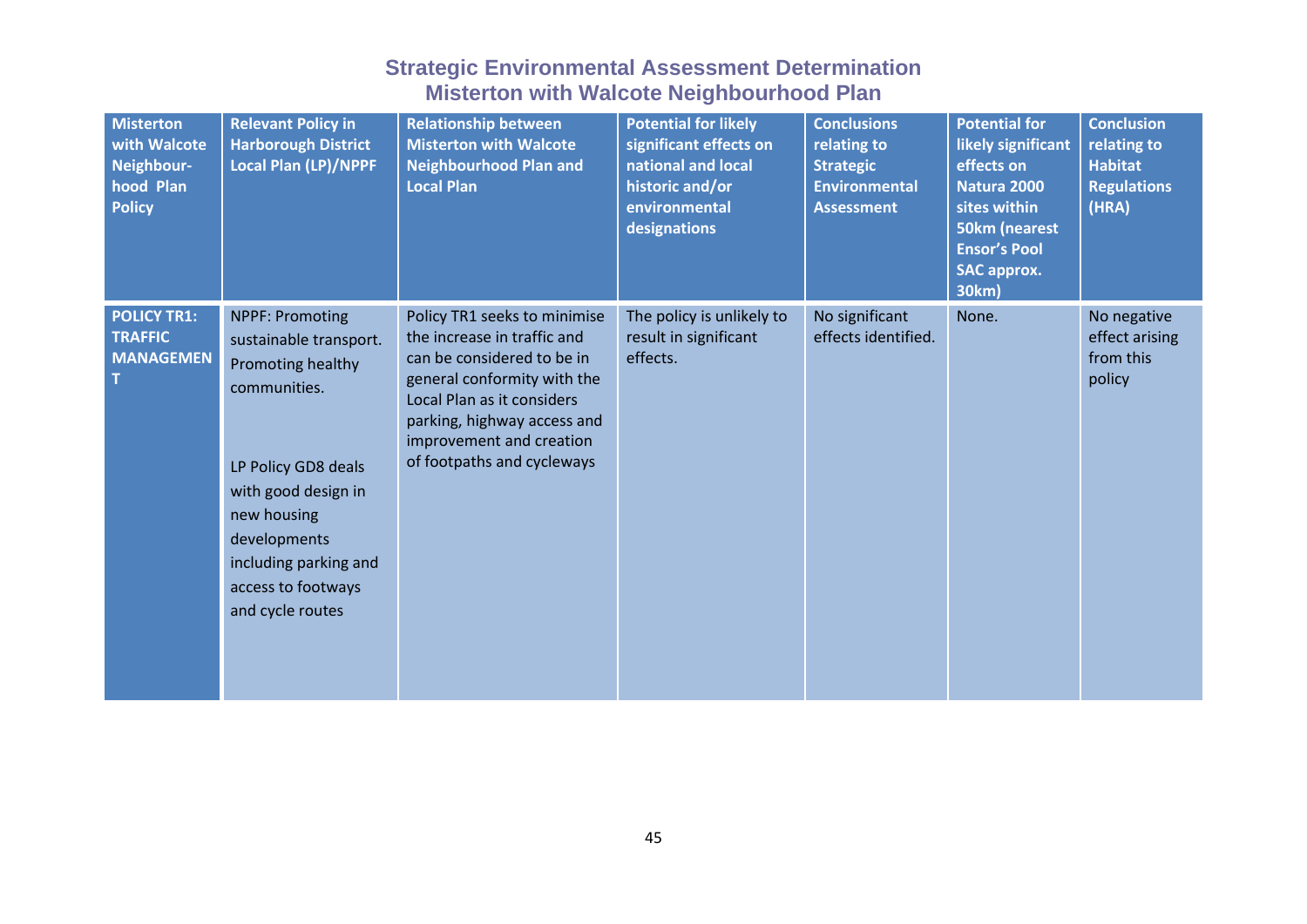# Strategic Environmental Assessment Determination
## Misterton with Walcote Neighbourhood Plan

| Misterton with Walcote Neighbour-hood Plan Policy | Relevant Policy in Harborough District Local Plan (LP)/NPPF | Relationship between Misterton with Walcote Neighbourhood Plan and Local Plan | Potential for likely significant effects on national and local historic and/or environmental designations | Conclusions relating to Strategic Environmental Assessment | Potential for likely significant effects on Natura 2000 sites within 50km (nearest Ensor's Pool SAC approx. 30km) | Conclusion relating to Habitat Regulations (HRA) |
|---|---|---|---|---|---|---|
| **POLICY TR1: TRAFFIC MANAGEMENT** | NPPF: Promoting sustainable transport. Promoting healthy communities.<br><br>LP Policy GD8 deals with good design in new housing developments including parking and access to footways and cycle routes | Policy TR1 seeks to minimise the increase in traffic and can be considered to be in general conformity with the Local Plan as it considers parking, highway access and improvement and creation of footpaths and cycleways | The policy is unlikely to result in significant effects. | No significant effects identified. | None. | No negative effect arising from this policy |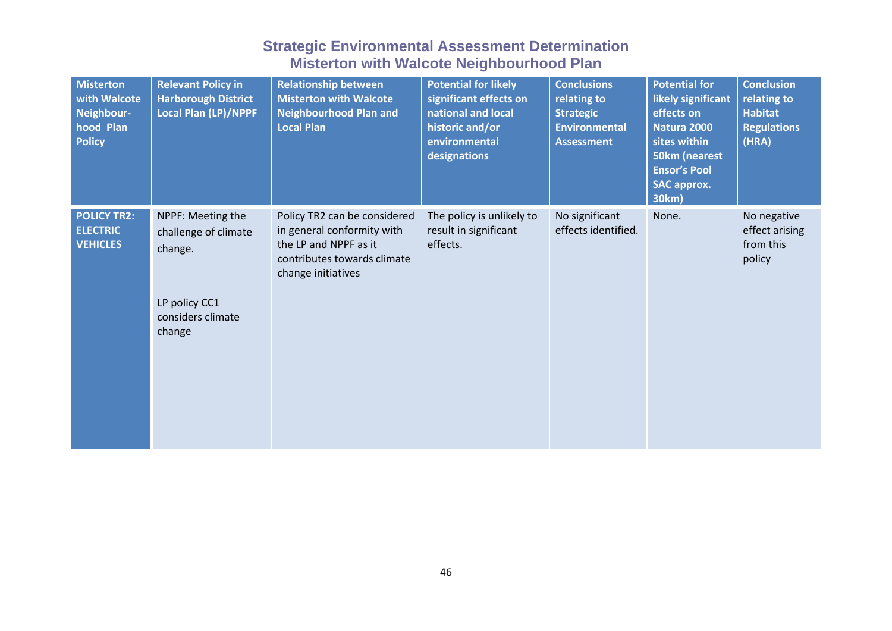# Strategic Environmental Assessment Determination
# Misterton with Walcote Neighbourhood Plan

| Misterton with Walcote Neighbour-hood Plan Policy | Relevant Policy in Harborough District Local Plan (LP)/NPPF | Relationship between Misterton with Walcote Neighbourhood Plan and Local Plan | Potential for likely significant effects on national and local historic and/or environmental designations | Conclusions relating to Strategic Environmental Assessment | Potential for likely significant effects on Natura 2000 sites within 50km (nearest Ensor's Pool SAC approx. 30km) | Conclusion relating to Habitat Regulations (HRA) |
|---|---|---|---|---|---|---|
| **POLICY TR2: ELECTRIC VEHICLES** | NPPF: Meeting the challenge of climate change.<br><br>LP policy CC1 considers climate change | Policy TR2 can be considered in general conformity with the LP and NPPF as it contributes towards climate change initiatives | The policy is unlikely to result in significant effects. | No significant effects identified. | None. | No negative effect arising from this policy |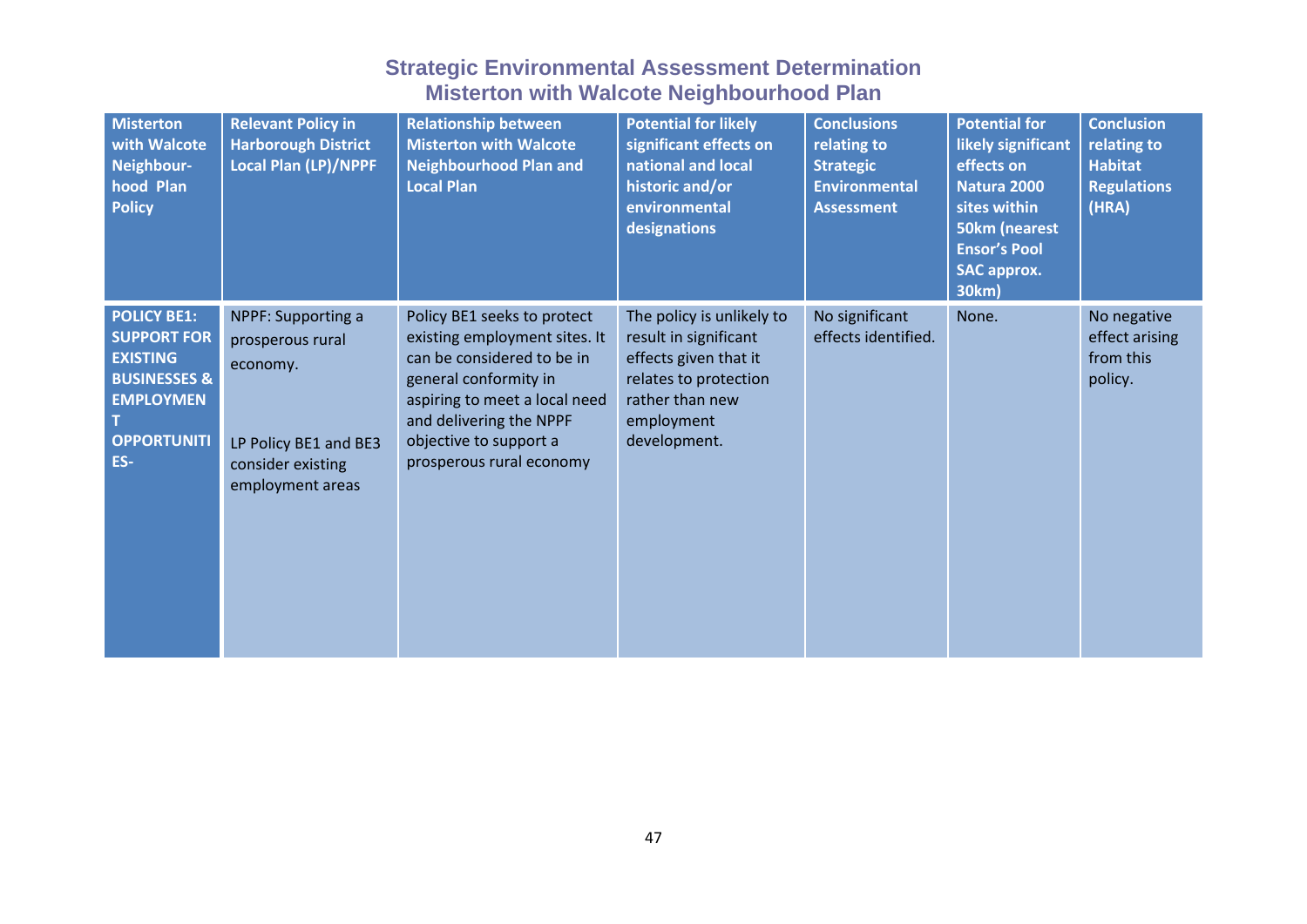## Strategic Environmental Assessment Determination
## Misterton with Walcote Neighbourhood Plan

| Misterton with Walcote Neighbour-hood Plan Policy | Relevant Policy in Harborough District Local Plan (LP)/NPPF | Relationship between Misterton with Walcote Neighbourhood Plan and Local Plan | Potential for likely significant effects on national and local historic and/or environmental designations | Conclusions relating to Strategic Environmental Assessment | Potential for likely significant effects on Natura 2000 sites within 50km (nearest Ensor's Pool SAC approx. 30km) | Conclusion relating to Habitat Regulations (HRA) |
|---|---|---|---|---|---|---|
| **POLICY BE1: SUPPORT FOR EXISTING BUSINESSES & EMPLOYMENT OPPORTUNITIES-** | NPPF: Supporting a prosperous rural economy.<br><br>LP Policy BE1 and BE3 consider existing employment areas | Policy BE1 seeks to protect existing employment sites. It can be considered to be in general conformity in aspiring to meet a local need and delivering the NPPF objective to support a prosperous rural economy | The policy is unlikely to result in significant effects given that it relates to protection rather than new employment development. | No significant effects identified. | None. | No negative effect arising from this policy. |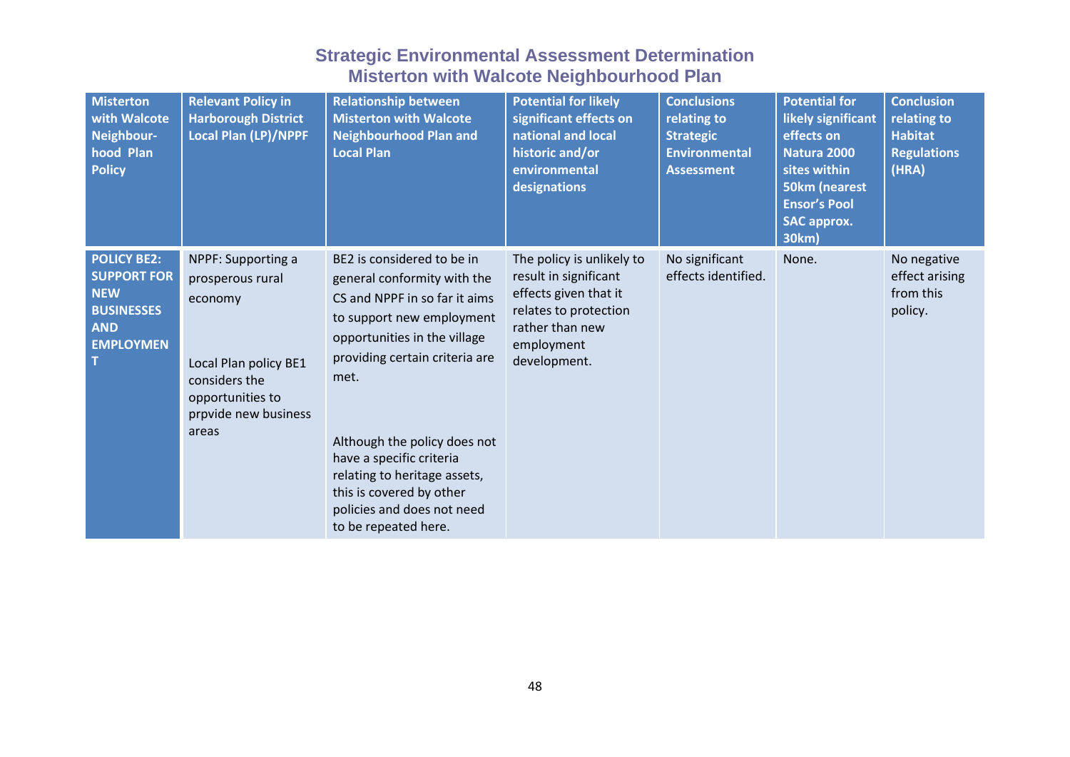## Strategic Environmental Assessment Determination
## Misterton with Walcote Neighbourhood Plan

| Misterton with Walcote Neighbour-hood Plan Policy | Relevant Policy in Harborough District Local Plan (LP)/NPPF | Relationship between Misterton with Walcote Neighbourhood Plan and Local Plan | Potential for likely significant effects on national and local historic and/or environmental designations | Conclusions relating to Strategic Environmental Assessment | Potential for likely significant effects on Natura 2000 sites within 50km (nearest Ensor's Pool SAC approx. 30km) | Conclusion relating to Habitat Regulations (HRA) |
|---|---|---|---|---|---|---|
| **POLICY BE2: SUPPORT FOR NEW BUSINESSES AND EMPLOYMENT** | NPPF: Supporting a prosperous rural economy<br><br>Local Plan policy BE1 considers the opportunities to prpvide new business areas | BE2 is considered to be in general conformity with the CS and NPPF in so far it aims to support new employment opportunities in the village providing certain criteria are met.<br><br>Although the policy does not have a specific criteria relating to heritage assets, this is covered by other policies and does not need to be repeated here. | The policy is unlikely to result in significant effects given that it relates to protection rather than new employment development. | No significant effects identified. | None. | No negative effect arising from this policy. |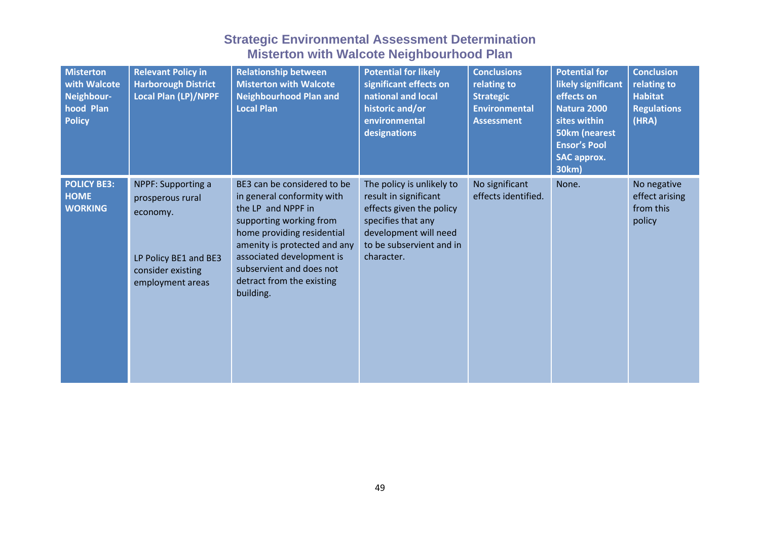# Strategic Environmental Assessment Determination
# Misterton with Walcote Neighbourhood Plan

| Misterton with Walcote Neighbour-hood Plan Policy | Relevant Policy in Harborough District Local Plan (LP)/NPPF | Relationship between Misterton with Walcote Neighbourhood Plan and Local Plan | Potential for likely significant effects on national and local historic and/or environmental designations | Conclusions relating to Strategic Environmental Assessment | Potential for likely significant effects on Natura 2000 sites within 50km (nearest Ensor's Pool SAC approx. 30km) | Conclusion relating to Habitat Regulations (HRA) |
|---|---|---|---|---|---|---|
| **POLICY BE3: HOME WORKING** | NPPF: Supporting a prosperous rural economy.<br><br>LP Policy BE1 and BE3 consider existing employment areas | BE3 can be considered to be in general conformity with the LP and NPPF in supporting working from home providing residential amenity is protected and any associated development is subservient and does not detract from the existing building. | The policy is unlikely to result in significant effects given the policy specifies that any development will need to be subservient and in character. | No significant effects identified. | None. | No negative effect arising from this policy |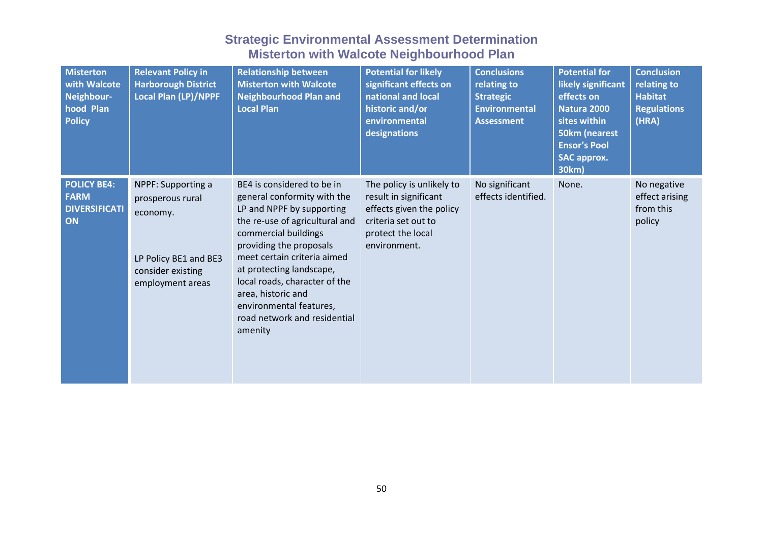## Strategic Environmental Assessment Determination
## Misterton with Walcote Neighbourhood Plan

| Misterton with Walcote Neighbour-hood Plan Policy | Relevant Policy in Harborough District Local Plan (LP)/NPPF | Relationship between Misterton with Walcote Neighbourhood Plan and Local Plan | Potential for likely significant effects on national and local historic and/or environmental designations | Conclusions relating to Strategic Environmental Assessment | Potential for likely significant effects on Natura 2000 sites within 50km (nearest Ensor's Pool SAC approx. 30km) | Conclusion relating to Habitat Regulations (HRA) |
|---|---|---|---|---|---|---|
| **POLICY BE4: FARM DIVERSIFICATION** | NPPF: Supporting a prosperous rural economy.<br><br>LP Policy BE1 and BE3 consider existing employment areas | BE4 is considered to be in general conformity with the LP and NPPF by supporting the re-use of agricultural and commercial buildings providing the proposals meet certain criteria aimed at protecting landscape, local roads, character of the area, historic and environmental features, road network and residential amenity | The policy is unlikely to result in significant effects given the policy criteria set out to protect the local environment. | No significant effects identified. | None. | No negative effect arising from this policy |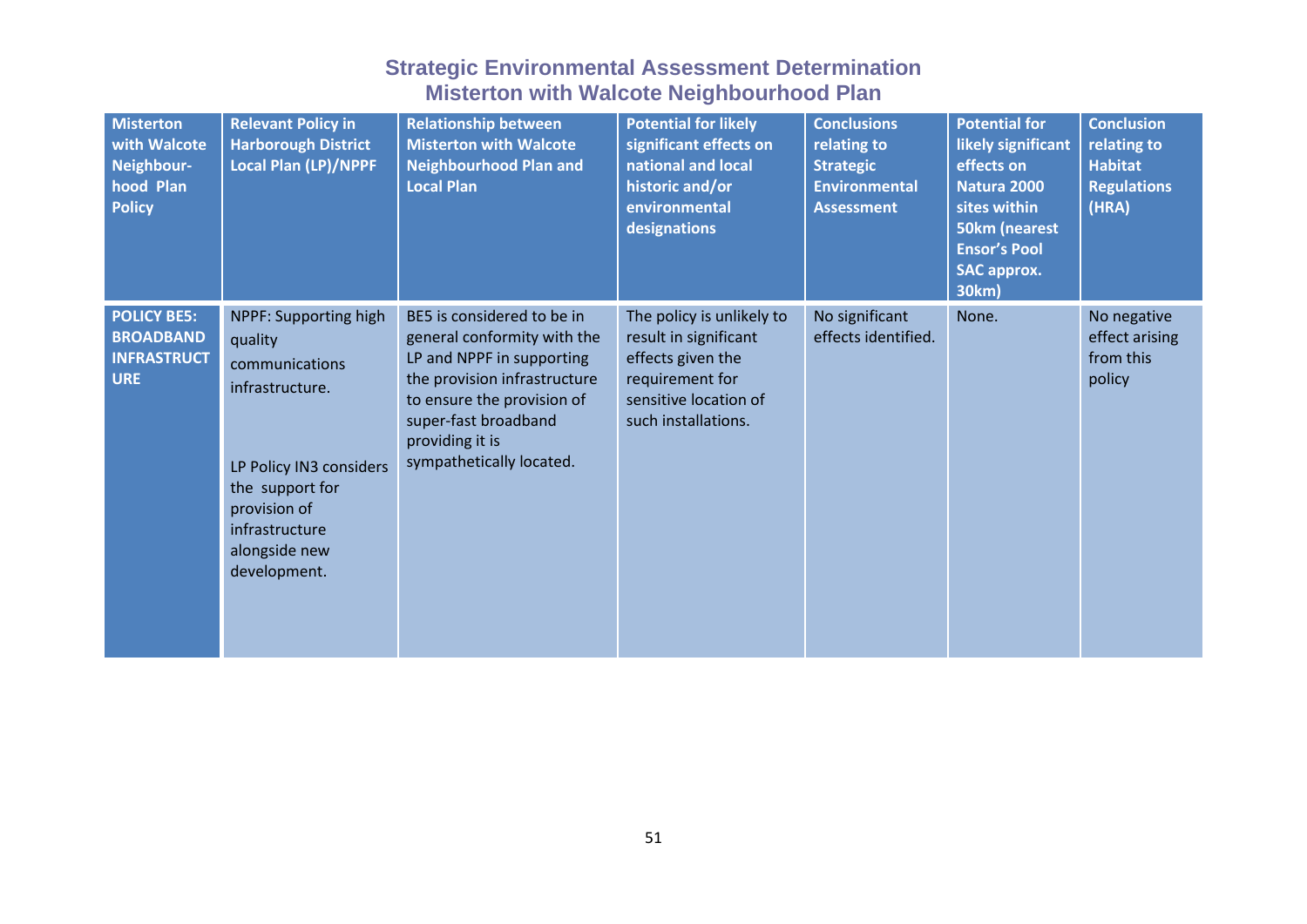# Strategic Environmental Assessment Determination
## Misterton with Walcote Neighbourhood Plan

| Misterton with Walcote Neighbour-hood Plan Policy | Relevant Policy in Harborough District Local Plan (LP)/NPPF | Relationship between Misterton with Walcote Neighbourhood Plan and Local Plan | Potential for likely significant effects on national and local historic and/or environmental designations | Conclusions relating to Strategic Environmental Assessment | Potential for likely significant effects on Natura 2000 sites within 50km (nearest Ensor's Pool SAC approx. 30km) | Conclusion relating to Habitat Regulations (HRA) |
|---|---|---|---|---|---|---|
| **POLICY BE5: BROADBAND INFRASTRUCTURE** | NPPF: Supporting high quality communications infrastructure.<br><br>LP Policy IN3 considers the support for provision of infrastructure alongside new development. | BE5 is considered to be in general conformity with the LP and NPPF in supporting the provision infrastructure to ensure the provision of super-fast broadband providing it is sympathetically located. | The policy is unlikely to result in significant effects given the requirement for sensitive location of such installations. | No significant effects identified. | None. | No negative effect arising from this policy |